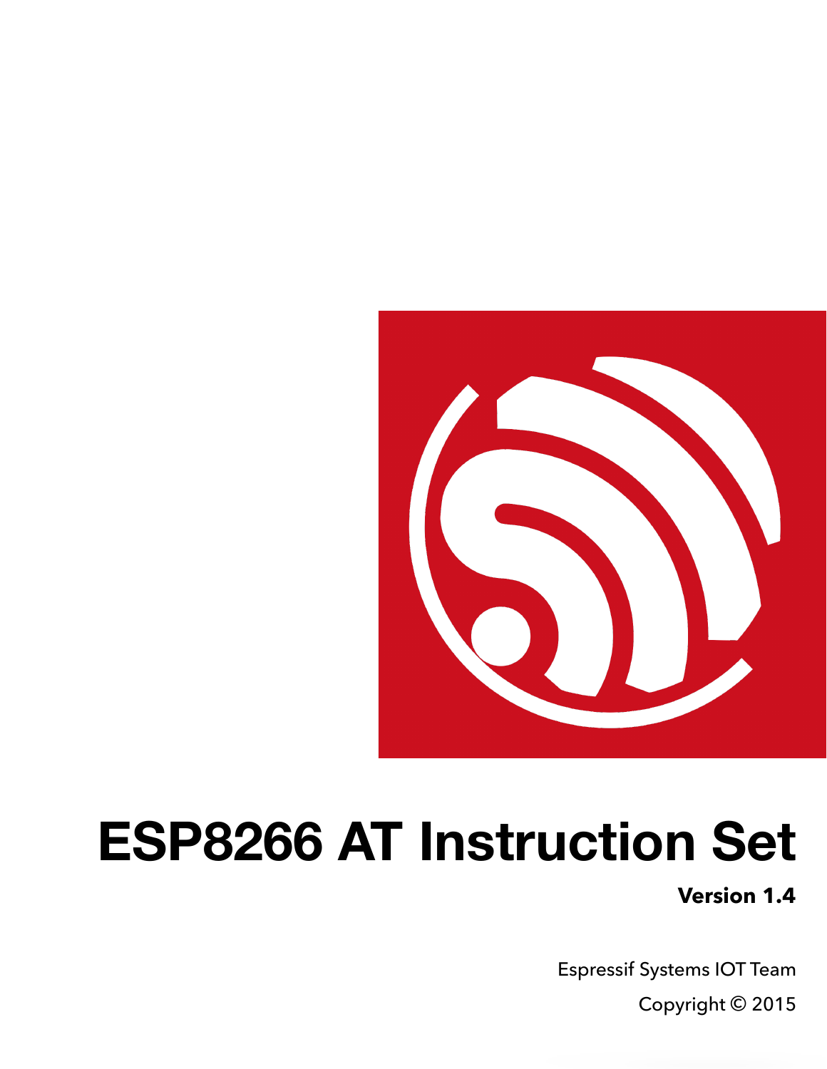# ESP8266 AT Instruction Set

**Version 1.4**

Espressif Systems IOT Team

Copyright © 2015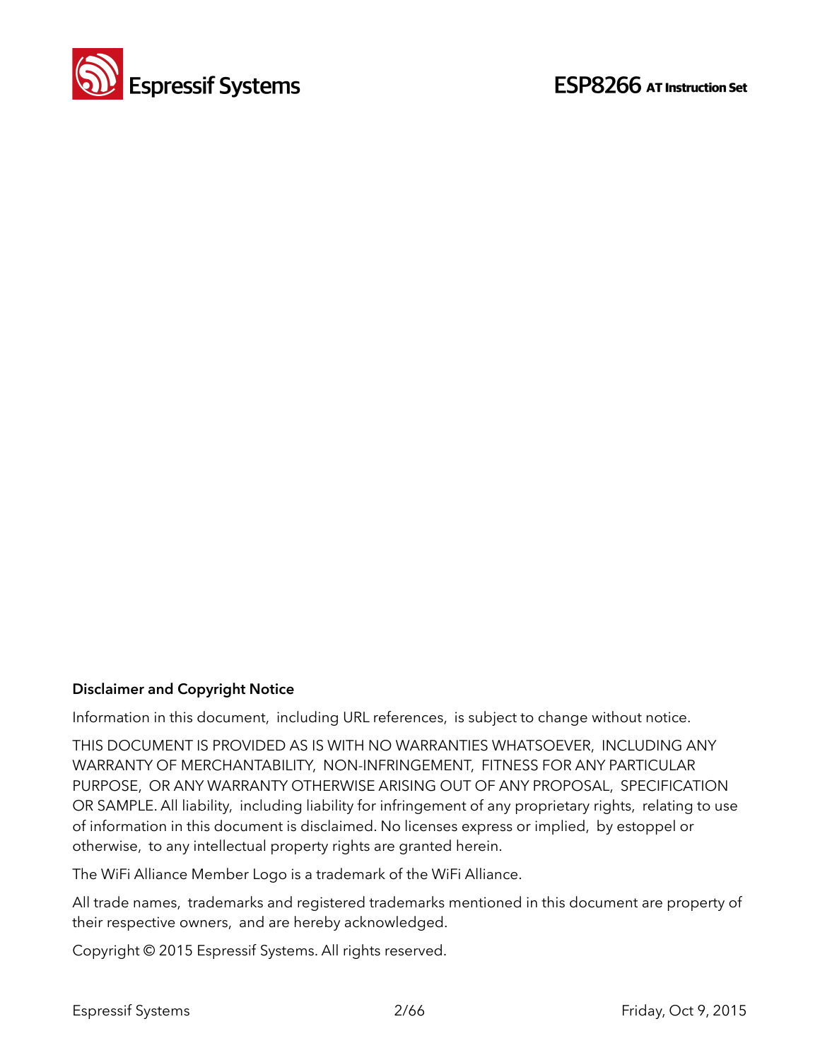**Disclaimer and Copyright Notice**

Information in this document, including URL references, is subject to change without notice.

THIS DOCUMENT IS PROVIDED AS IS WITH NO WARRANTIES WHATSOEVER, INCLUDING ANY WARRANTY OF MERCHANTABILITY, NON-INFRINGEMENT, FITNESS FOR ANY PARTICULAR PURPOSE, OR ANY WARRANTY OTHERWISE ARISING OUT OF ANY PROPOSAL, SPECIFICATION OR SAMPLE. All liability, including liability for infringement of any proprietary rights, relating to use of information in this document is disclaimed. No licenses express or implied, by estoppel or otherwise, to any intellectual property rights are granted herein.

The WiFi Alliance Member Logo is a trademark of the WiFi Alliance.

All trade names, trademarks and registered trademarks mentioned in this document are property of their respective owners, and are hereby acknowledged.

Copyright © 2015 Espressif Systems. All rights reserved.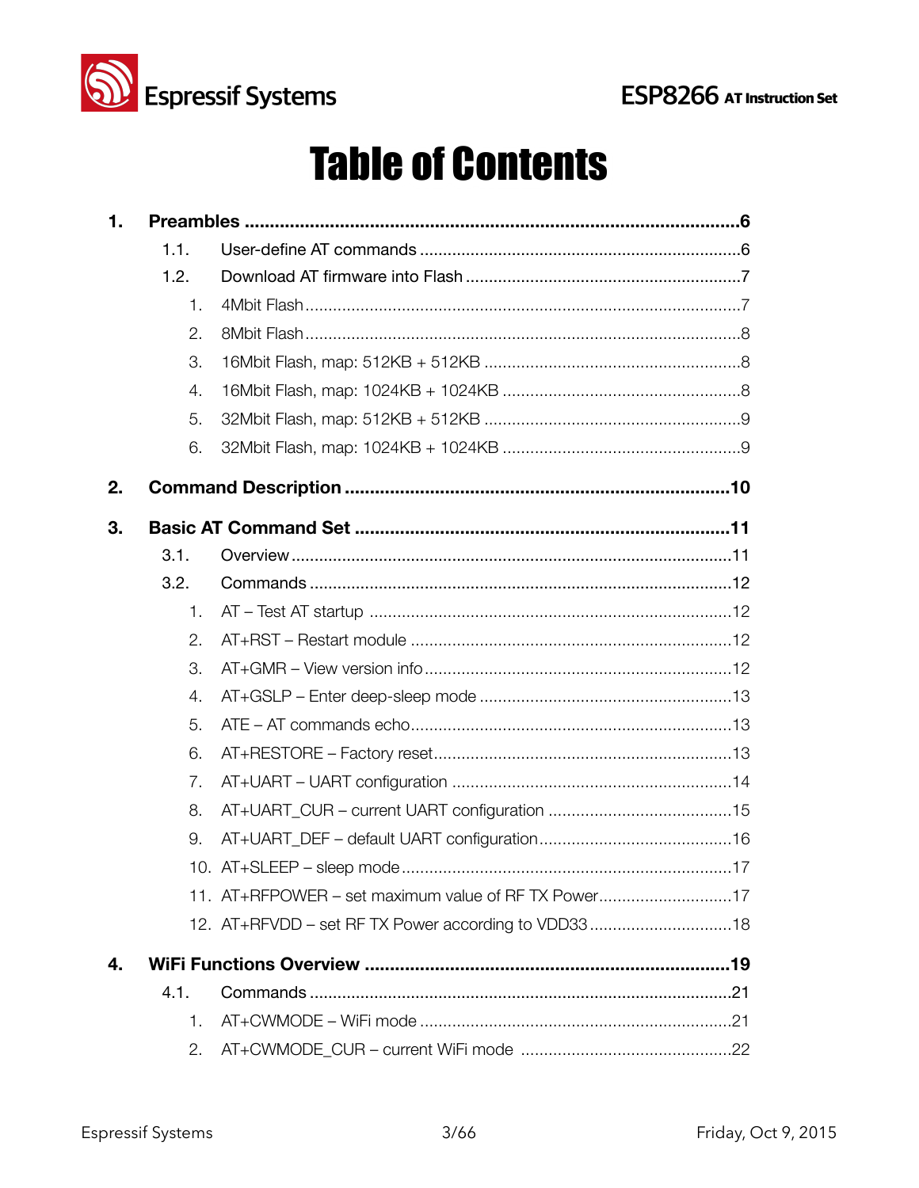# Table of Contents

1. **Preambles** ........................................................................................6
    - 1.1. User-define AT commands ........................................................6
    - 1.2. Download AT firmware into Flash ..............................................7
        1. 4Mbit Flash ...........................................................................7
        2. 8Mbit Flash ...........................................................................8
        3. 16Mbit Flash, map: 512KB + 512KB ........................................8
        4. 16Mbit Flash, map: 1024KB + 1024KB ....................................8
        5. 32Mbit Flash, map: 512KB + 512KB ........................................9
        6. 32Mbit Flash, map: 1024KB + 1024KB ....................................9

2. **Command Description** ....................................................................10

3. **Basic AT Command Set** ...................................................................11
    - 3.1. Overview ...............................................................................11
    - 3.2. Commands ............................................................................12
        1. AT – Test AT startup ..............................................................12
        2. AT+RST – Restart module ......................................................12
        3. AT+GMR – View version info ....................................................12
        4. AT+GSLP – Enter deep-sleep mode .........................................13
        5. ATE – AT commands echo .......................................................13
        6. AT+RESTORE – Factory reset ..................................................13
        7. AT+UART – UART configuration ...............................................14
        8. AT+UART_CUR – current UART configuration ...........................15
        9. AT+UART_DEF – default UART configuration ............................16
        10. AT+SLEEP – sleep mode .......................................................17
        11. AT+RFPOWER – set maximum value of RF TX Power ..............17
        12. AT+RFVDD – set RF TX Power according to VDD33 ................18

4. **WiFi Functions Overview** .................................................................19
    - 4.1. Commands ............................................................................21
        1. AT+CWMODE – WiFi mode ......................................................21
        2. AT+CWMODE_CUR – current WiFi mode ..................................22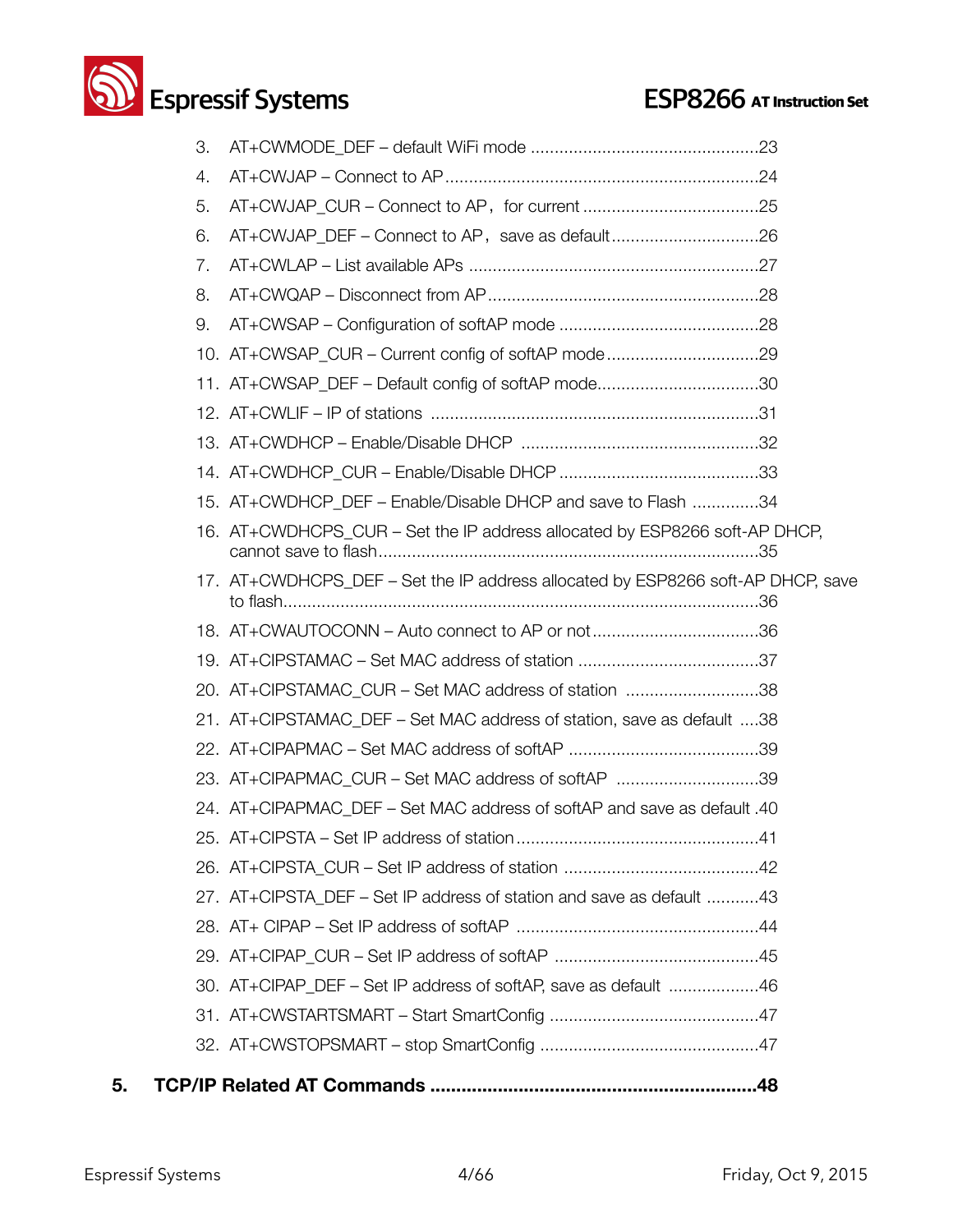3. AT+CWMODE_DEF – default WiFi mode ...............................................23
4. AT+CWJAP – Connect to AP.................................................................24
5. AT+CWJAP_CUR – Connect to AP，for current .....................................25
6. AT+CWJAP_DEF – Connect to AP，save as default...............................26
7. AT+CWLAP – List available APs ............................................................27
8. AT+CWQAP – Disconnect from AP.........................................................28
9. AT+CWSAP – Configuration of softAP mode ..........................................28
10. AT+CWSAP_CUR – Current config of softAP mode................................29
11. AT+CWSAP_DEF – Default config of softAP mode..................................30
12. AT+CWLIF – IP of stations ....................................................................31
13. AT+CWDHCP – Enable/Disable DHCP .................................................32
14. AT+CWDHCP_CUR – Enable/Disable DHCP ..........................................33
15. AT+CWDHCP_DEF – Enable/Disable DHCP and save to Flash ..............34
16. AT+CWDHCPS_CUR – Set the IP address allocated by ESP8266 soft-AP DHCP, cannot save to flash...............................................................................35
17. AT+CWDHCPS_DEF – Set the IP address allocated by ESP8266 soft-AP DHCP, save to flash...................................................................................................36
18. AT+CWAUTOCONN – Auto connect to AP or not...................................36
19. AT+CIPSTAMAC – Set MAC address of station ......................................37
20. AT+CIPSTAMAC_CUR – Set MAC address of station ............................38
21. AT+CIPSTAMAC_DEF – Set MAC address of station, save as default ....38
22. AT+CIPAPMAC – Set MAC address of softAP ........................................39
23. AT+CIPAPMAC_CUR – Set MAC address of softAP ..............................39
24. AT+CIPAPMAC_DEF – Set MAC address of softAP and save as default .40
25. AT+CIPSTA – Set IP address of station...................................................41
26. AT+CIPSTA_CUR – Set IP address of station .........................................42
27. AT+CIPSTA_DEF – Set IP address of station and save as default ...........43
28. AT+ CIPAP – Set IP address of softAP ...................................................44
29. AT+CIPAP_CUR – Set IP address of softAP ...........................................45
30. AT+CIPAP_DEF – Set IP address of softAP, save as default ...................46
31. AT+CWSTARTSMART – Start SmartConfig ............................................47
32. AT+CWSTOPSMART – stop SmartConfig ..............................................47

**5. TCP/IP Related AT Commands .............................................................48**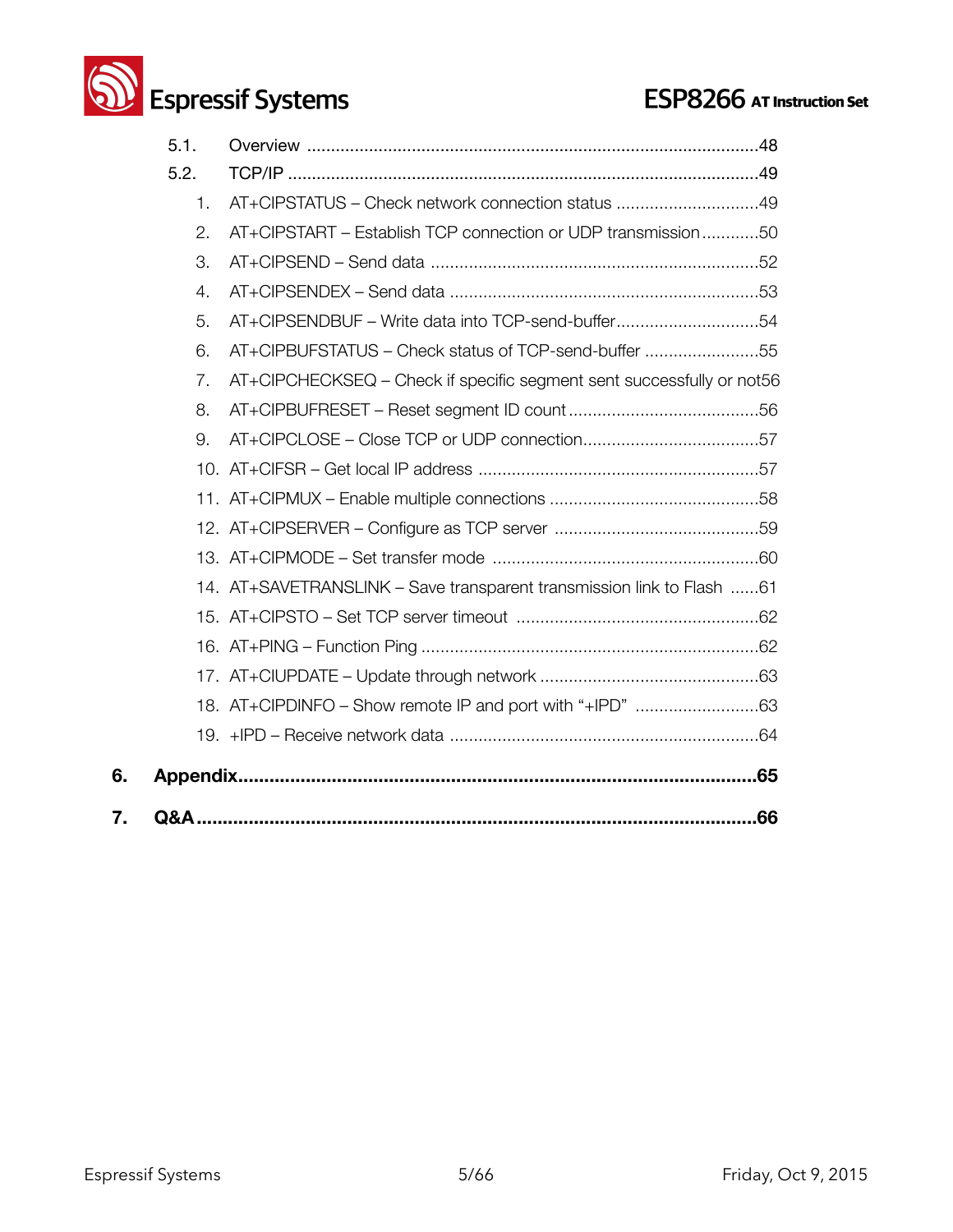- 5.1. Overview ..........................................................................................48
- 5.2. TCP/IP ...............................................................................................49
    1. AT+CIPSTATUS – Check network connection status ..............................49
    2. AT+CIPSTART – Establish TCP connection or UDP transmission............50
    3. AT+CIPSEND – Send data .....................................................................52
    4. AT+CIPSENDEX – Send data .................................................................53
    5. AT+CIPSENDBUF – Write data into TCP-send-buffer..............................54
    6. AT+CIPBUFSTATUS – Check status of TCP-send-buffer ........................55
    7. AT+CIPCHECKSEQ – Check if specific segment sent successfully or not56
    8. AT+CIPBUFRESET – Reset segment ID count........................................56
    9. AT+CIPCLOSE – Close TCP or UDP connection.....................................57
    10. AT+CIFSR – Get local IP address ..........................................................57
    11. AT+CIPMUX – Enable multiple connections ............................................58
    12. AT+CIPSERVER – Configure as TCP server ...........................................59
    13. AT+CIPMODE – Set transfer mode .......................................................60
    14. AT+SAVETRANSLINK – Save transparent transmission link to Flash ......61
    15. AT+CIPSTO – Set TCP server timeout ...................................................62
    16. AT+PING – Function Ping ......................................................................62
    17. AT+CIUPDATE – Update through network .............................................63
    18. AT+CIPDINFO – Show remote IP and port with "+IPD" ..........................63
    19. +IPD – Receive network data ................................................................64

**6. Appendix.................................................................................................65**

**7. Q&A.......................................................................................................66**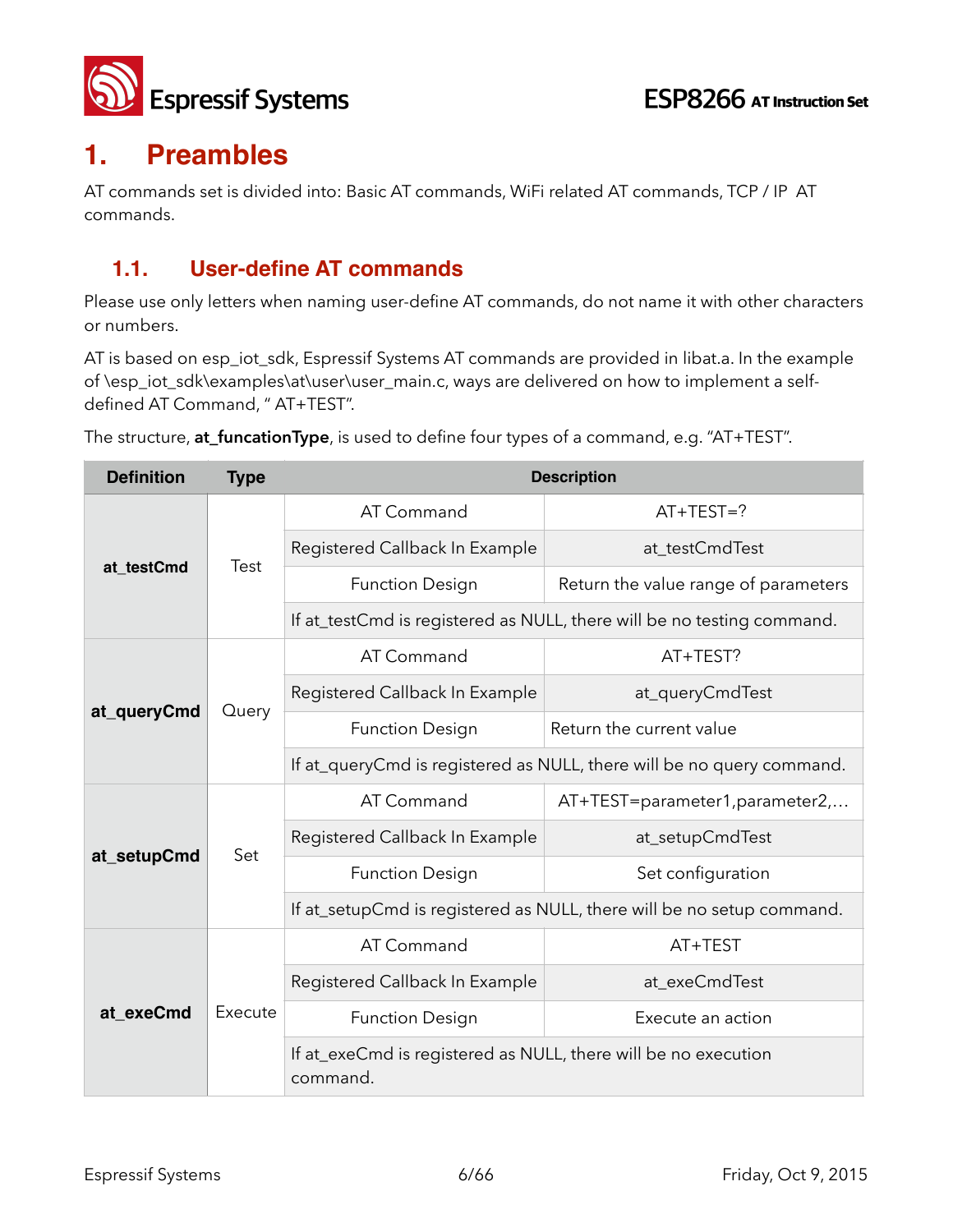# 1. Preambles

AT commands set is divided into: Basic AT commands, WiFi related AT commands, TCP / IP AT commands.

## 1.1. User-define AT commands

Please use only letters when naming user-define AT commands, do not name it with other characters or numbers.

AT is based on esp_iot_sdk, Espressif Systems AT commands are provided in libat.a. In the example of \esp_iot_sdk\examples\at\user\user_main.c, ways are delivered on how to implement a self-defined AT Command, " AT+TEST".

The structure, **at_funcationType**, is used to define four types of a command, e.g. "AT+TEST".

| Definition | Type | Description | |
|---|---|---|---|
| **at_testCmd** | Test | AT Command | AT+TEST=? |
| | | Registered Callback In Example | at_testCmdTest |
| | | Function Design | Return the value range of parameters |
| | | If at_testCmd is registered as NULL, there will be no testing command. | |
| **at_queryCmd** | Query | AT Command | AT+TEST? |
| | | Registered Callback In Example | at_queryCmdTest |
| | | Function Design | Return the current value |
| | | If at_queryCmd is registered as NULL, there will be no query command. | |
| **at_setupCmd** | Set | AT Command | AT+TEST=parameter1,parameter2,... |
| | | Registered Callback In Example | at_setupCmdTest |
| | | Function Design | Set configuration |
| | | If at_setupCmd is registered as NULL, there will be no setup command. | |
| **at_exeCmd** | Execute | AT Command | AT+TEST |
| | | Registered Callback In Example | at_exeCmdTest |
| | | Function Design | Execute an action |
| | | If at_exeCmd is registered as NULL, there will be no execution command. | |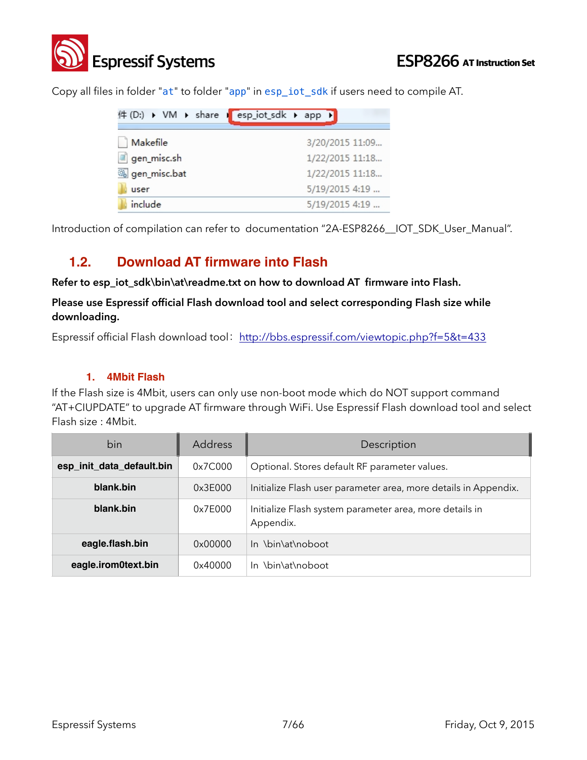Copy all files in folder "at" to folder "app" in esp_iot_sdk if users need to compile AT.

Introduction of compilation can refer to documentation "2A-ESP8266__IOT_SDK_User_Manual".

## 1.2. Download AT firmware into Flash

**Refer to esp_iot_sdk\bin\at\readme.txt on how to download AT firmware into Flash.**

**Please use Espressif official Flash download tool and select corresponding Flash size while downloading.**

Espressif official Flash download tool: http://bbs.espressif.com/viewtopic.php?f=5&t=433

### 1. 4Mbit Flash

If the Flash size is 4Mbit, users can only use non-boot mode which do NOT support command "AT+CIUPDATE" to upgrade AT firmware through WiFi. Use Espressif Flash download tool and select Flash size : 4Mbit.

| bin | Address | Description |
|---|---|---|
| **esp_init_data_default.bin** | 0x7C000 | Optional. Stores default RF parameter values. |
| **blank.bin** | 0x3E000 | Initialize Flash user parameter area, more details in Appendix. |
| **blank.bin** | 0x7E000 | Initialize Flash system parameter area, more details in Appendix. |
| **eagle.flash.bin** | 0x00000 | In \bin\at\noboot |
| **eagle.irom0text.bin** | 0x40000 | In \bin\at\noboot |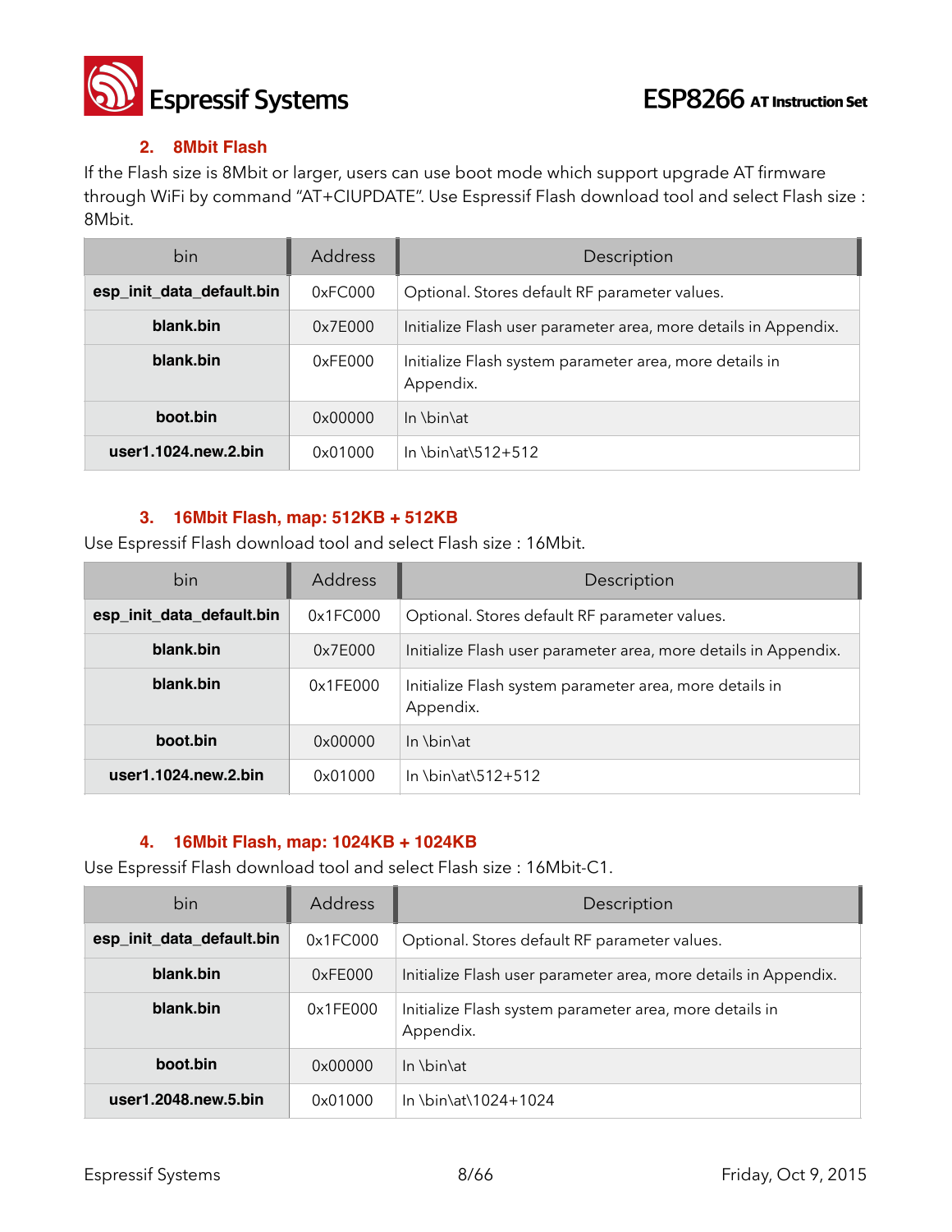### 2. 8Mbit Flash

If the Flash size is 8Mbit or larger, users can use boot mode which support upgrade AT firmware through WiFi by command "AT+CIUPDATE". Use Espressif Flash download tool and select Flash size : 8Mbit.

| bin | Address | Description |
|---|---|---|
| **esp_init_data_default.bin** | 0xFC000 | Optional. Stores default RF parameter values. |
| **blank.bin** | 0x7E000 | Initialize Flash user parameter area, more details in Appendix. |
| **blank.bin** | 0xFE000 | Initialize Flash system parameter area, more details in Appendix. |
| **boot.bin** | 0x00000 | In \bin\at |
| **user1.1024.new.2.bin** | 0x01000 | In \bin\at\512+512 |

### 3. 16Mbit Flash, map: 512KB + 512KB

Use Espressif Flash download tool and select Flash size : 16Mbit.

| bin | Address | Description |
|---|---|---|
| **esp_init_data_default.bin** | 0x1FC000 | Optional. Stores default RF parameter values. |
| **blank.bin** | 0x7E000 | Initialize Flash user parameter area, more details in Appendix. |
| **blank.bin** | 0x1FE000 | Initialize Flash system parameter area, more details in Appendix. |
| **boot.bin** | 0x00000 | In \bin\at |
| **user1.1024.new.2.bin** | 0x01000 | In \bin\at\512+512 |

### 4. 16Mbit Flash, map: 1024KB + 1024KB

Use Espressif Flash download tool and select Flash size : 16Mbit-C1.

| bin | Address | Description |
|---|---|---|
| **esp_init_data_default.bin** | 0x1FC000 | Optional. Stores default RF parameter values. |
| **blank.bin** | 0xFE000 | Initialize Flash user parameter area, more details in Appendix. |
| **blank.bin** | 0x1FE000 | Initialize Flash system parameter area, more details in Appendix. |
| **boot.bin** | 0x00000 | In \bin\at |
| **user1.2048.new.5.bin** | 0x01000 | In \bin\at\1024+1024 |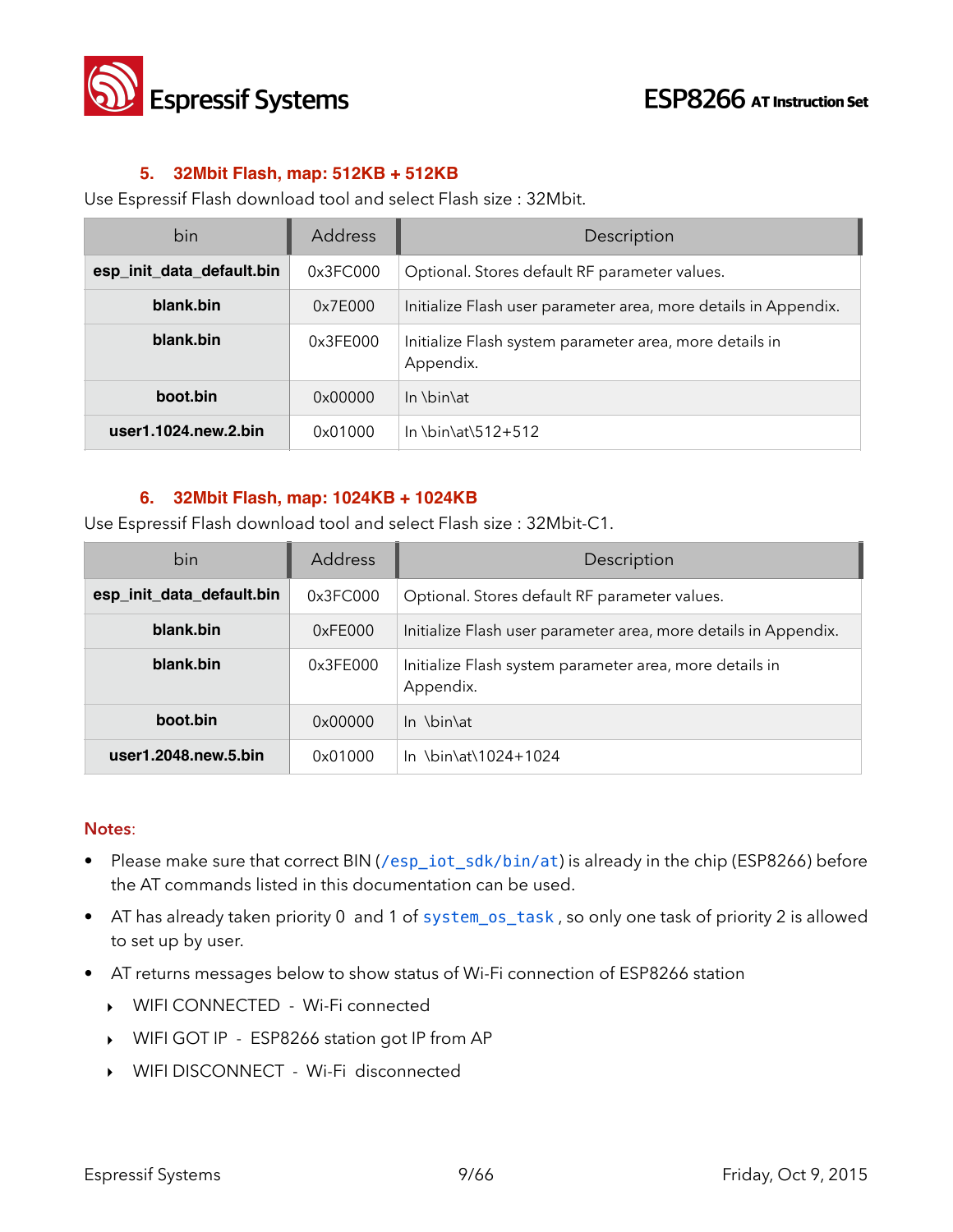### 5. 32Mbit Flash, map: 512KB + 512KB

Use Espressif Flash download tool and select Flash size : 32Mbit.

| bin | Address | Description |
|---|---|---|
| **esp_init_data_default.bin** | 0x3FC000 | Optional. Stores default RF parameter values. |
| **blank.bin** | 0x7E000 | Initialize Flash user parameter area, more details in Appendix. |
| **blank.bin** | 0x3FE000 | Initialize Flash system parameter area, more details in Appendix. |
| **boot.bin** | 0x00000 | In \bin\at |
| **user1.1024.new.2.bin** | 0x01000 | In \bin\at\512+512 |

### 6. 32Mbit Flash, map: 1024KB + 1024KB

Use Espressif Flash download tool and select Flash size : 32Mbit-C1.

| bin | Address | Description |
|---|---|---|
| **esp_init_data_default.bin** | 0x3FC000 | Optional. Stores default RF parameter values. |
| **blank.bin** | 0xFE000 | Initialize Flash user parameter area, more details in Appendix. |
| **blank.bin** | 0x3FE000 | Initialize Flash system parameter area, more details in Appendix. |
| **boot.bin** | 0x00000 | In \bin\at |
| **user1.2048.new.5.bin** | 0x01000 | In \bin\at\1024+1024 |

**Notes**:

- Please make sure that correct BIN (`/esp_iot_sdk/bin/at`) is already in the chip (ESP8266) before the AT commands listed in this documentation can be used.
- AT has already taken priority 0 and 1 of `system_os_task`, so only one task of priority 2 is allowed to set up by user.
- AT returns messages below to show status of Wi-Fi connection of ESP8266 station
  - WIFI CONNECTED - Wi-Fi connected
  - WIFI GOT IP - ESP8266 station got IP from AP
  - WIFI DISCONNECT - Wi-Fi disconnected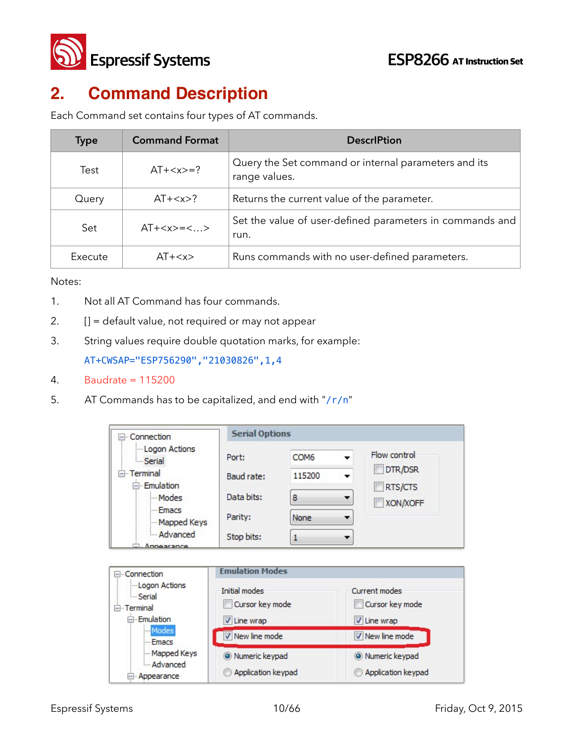## 2. Command Description

Each Command set contains four types of AT commands.

| Type | Command Format | DescrIPtion |
|---|---|---|
| Test | AT+<x>=? | Query the Set command or internal parameters and its range values. |
| Query | AT+<x>? | Returns the current value of the parameter. |
| Set | AT+<x>=<…> | Set the value of user-defined parameters in commands and run. |
| Execute | AT+<x> | Runs commands with no user-defined parameters. |

Notes:

1. Not all AT Command has four commands.
2. [] = default value, not required or may not appear
3. String values require double quotation marks, for example:
   `AT+CWSAP="ESP756290","21030826",1,4`
4. Baudrate = 115200
5. AT Commands has to be capitalized, and end with "`/r/n`"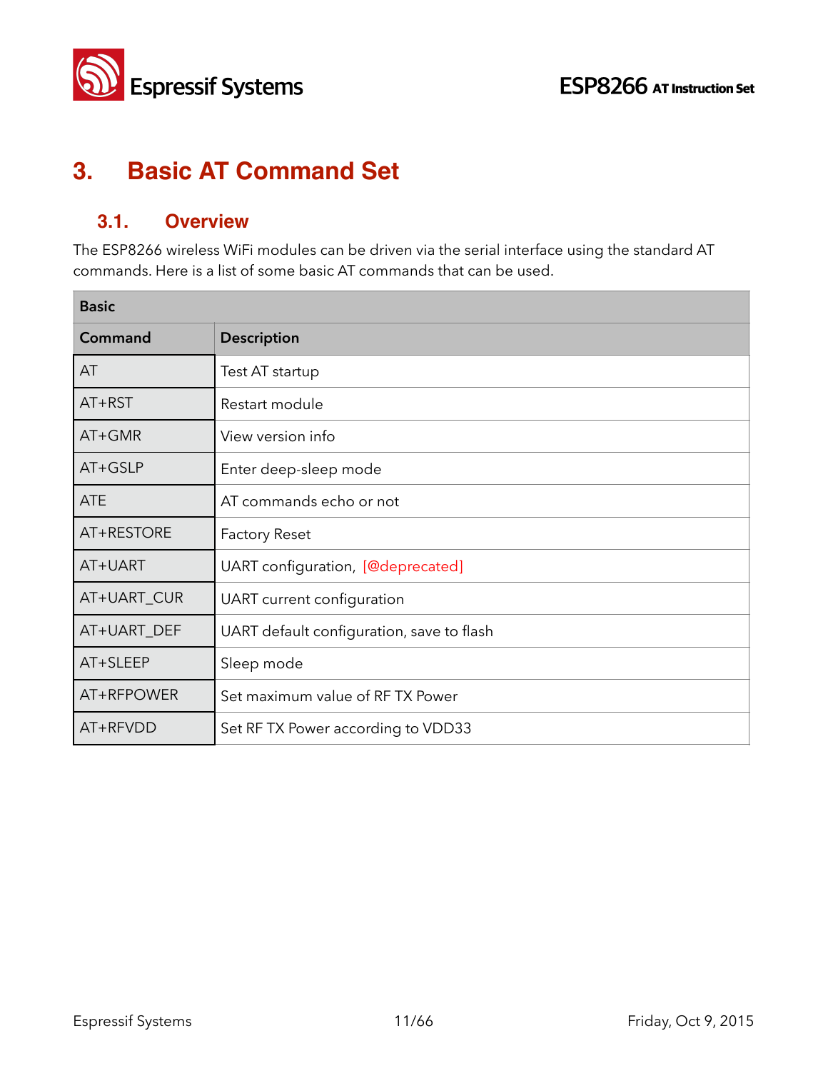# 3. Basic AT Command Set

## 3.1. Overview

The ESP8266 wireless WiFi modules can be driven via the serial interface using the standard AT commands. Here is a list of some basic AT commands that can be used.

| Basic | |
|---|---|
| **Command** | **Description** |
| AT | Test AT startup |
| AT+RST | Restart module |
| AT+GMR | View version info |
| AT+GSLP | Enter deep-sleep mode |
| ATE | AT commands echo or not |
| AT+RESTORE | Factory Reset |
| AT+UART | UART configuration, [@deprecated] |
| AT+UART_CUR | UART current configuration |
| AT+UART_DEF | UART default configuration, save to flash |
| AT+SLEEP | Sleep mode |
| AT+RFPOWER | Set maximum value of RF TX Power |
| AT+RFVDD | Set RF TX Power according to VDD33 |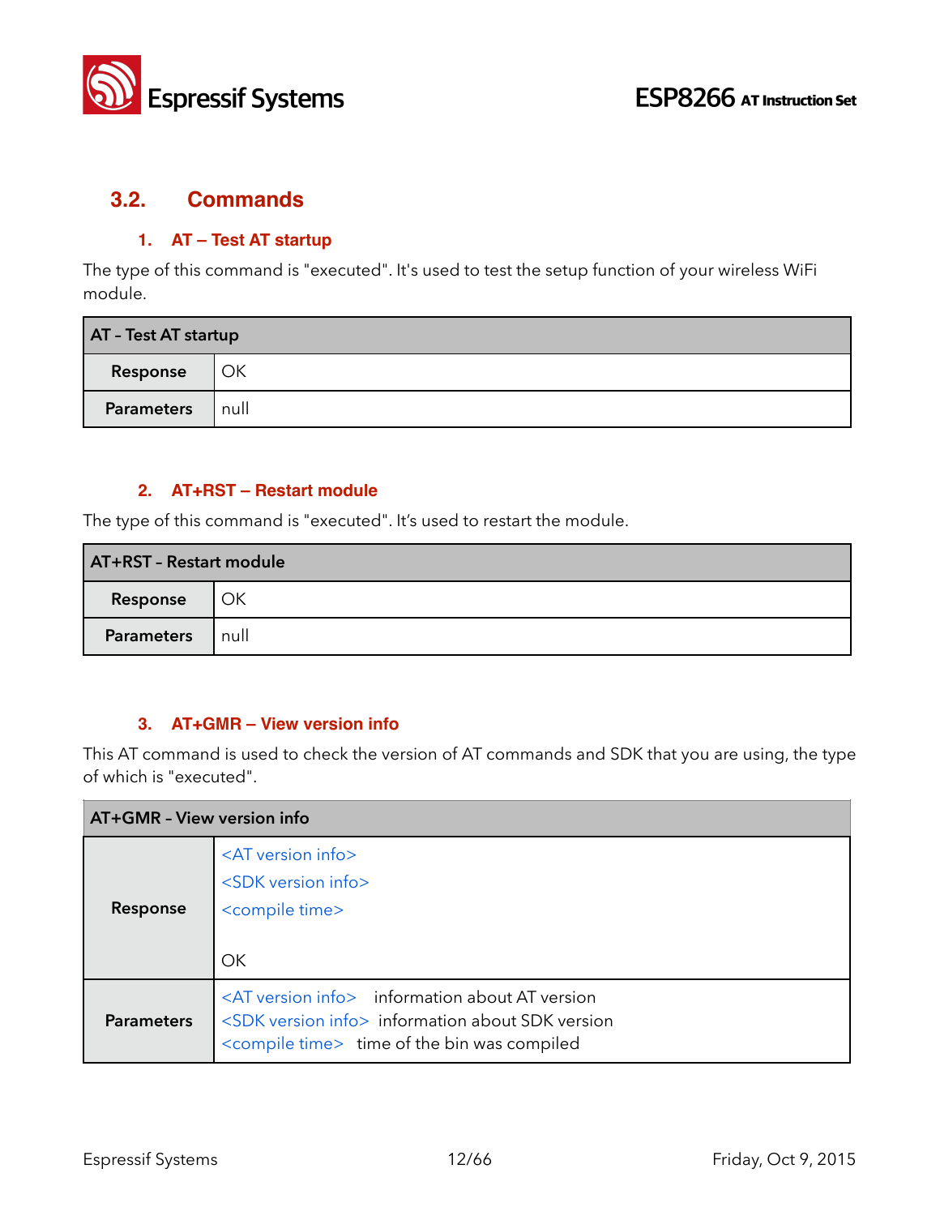## 3.2. Commands

### 1. AT – Test AT startup

The type of this command is "executed". It's used to test the setup function of your wireless WiFi module.

| AT – Test AT startup | |
|---|---|
| **Response** | OK |
| **Parameters** | null |

### 2. AT+RST – Restart module

The type of this command is "executed". It's used to restart the module.

| AT+RST – Restart module | |
|---|---|
| **Response** | OK |
| **Parameters** | null |

### 3. AT+GMR – View version info

This AT command is used to check the version of AT commands and SDK that you are using, the type of which is "executed".

| AT+GMR – View version info | |
|---|---|
| **Response** | <AT version info><br><SDK version info><br><compile time><br><br>OK |
| **Parameters** | <AT version info> information about AT version<br><SDK version info> information about SDK version<br><compile time> time of the bin was compiled |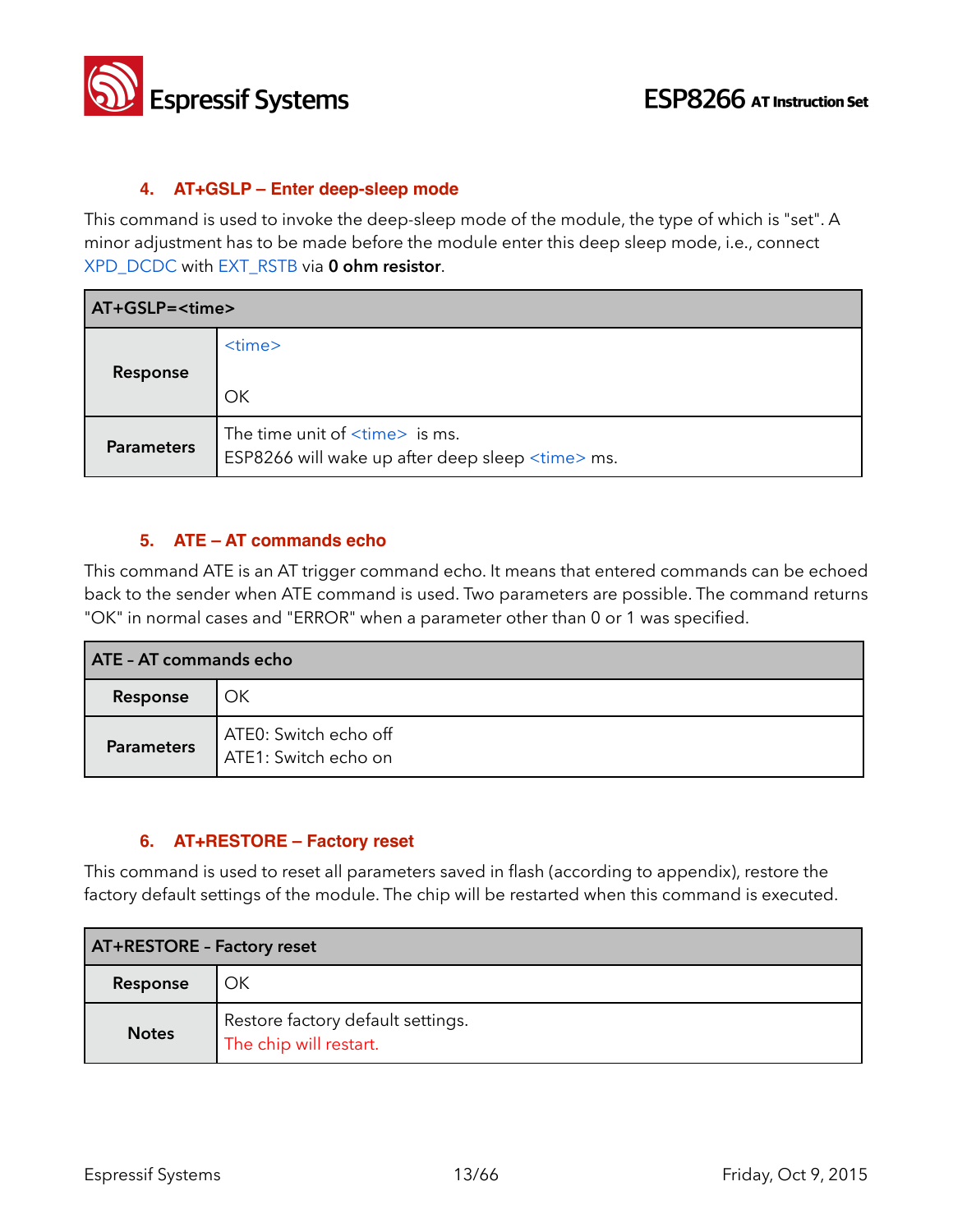### 4. AT+GSLP – Enter deep-sleep mode

This command is used to invoke the deep-sleep mode of the module, the type of which is "set". A minor adjustment has to be made before the module enter this deep sleep mode, i.e., connect XPD_DCDC with EXT_RSTB via **0 ohm resistor**.

| AT+GSLP=<time> | |
|---|---|
| **Response** | <time><br><br>OK |
| **Parameters** | The time unit of <time> is ms.<br>ESP8266 will wake up after deep sleep <time> ms. |

### 5. ATE – AT commands echo

This command ATE is an AT trigger command echo. It means that entered commands can be echoed back to the sender when ATE command is used. Two parameters are possible. The command returns "OK" in normal cases and "ERROR" when a parameter other than 0 or 1 was specified.

| ATE - AT commands echo | |
|---|---|
| **Response** | OK |
| **Parameters** | ATE0: Switch echo off<br>ATE1: Switch echo on |

### 6. AT+RESTORE – Factory reset

This command is used to reset all parameters saved in flash (according to appendix), restore the factory default settings of the module. The chip will be restarted when this command is executed.

| AT+RESTORE - Factory reset | |
|---|---|
| **Response** | OK |
| **Notes** | Restore factory default settings.<br>The chip will restart. |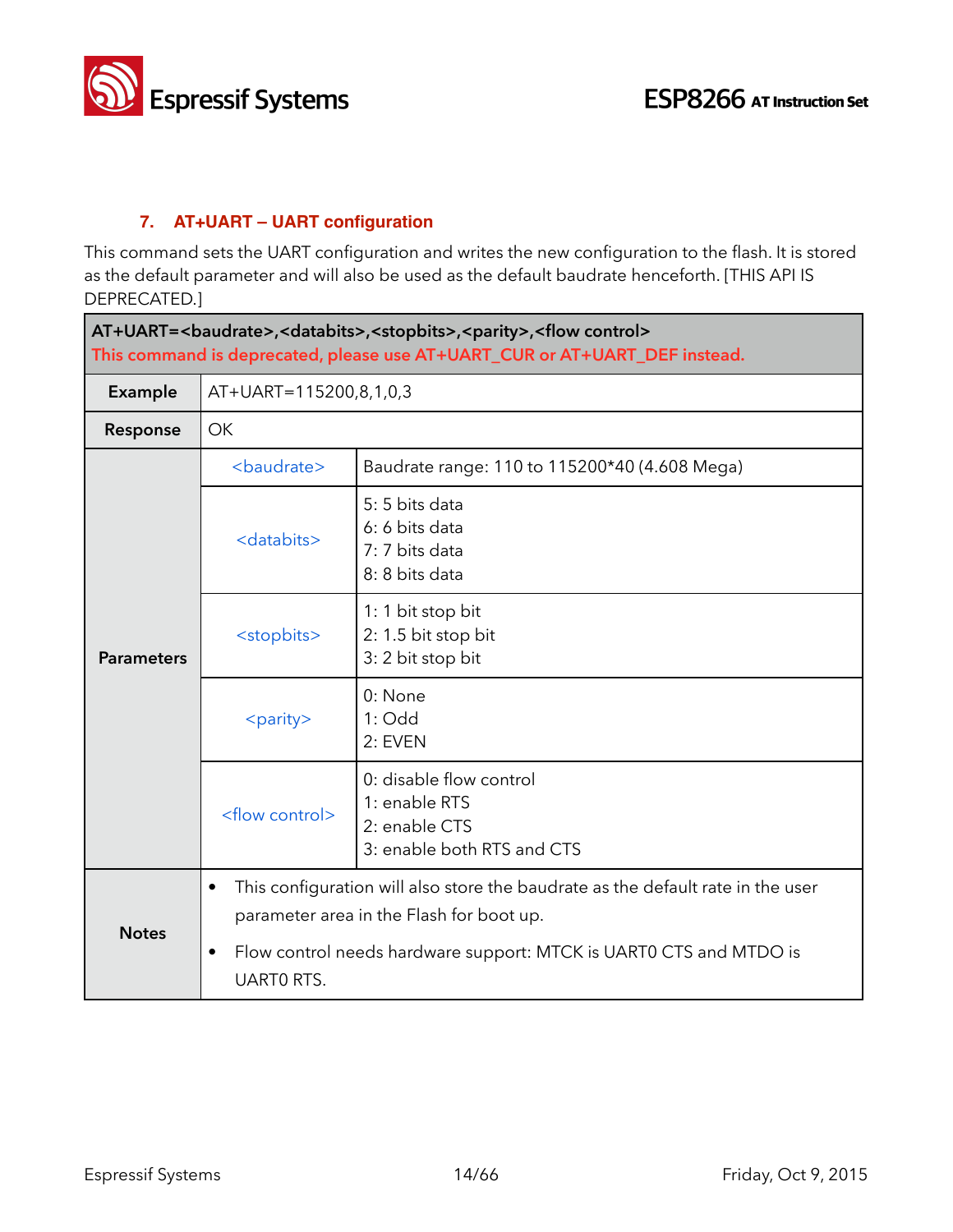### 7. AT+UART – UART configuration

This command sets the UART configuration and writes the new configuration to the flash. It is stored as the default parameter and will also be used as the default baudrate henceforth. [THIS API IS DEPRECATED.]

| AT+UART=<baudrate>,<databits>,<stopbits>,<parity>,<flow control><br>This command is deprecated, please use AT+UART_CUR or AT+UART_DEF instead. | | |
|---|---|---|
| **Example** | AT+UART=115200,8,1,0,3 | |
| **Response** | OK | |
| **Parameters** | <baudrate> | Baudrate range: 110 to 115200*40 (4.608 Mega) |
| | <databits> | 5: 5 bits data<br>6: 6 bits data<br>7: 7 bits data<br>8: 8 bits data |
| | <stopbits> | 1: 1 bit stop bit<br>2: 1.5 bit stop bit<br>3: 2 bit stop bit |
| | <parity> | 0: None<br>1: Odd<br>2: EVEN |
| | <flow control> | 0: disable flow control<br>1: enable RTS<br>2: enable CTS<br>3: enable both RTS and CTS |
| **Notes** | • This configuration will also store the baudrate as the default rate in the user parameter area in the Flash for boot up.<br>• Flow control needs hardware support: MTCK is UART0 CTS and MTDO is UART0 RTS. | |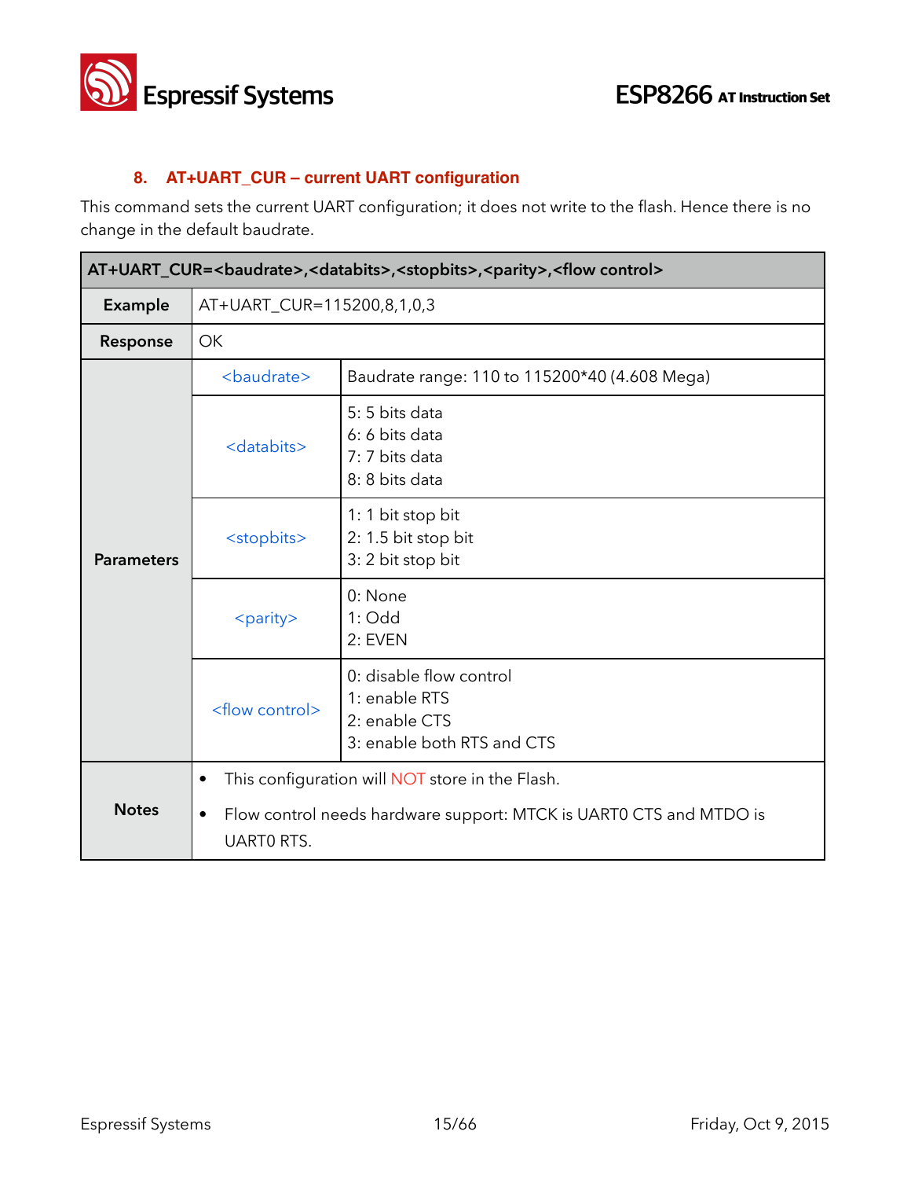### 8. AT+UART_CUR – current UART configuration

This command sets the current UART configuration; it does not write to the flash. Hence there is no change in the default baudrate.

| AT+UART_CUR=<baudrate>,<databits>,<stopbits>,<parity>,<flow control> | | |
|---|---|---|
| **Example** | AT+UART_CUR=115200,8,1,0,3 | |
| **Response** | OK | |
| **Parameters** | <baudrate> | Baudrate range: 110 to 115200*40 (4.608 Mega) |
| | <databits> | 5: 5 bits data<br>6: 6 bits data<br>7: 7 bits data<br>8: 8 bits data |
| | <stopbits> | 1: 1 bit stop bit<br>2: 1.5 bit stop bit<br>3: 2 bit stop bit |
| | <parity> | 0: None<br>1: Odd<br>2: EVEN |
| | <flow control> | 0: disable flow control<br>1: enable RTS<br>2: enable CTS<br>3: enable both RTS and CTS |
| **Notes** | • This configuration will NOT store in the Flash.<br>• Flow control needs hardware support: MTCK is UART0 CTS and MTDO is UART0 RTS. | |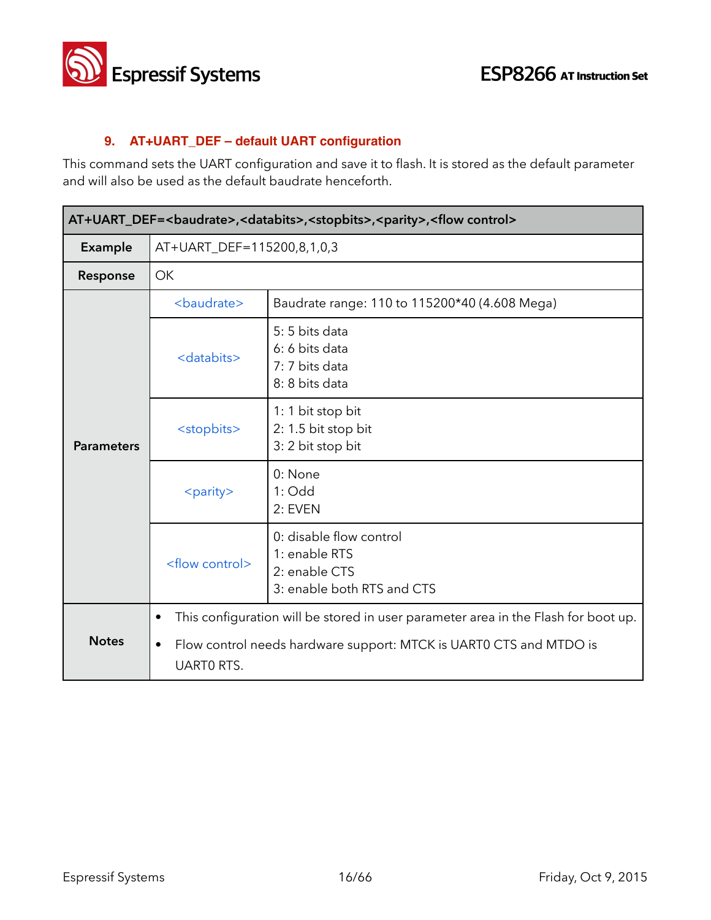### 9. AT+UART_DEF – default UART configuration

This command sets the UART configuration and save it to flash. It is stored as the default parameter and will also be used as the default baudrate henceforth.

| AT+UART_DEF=<baudrate>,<databits>,<stopbits>,<parity>,<flow control> | | |
|---|---|---|
| **Example** | AT+UART_DEF=115200,8,1,0,3 | |
| **Response** | OK | |
| **Parameters** | <baudrate> | Baudrate range: 110 to 115200*40 (4.608 Mega) |
| | <databits> | 5: 5 bits data<br>6: 6 bits data<br>7: 7 bits data<br>8: 8 bits data |
| | <stopbits> | 1: 1 bit stop bit<br>2: 1.5 bit stop bit<br>3: 2 bit stop bit |
| | <parity> | 0: None<br>1: Odd<br>2: EVEN |
| | <flow control> | 0: disable flow control<br>1: enable RTS<br>2: enable CTS<br>3: enable both RTS and CTS |
| **Notes** | • This configuration will be stored in user parameter area in the Flash for boot up.<br>• Flow control needs hardware support: MTCK is UART0 CTS and MTDO is UART0 RTS. | |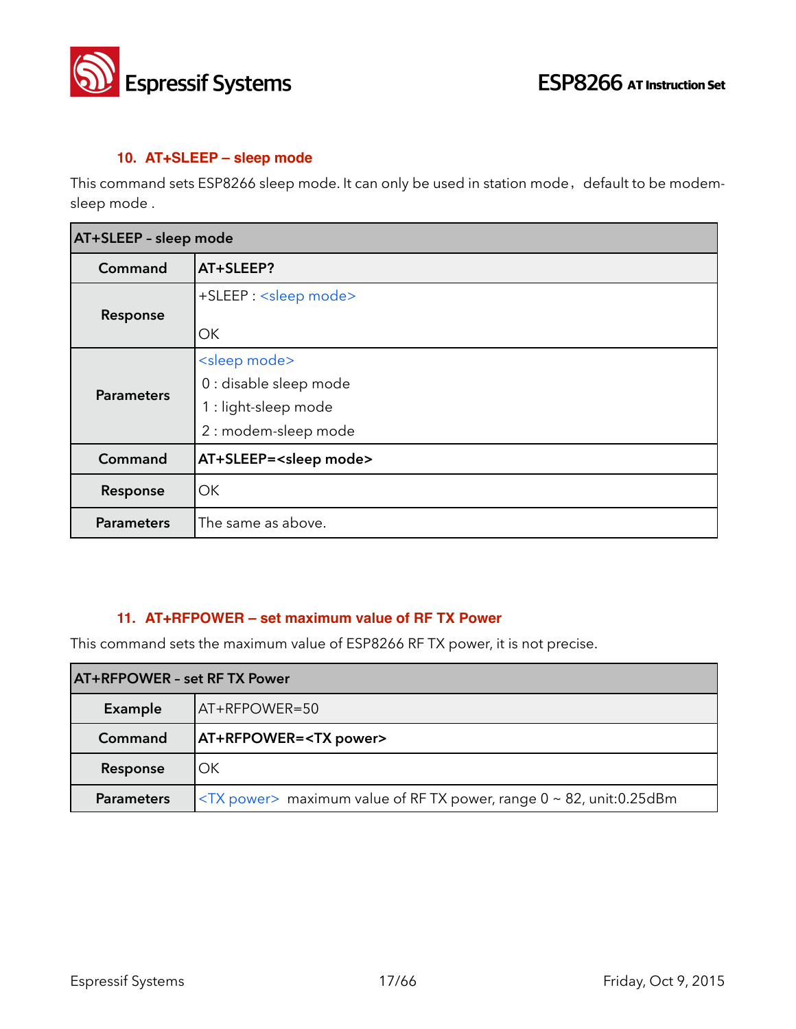### 10. AT+SLEEP – sleep mode

This command sets ESP8266 sleep mode. It can only be used in station mode，default to be modem-sleep mode .

| AT+SLEEP – sleep mode | |
|---|---|
| **Command** | **AT+SLEEP?** |
| **Response** | +SLEEP : <sleep mode><br><br>OK |
| **Parameters** | <sleep mode><br>0 : disable sleep mode<br>1 : light-sleep mode<br>2 : modem-sleep mode |
| **Command** | **AT+SLEEP=<sleep mode>** |
| **Response** | OK |
| **Parameters** | The same as above. |

### 11. AT+RFPOWER – set maximum value of RF TX Power

This command sets the maximum value of ESP8266 RF TX power, it is not precise.

| AT+RFPOWER – set RF TX Power | |
|---|---|
| **Example** | AT+RFPOWER=50 |
| **Command** | **AT+RFPOWER=<TX power>** |
| **Response** | OK |
| **Parameters** | <TX power> maximum value of RF TX power, range 0 ~ 82, unit:0.25dBm |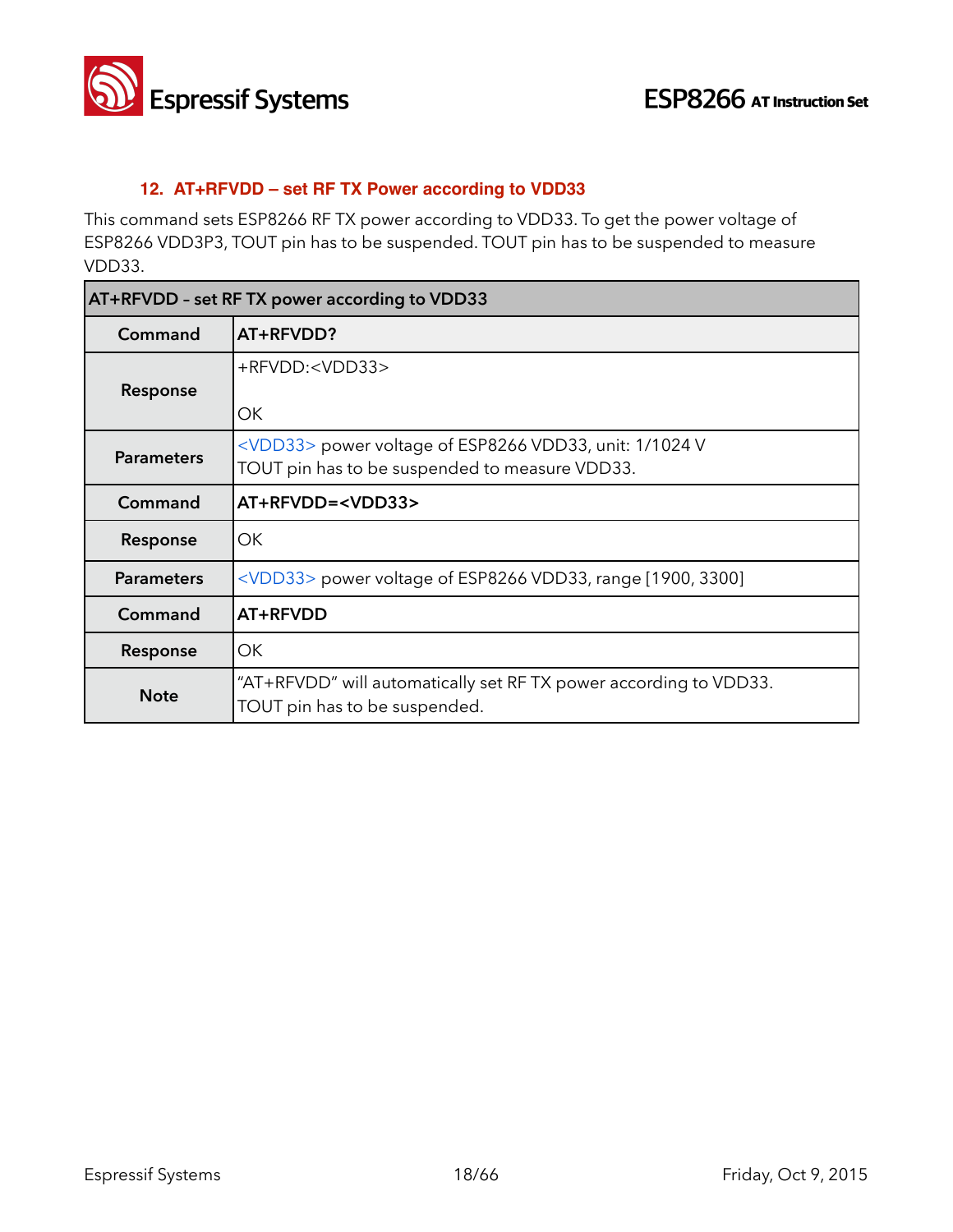### 12. AT+RFVDD – set RF TX Power according to VDD33

This command sets ESP8266 RF TX power according to VDD33. To get the power voltage of ESP8266 VDD3P3, TOUT pin has to be suspended. TOUT pin has to be suspended to measure VDD33.

| AT+RFVDD – set RF TX power according to VDD33 | |
|---|---|
| **Command** | **AT+RFVDD?** |
| **Response** | +RFVDD:<VDD33><br><br>OK |
| **Parameters** | <VDD33> power voltage of ESP8266 VDD33, unit: 1/1024 V<br>TOUT pin has to be suspended to measure VDD33. |
| **Command** | **AT+RFVDD=<VDD33>** |
| **Response** | OK |
| **Parameters** | <VDD33> power voltage of ESP8266 VDD33, range [1900, 3300] |
| **Command** | **AT+RFVDD** |
| **Response** | OK |
| **Note** | "AT+RFVDD" will automatically set RF TX power according to VDD33.<br>TOUT pin has to be suspended. |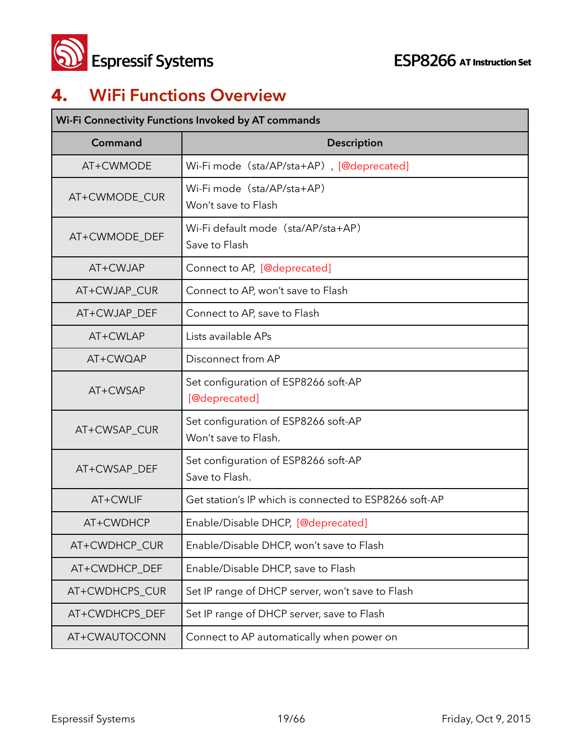# 4. WiFi Functions Overview

| Wi-Fi Connectivity Functions Invoked by AT commands | |
|---|---|
| **Command** | **Description** |
| AT+CWMODE | Wi-Fi mode（sta/AP/sta+AP），[@deprecated] |
| AT+CWMODE_CUR | Wi-Fi mode（sta/AP/sta+AP）<br>Won't save to Flash |
| AT+CWMODE_DEF | Wi-Fi default mode（sta/AP/sta+AP）<br>Save to Flash |
| AT+CWJAP | Connect to AP, [@deprecated] |
| AT+CWJAP_CUR | Connect to AP, won't save to Flash |
| AT+CWJAP_DEF | Connect to AP, save to Flash |
| AT+CWLAP | Lists available APs |
| AT+CWQAP | Disconnect from AP |
| AT+CWSAP | Set configuration of ESP8266 soft-AP<br>[@deprecated] |
| AT+CWSAP_CUR | Set configuration of ESP8266 soft-AP<br>Won't save to Flash. |
| AT+CWSAP_DEF | Set configuration of ESP8266 soft-AP<br>Save to Flash. |
| AT+CWLIF | Get station's IP which is connected to ESP8266 soft-AP |
| AT+CWDHCP | Enable/Disable DHCP, [@deprecated] |
| AT+CWDHCP_CUR | Enable/Disable DHCP, won't save to Flash |
| AT+CWDHCP_DEF | Enable/Disable DHCP, save to Flash |
| AT+CWDHCPS_CUR | Set IP range of DHCP server, won't save to Flash |
| AT+CWDHCPS_DEF | Set IP range of DHCP server, save to Flash |
| AT+CWAUTOCONN | Connect to AP automatically when power on |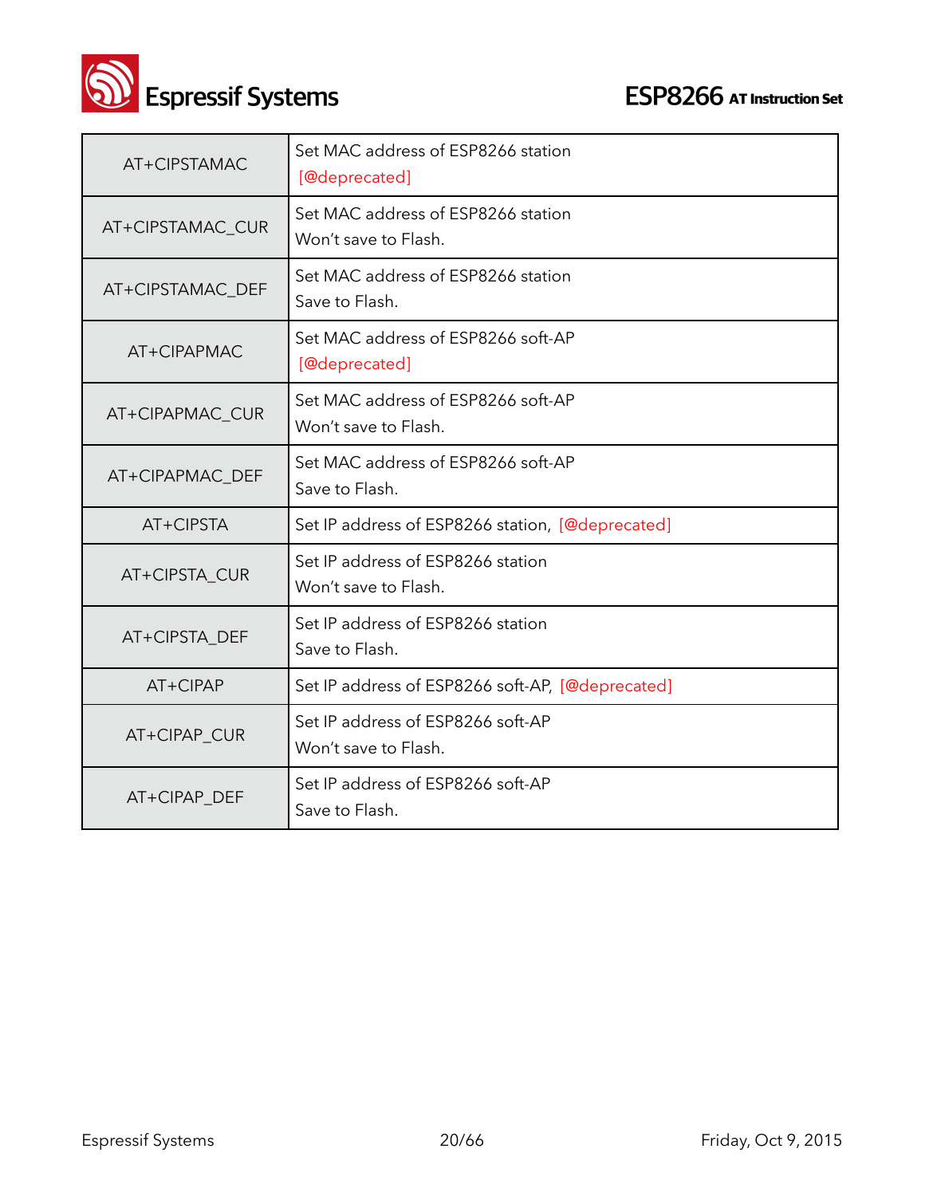| | |
|---|---|
| AT+CIPSTAMAC | Set MAC address of ESP8266 station [@deprecated] |
| AT+CIPSTAMAC_CUR | Set MAC address of ESP8266 station Won't save to Flash. |
| AT+CIPSTAMAC_DEF | Set MAC address of ESP8266 station Save to Flash. |
| AT+CIPAPMAC | Set MAC address of ESP8266 soft-AP [@deprecated] |
| AT+CIPAPMAC_CUR | Set MAC address of ESP8266 soft-AP Won't save to Flash. |
| AT+CIPAPMAC_DEF | Set MAC address of ESP8266 soft-AP Save to Flash. |
| AT+CIPSTA | Set IP address of ESP8266 station, [@deprecated] |
| AT+CIPSTA_CUR | Set IP address of ESP8266 station Won't save to Flash. |
| AT+CIPSTA_DEF | Set IP address of ESP8266 station Save to Flash. |
| AT+CIPAP | Set IP address of ESP8266 soft-AP, [@deprecated] |
| AT+CIPAP_CUR | Set IP address of ESP8266 soft-AP Won't save to Flash. |
| AT+CIPAP_DEF | Set IP address of ESP8266 soft-AP Save to Flash. |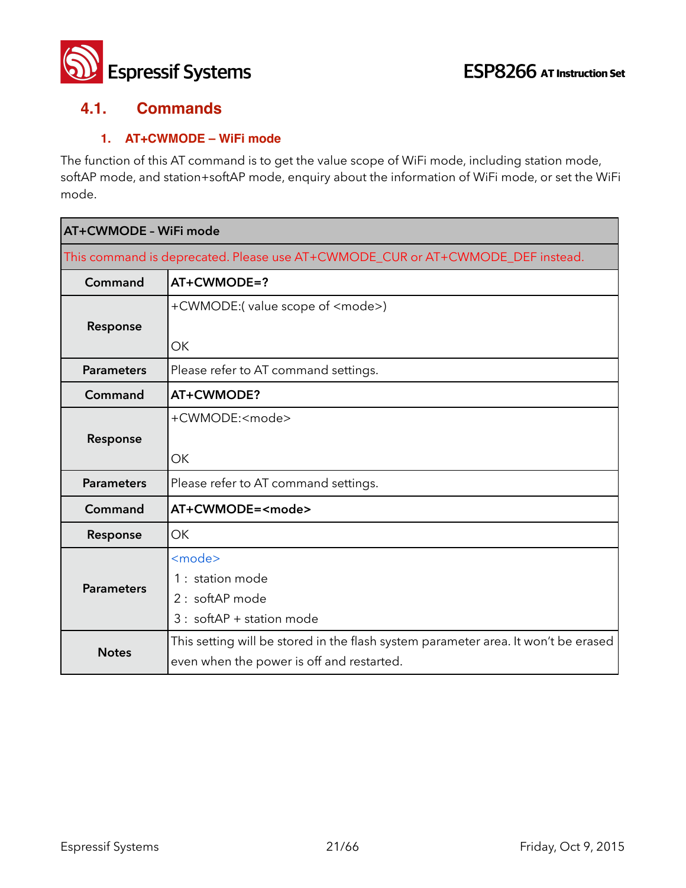## 4.1. Commands

### 1. AT+CWMODE – WiFi mode

The function of this AT command is to get the value scope of WiFi mode, including station mode, softAP mode, and station+softAP mode, enquiry about the information of WiFi mode, or set the WiFi mode.

| AT+CWMODE - WiFi mode | |
|---|---|
| This command is deprecated. Please use AT+CWMODE_CUR or AT+CWMODE_DEF instead. | |
| **Command** | **AT+CWMODE=?** |
| **Response** | +CWMODE:( value scope of <mode>)<br><br>OK |
| **Parameters** | Please refer to AT command settings. |
| **Command** | **AT+CWMODE?** |
| **Response** | +CWMODE:<mode><br><br>OK |
| **Parameters** | Please refer to AT command settings. |
| **Command** | **AT+CWMODE=<mode>** |
| **Response** | OK |
| **Parameters** | <mode><br>1 : station mode<br>2 : softAP mode<br>3 : softAP + station mode |
| **Notes** | This setting will be stored in the flash system parameter area. It won't be erased even when the power is off and restarted. |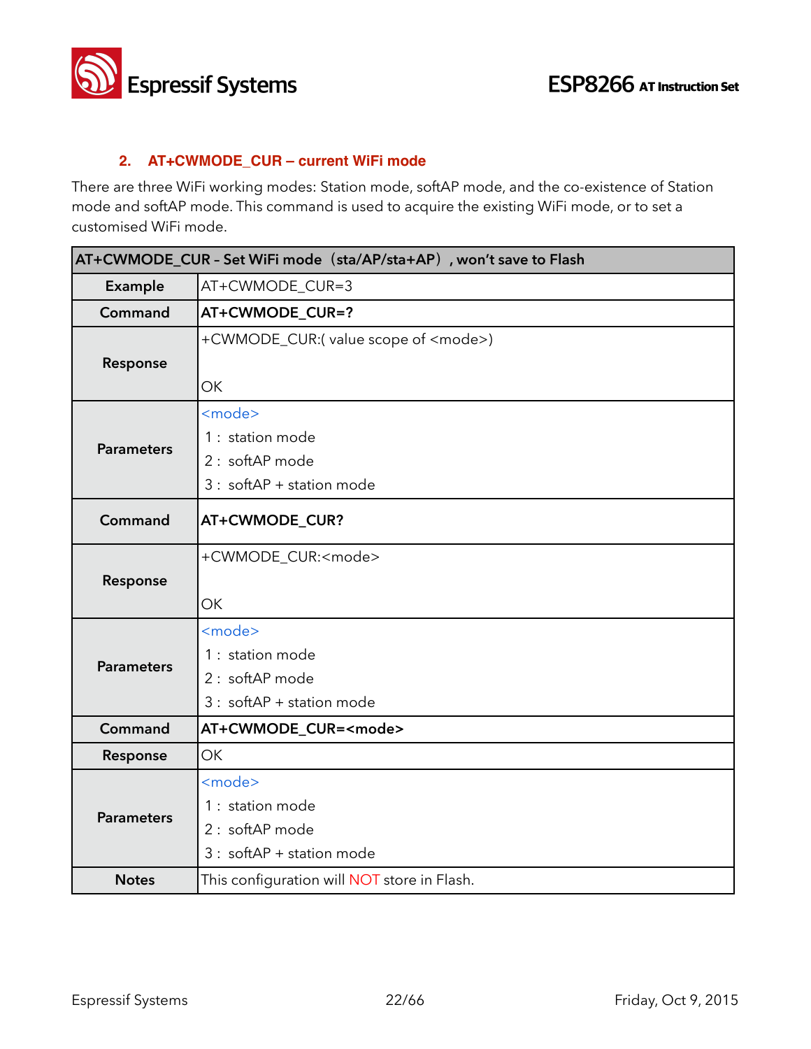### 2. AT+CWMODE_CUR – current WiFi mode

There are three WiFi working modes: Station mode, softAP mode, and the co-existence of Station mode and softAP mode. This command is used to acquire the existing WiFi mode, or to set a customised WiFi mode.

| AT+CWMODE_CUR - Set WiFi mode（sta/AP/sta+AP）, won't save to Flash | |
|---|---|
| **Example** | AT+CWMODE_CUR=3 |
| **Command** | **AT+CWMODE_CUR=?** |
| **Response** | +CWMODE_CUR:( value scope of <mode>)<br><br>OK |
| **Parameters** | <mode><br>1 : station mode<br>2 : softAP mode<br>3 : softAP + station mode |
| **Command** | **AT+CWMODE_CUR?** |
| **Response** | +CWMODE_CUR:<mode><br><br>OK |
| **Parameters** | <mode><br>1 : station mode<br>2 : softAP mode<br>3 : softAP + station mode |
| **Command** | **AT+CWMODE_CUR=<mode>** |
| **Response** | OK |
| **Parameters** | <mode><br>1 : station mode<br>2 : softAP mode<br>3 : softAP + station mode |
| **Notes** | This configuration will NOT store in Flash. |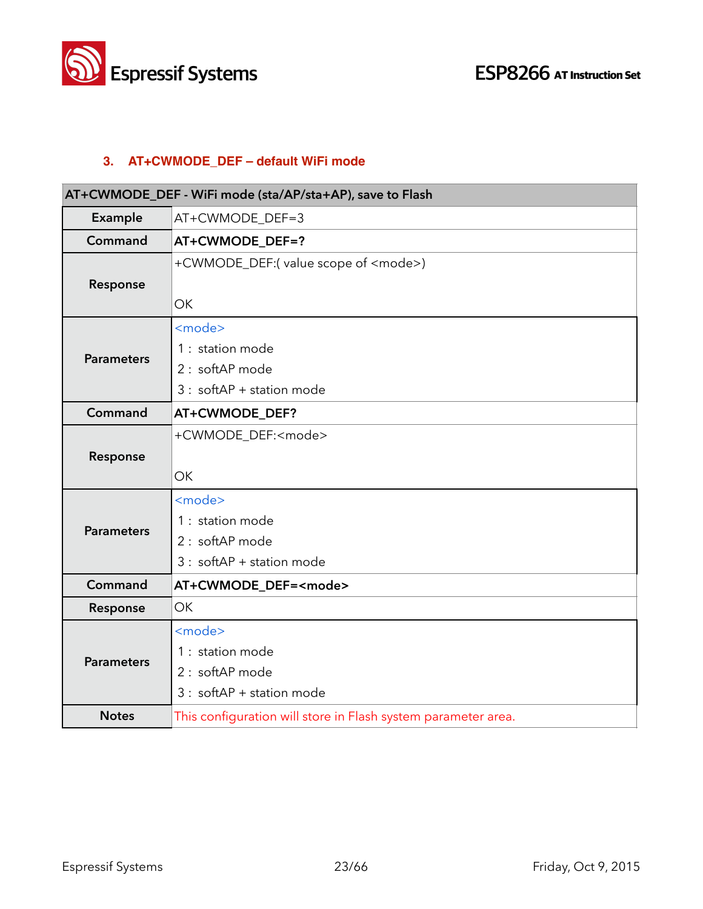### 3. AT+CWMODE_DEF – default WiFi mode

| AT+CWMODE_DEF - WiFi mode (sta/AP/sta+AP), save to Flash | |
|---|---|
| **Example** | AT+CWMODE_DEF=3 |
| **Command** | **AT+CWMODE_DEF=?** |
| **Response** | +CWMODE_DEF:( value scope of <mode>)<br><br>OK |
| **Parameters** | <mode><br>1 : station mode<br>2 : softAP mode<br>3 : softAP + station mode |
| **Command** | **AT+CWMODE_DEF?** |
| **Response** | +CWMODE_DEF:<mode><br><br>OK |
| **Parameters** | <mode><br>1 : station mode<br>2 : softAP mode<br>3 : softAP + station mode |
| **Command** | **AT+CWMODE_DEF=<mode>** |
| **Response** | OK |
| **Parameters** | <mode><br>1 : station mode<br>2 : softAP mode<br>3 : softAP + station mode |
| **Notes** | This configuration will store in Flash system parameter area. |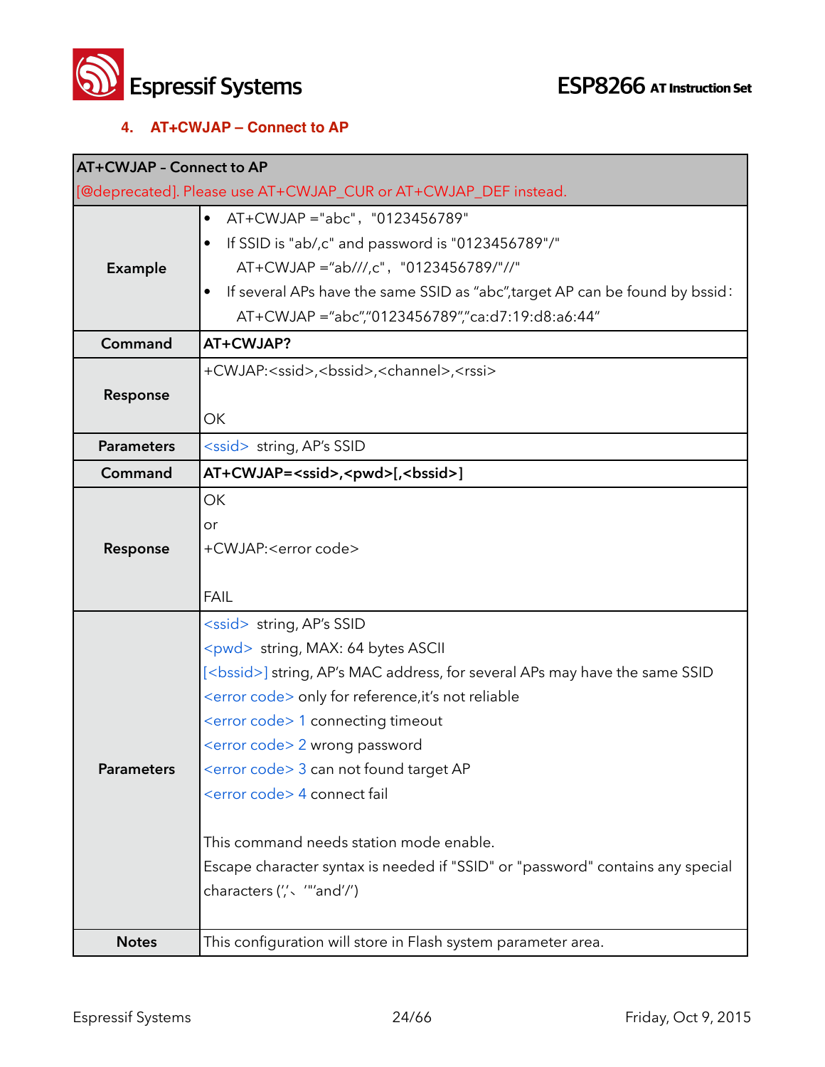## 4. AT+CWJAP – Connect to AP

| AT+CWJAP - Connect to AP<br>[@deprecated]. Please use AT+CWJAP_CUR or AT+CWJAP_DEF instead. | |
|---|---|
| Example | • AT+CWJAP ="abc"，"0123456789"<br>• If SSID is "ab/,c" and password is "0123456789"/"<br>AT+CWJAP ="ab///,c"，"0123456789/"//"<br>• If several APs have the same SSID as "abc",target AP can be found by bssid：<br>AT+CWJAP ="abc","0123456789","ca:d7:19:d8:a6:44" |
| Command | **AT+CWJAP?** |
| Response | +CWJAP:<ssid>,<bssid>,<channel>,<rssi><br><br>OK |
| Parameters | <ssid> string, AP's SSID |
| Command | **AT+CWJAP=<ssid>,<pwd>[,<bssid>]** |
| Response | OK<br>or<br>+CWJAP:<error code><br><br>FAIL |
| Parameters | <ssid> string, AP's SSID<br><pwd> string, MAX: 64 bytes ASCII<br>[<bssid>] string, AP's MAC address, for several APs may have the same SSID<br><error code> only for reference,it's not reliable<br><error code> 1 connecting timeout<br><error code> 2 wrong password<br><error code> 3 can not found target AP<br><error code> 4 connect fail<br><br>This command needs station mode enable.<br>Escape character syntax is needed if "SSID" or "password" contains any special characters (','、'"'and'/') |
| Notes | This configuration will store in Flash system parameter area. |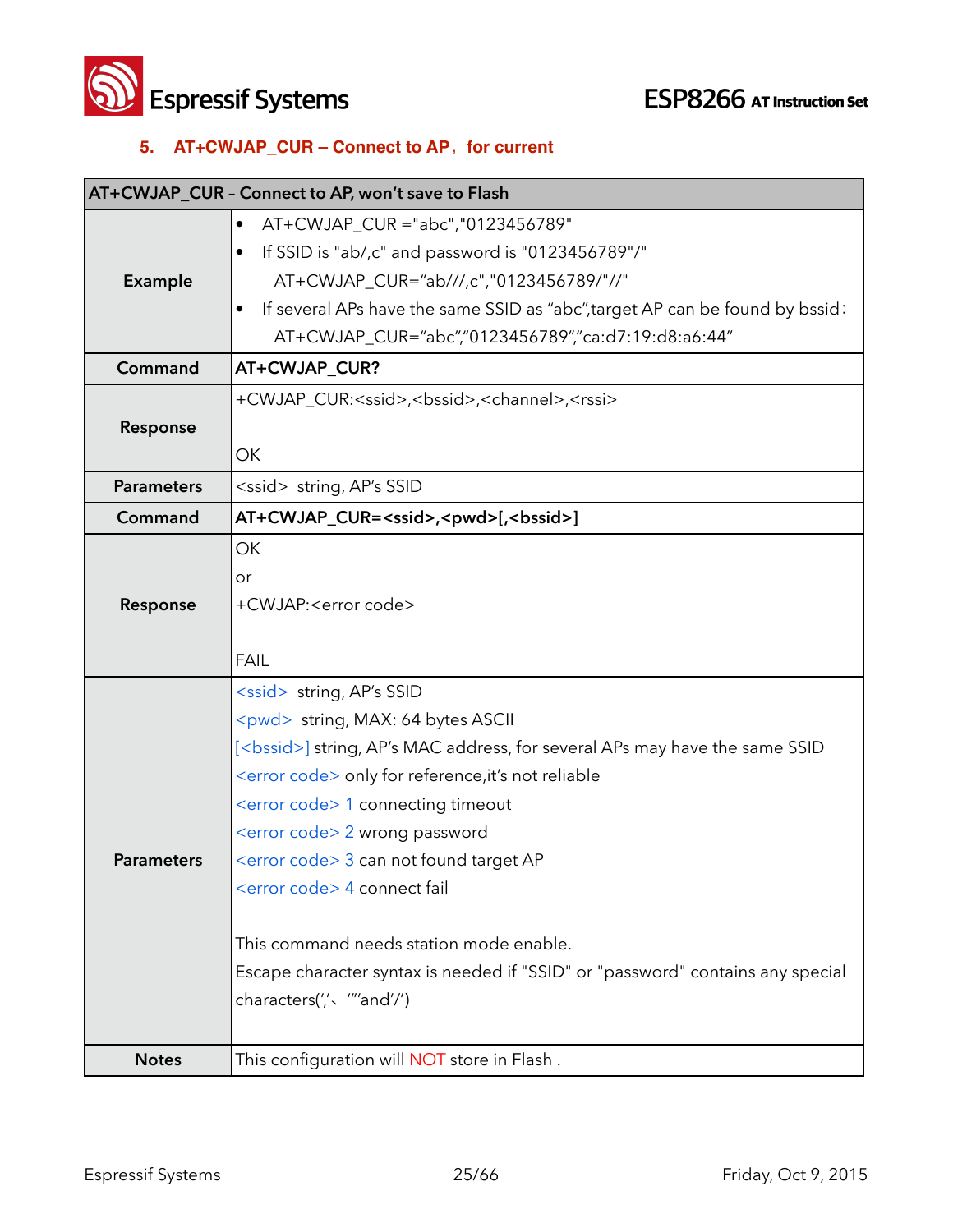### 5. AT+CWJAP_CUR – Connect to AP，for current

| AT+CWJAP_CUR - Connect to AP, won’t save to Flash | |
|---|---|
| **Example** | • AT+CWJAP_CUR ="abc","0123456789"<br>• If SSID is "ab/,c" and password is "0123456789"/"<br>AT+CWJAP_CUR="ab///,c","0123456789/"//"<br>• If several APs have the same SSID as “abc”,target AP can be found by bssid:<br>AT+CWJAP_CUR=“abc”,“0123456789”,“ca:d7:19:d8:a6:44” |
| **Command** | **AT+CWJAP_CUR?** |
| **Response** | +CWJAP_CUR:<ssid>,<bssid>,<channel>,<rssi><br><br>OK |
| **Parameters** | <ssid> string, AP’s SSID |
| **Command** | **AT+CWJAP_CUR=<ssid>,<pwd>[,<bssid>]** |
| **Response** | OK<br>or<br>+CWJAP:<error code><br><br>FAIL |
| **Parameters** | <ssid> string, AP’s SSID<br><pwd> string, MAX: 64 bytes ASCII<br>[<bssid>] string, AP’s MAC address, for several APs may have the same SSID<br><error code> only for reference,it’s not reliable<br><error code> 1 connecting timeout<br><error code> 2 wrong password<br><error code> 3 can not found target AP<br><error code> 4 connect fail<br><br>This command needs station mode enable.<br>Escape character syntax is needed if "SSID" or "password" contains any special characters(‘,’、 ‘“’and’/’) |
| **Notes** | This configuration will NOT store in Flash . |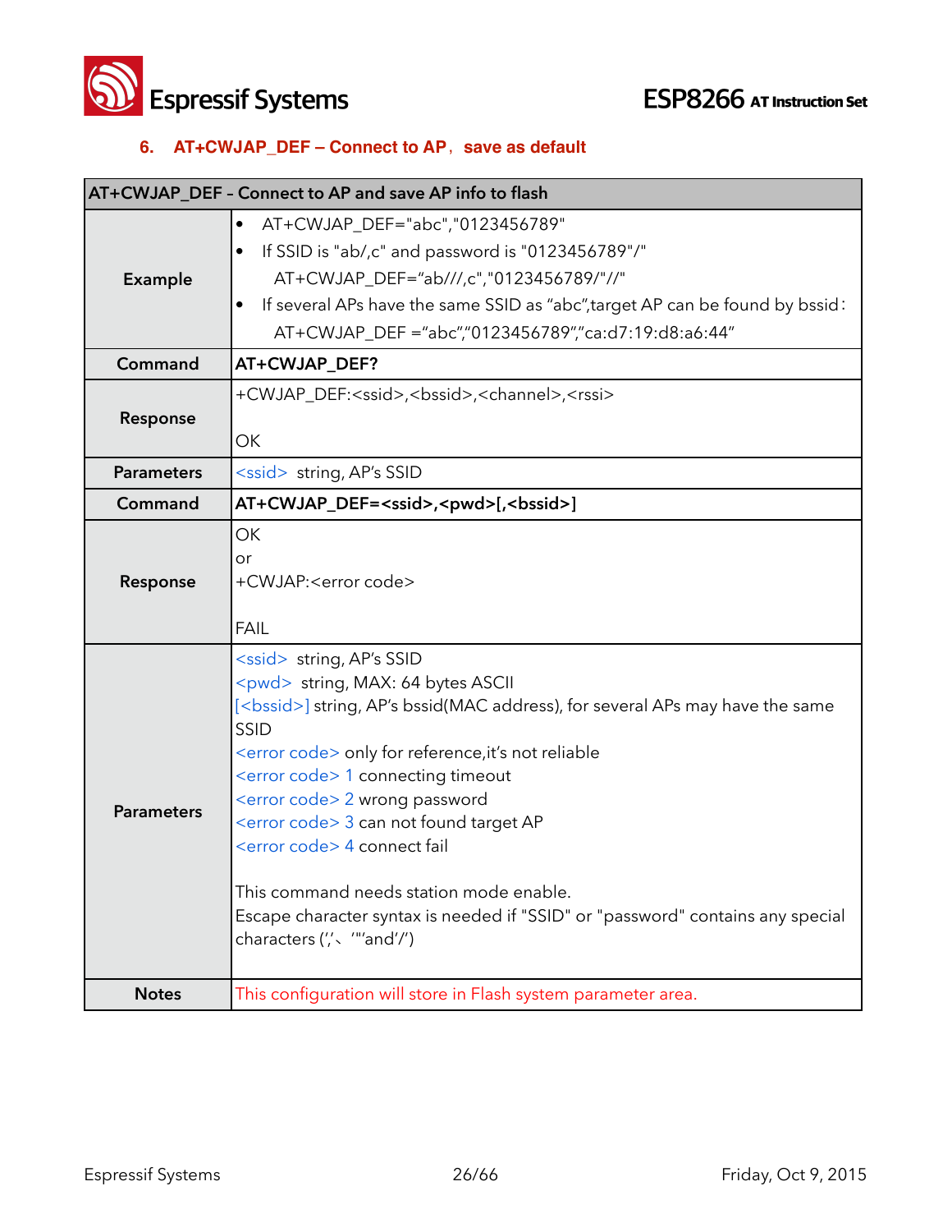## 6. AT+CWJAP_DEF – Connect to AP, save as default

| AT+CWJAP_DEF - Connect to AP and save AP info to flash | |
|---|---|
| **Example** | • AT+CWJAP_DEF="abc","0123456789"<br>• If SSID is "ab/,c" and password is "0123456789"/"<br>AT+CWJAP_DEF="ab///,c","0123456789/"//"<br>• If several APs have the same SSID as "abc",target AP can be found by bssid:<br>AT+CWJAP_DEF ="abc","0123456789","ca:d7:19:d8:a6:44" |
| **Command** | **AT+CWJAP_DEF?** |
| **Response** | +CWJAP_DEF:<ssid>,<bssid>,<channel>,<rssi><br><br>OK |
| **Parameters** | <ssid> string, AP's SSID |
| **Command** | **AT+CWJAP_DEF=<ssid>,<pwd>[,<bssid>]** |
| **Response** | OK<br>or<br>+CWJAP:<error code><br><br>FAIL |
| **Parameters** | <ssid> string, AP's SSID<br><pwd> string, MAX: 64 bytes ASCII<br>[<bssid>] string, AP's bssid(MAC address), for several APs may have the same SSID<br><error code> only for reference,it's not reliable<br><error code> 1 connecting timeout<br><error code> 2 wrong password<br><error code> 3 can not found target AP<br><error code> 4 connect fail<br><br>This command needs station mode enable.<br>Escape character syntax is needed if "SSID" or "password" contains any special characters (','、'"'and'/') |
| **Notes** | This configuration will store in Flash system parameter area. |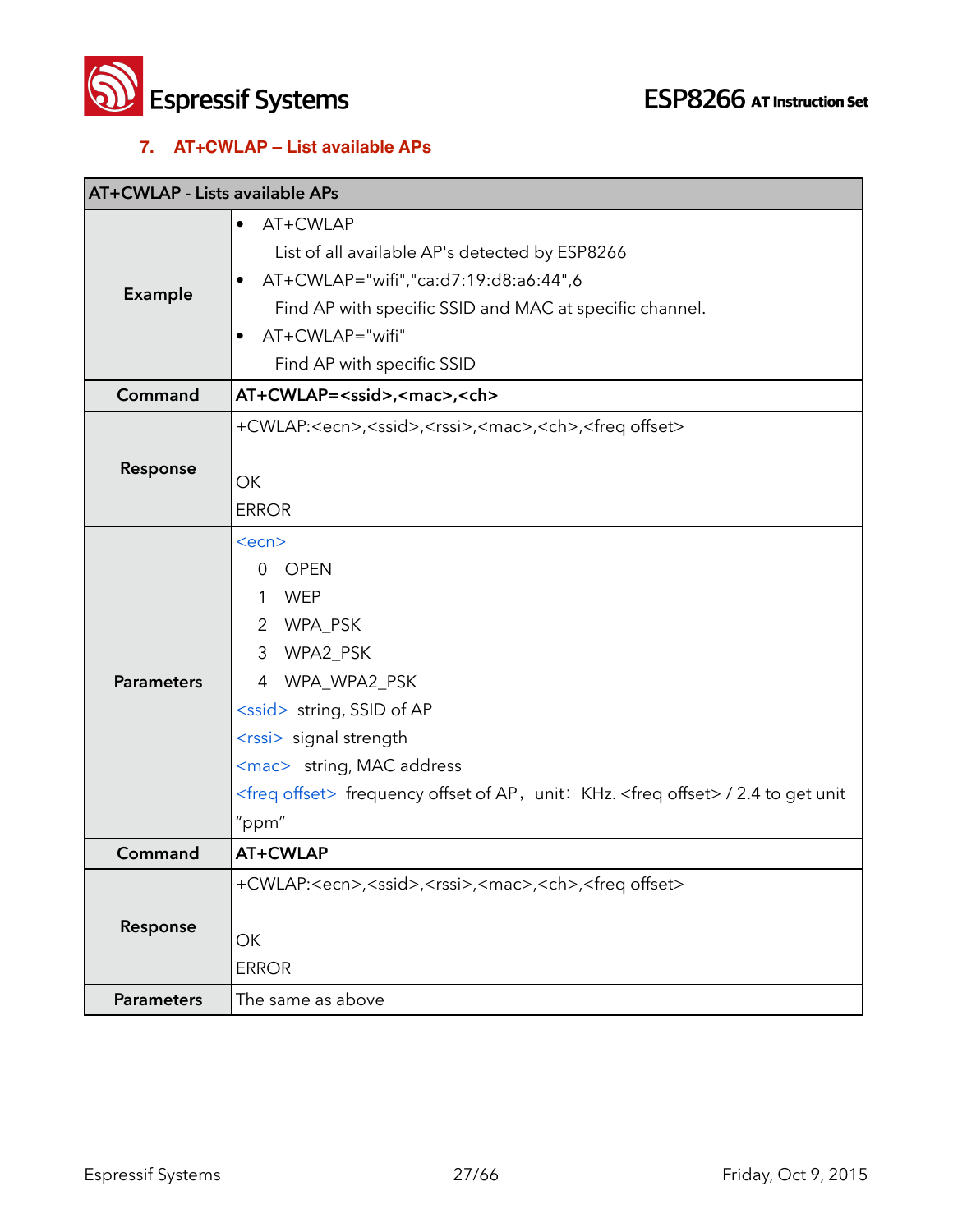### 7. AT+CWLAP – List available APs

| AT+CWLAP - Lists available APs | |
|---|---|
| **Example** | • AT+CWLAP<br>List of all available AP's detected by ESP8266<br>• AT+CWLAP="wifi","ca:d7:19:d8:a6:44",6<br>Find AP with specific SSID and MAC at specific channel.<br>• AT+CWLAP="wifi"<br>Find AP with specific SSID |
| **Command** | **AT+CWLAP=<ssid>,<mac>,<ch>** |
| **Response** | +CWLAP:<ecn>,<ssid>,<rssi>,<mac>,<ch>,<freq offset><br><br>OK<br>ERROR |
| **Parameters** | <ecn><br>0 OPEN<br>1 WEP<br>2 WPA_PSK<br>3 WPA2_PSK<br>4 WPA_WPA2_PSK<br><ssid> string, SSID of AP<br><rssi> signal strength<br><mac> string, MAC address<br><freq offset> frequency offset of AP，unit：KHz. <freq offset> / 2.4 to get unit "ppm" |
| **Command** | **AT+CWLAP** |
| **Response** | +CWLAP:<ecn>,<ssid>,<rssi>,<mac>,<ch>,<freq offset><br><br>OK<br>ERROR |
| **Parameters** | The same as above |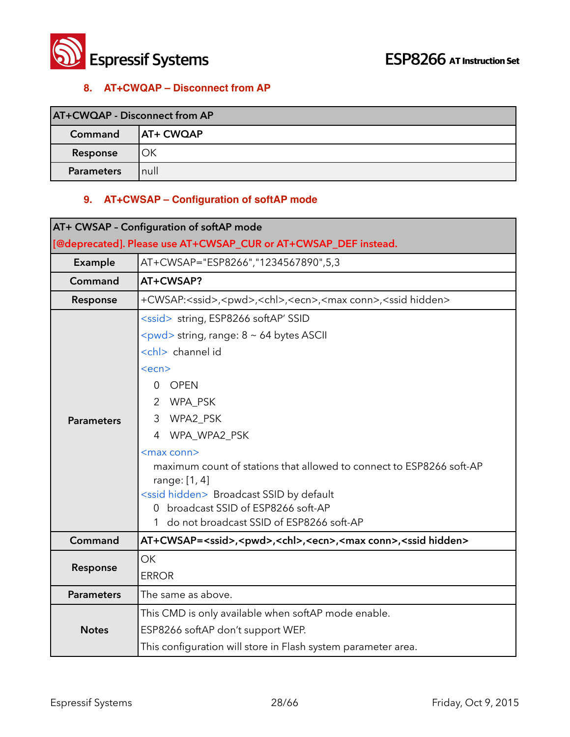### 8. AT+CWQAP – Disconnect from AP

| AT+CWQAP - Disconnect from AP | |
|---|---|
| **Command** | **AT+ CWQAP** |
| **Response** | OK |
| **Parameters** | null |

### 9. AT+CWSAP – Configuration of softAP mode

| AT+ CWSAP – Configuration of softAP mode [@deprecated]. Please use AT+CWSAP_CUR or AT+CWSAP_DEF instead. | |
|---|---|
| **Example** | AT+CWSAP="ESP8266","1234567890",5,3 |
| **Command** | **AT+CWSAP?** |
| **Response** | +CWSAP:<ssid>,<pwd>,<chl>,<ecn>,<max conn>,<ssid hidden> |
| **Parameters** | <ssid> string, ESP8266 softAP' SSID<br><pwd> string, range: 8 ~ 64 bytes ASCII<br><chl> channel id<br><ecn><br>0 OPEN<br>2 WPA_PSK<br>3 WPA2_PSK<br>4 WPA_WPA2_PSK<br><max conn><br>maximum count of stations that allowed to connect to ESP8266 soft-AP range: [1, 4]<br><ssid hidden> Broadcast SSID by default<br>0 broadcast SSID of ESP8266 soft-AP<br>1 do not broadcast SSID of ESP8266 soft-AP |
| **Command** | **AT+CWSAP=<ssid>,<pwd>,<chl>,<ecn>,<max conn>,<ssid hidden>** |
| **Response** | OK<br>ERROR |
| **Parameters** | The same as above. |
| **Notes** | This CMD is only available when softAP mode enable.<br>ESP8266 softAP don't support WEP.<br>This configuration will store in Flash system parameter area. |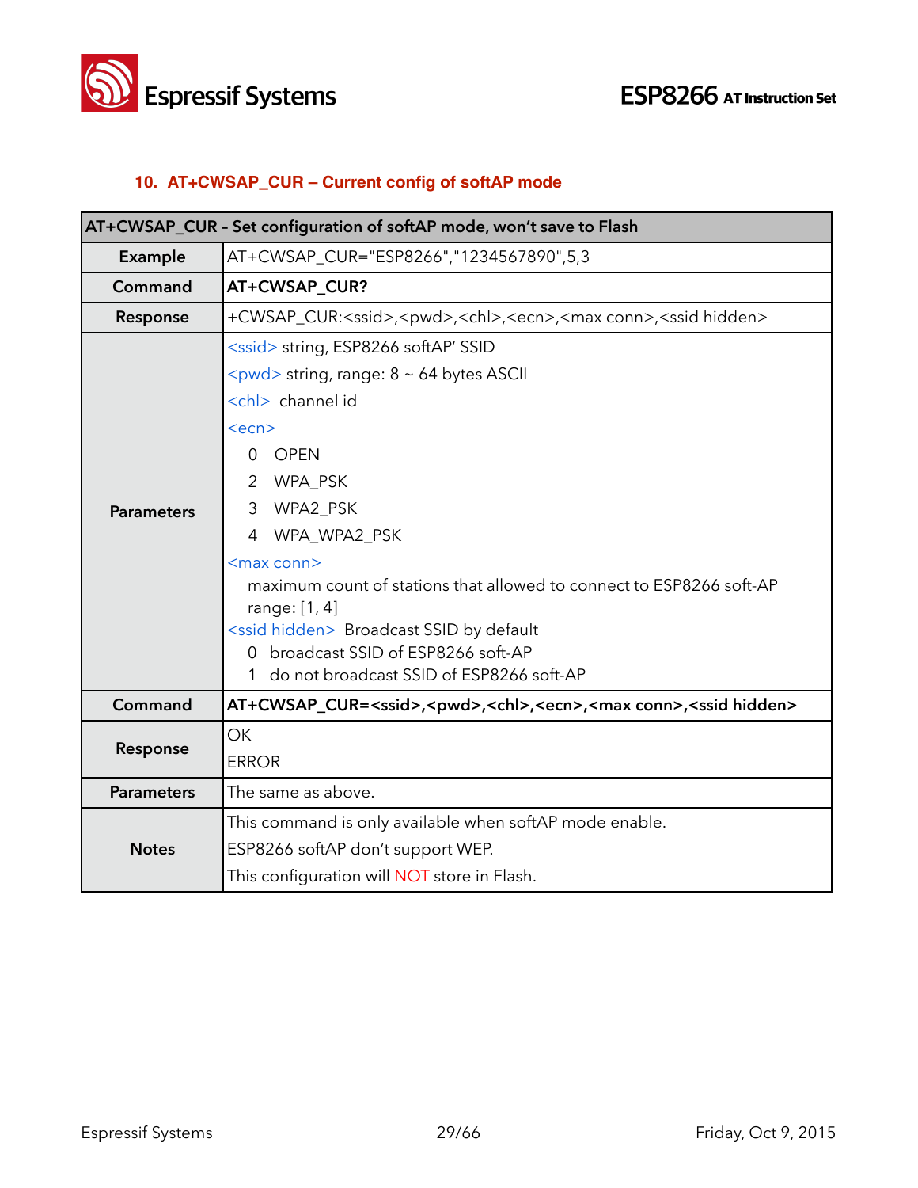### 10. AT+CWSAP_CUR – Current config of softAP mode

| AT+CWSAP_CUR - Set configuration of softAP mode, won't save to Flash | |
|---|---|
| **Example** | AT+CWSAP_CUR="ESP8266","1234567890",5,3 |
| **Command** | **AT+CWSAP_CUR?** |
| **Response** | +CWSAP_CUR:<ssid>,<pwd>,<chl>,<ecn>,<max conn>,<ssid hidden> |
| **Parameters** | <ssid> string, ESP8266 softAP' SSID<br><pwd> string, range: 8 ~ 64 bytes ASCII<br><chl> channel id<br><ecn><br>0 OPEN<br>2 WPA_PSK<br>3 WPA2_PSK<br>4 WPA_WPA2_PSK<br><max conn><br>maximum count of stations that allowed to connect to ESP8266 soft-AP<br>range: [1, 4]<br><ssid hidden> Broadcast SSID by default<br>0 broadcast SSID of ESP8266 soft-AP<br>1 do not broadcast SSID of ESP8266 soft-AP |
| **Command** | **AT+CWSAP_CUR=<ssid>,<pwd>,<chl>,<ecn>,<max conn>,<ssid hidden>** |
| **Response** | OK<br>ERROR |
| **Parameters** | The same as above. |
| **Notes** | This command is only available when softAP mode enable.<br>ESP8266 softAP don't support WEP.<br>This configuration will NOT store in Flash. |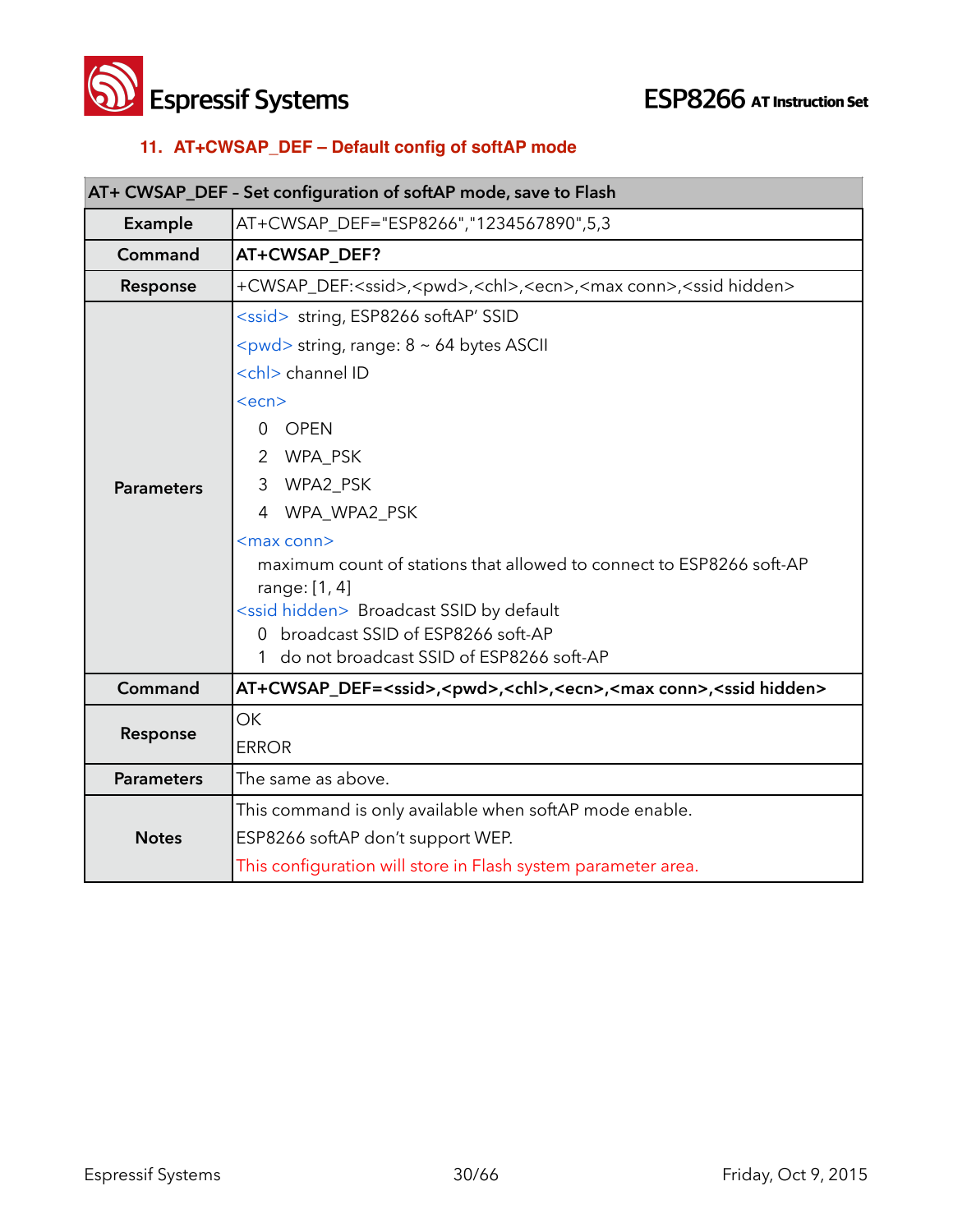## 11. AT+CWSAP_DEF – Default config of softAP mode

| AT+ CWSAP_DEF – Set configuration of softAP mode, save to Flash | |
|---|---|
| **Example** | AT+CWSAP_DEF="ESP8266","1234567890",5,3 |
| **Command** | **AT+CWSAP_DEF?** |
| **Response** | +CWSAP_DEF:<ssid>,<pwd>,<chl>,<ecn>,<max conn>,<ssid hidden> |
| **Parameters** | <ssid> string, ESP8266 softAP' SSID<br><pwd> string, range: 8 ~ 64 bytes ASCII<br><chl> channel ID<br><ecn><br>0 OPEN<br>2 WPA_PSK<br>3 WPA2_PSK<br>4 WPA_WPA2_PSK<br><max conn><br>maximum count of stations that allowed to connect to ESP8266 soft-AP range: [1, 4]<br><ssid hidden> Broadcast SSID by default<br>0 broadcast SSID of ESP8266 soft-AP<br>1 do not broadcast SSID of ESP8266 soft-AP |
| **Command** | **AT+CWSAP_DEF=<ssid>,<pwd>,<chl>,<ecn>,<max conn>,<ssid hidden>** |
| **Response** | OK<br>ERROR |
| **Parameters** | The same as above. |
| **Notes** | This command is only available when softAP mode enable.<br>ESP8266 softAP don't support WEP.<br>This configuration will store in Flash system parameter area. |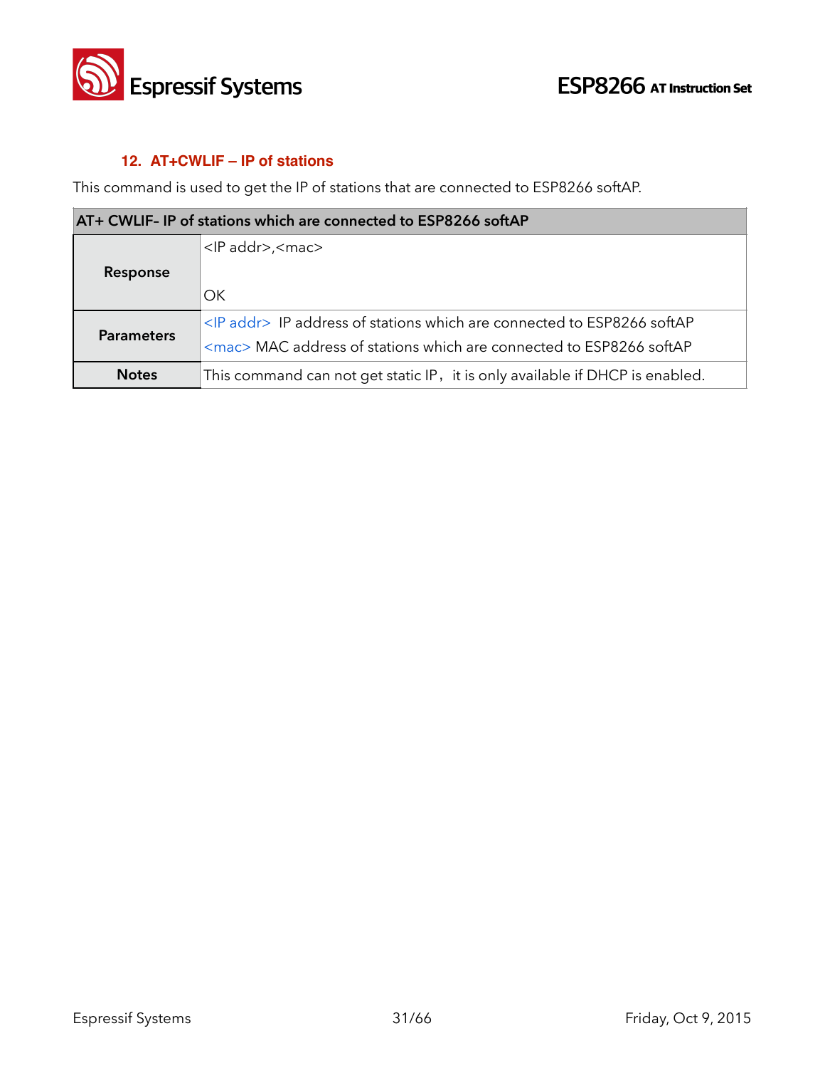### 12. AT+CWLIF – IP of stations

This command is used to get the IP of stations that are connected to ESP8266 softAP.

| AT+ CWLIF– IP of stations which are connected to ESP8266 softAP | |
|---|---|
| **Response** | <IP addr>,<mac><br><br>OK |
| **Parameters** | <IP addr>  IP address of stations which are connected to ESP8266 softAP<br><mac> MAC address of stations which are connected to ESP8266 softAP |
| **Notes** | This command can not get static IP，it is only available if DHCP is enabled. |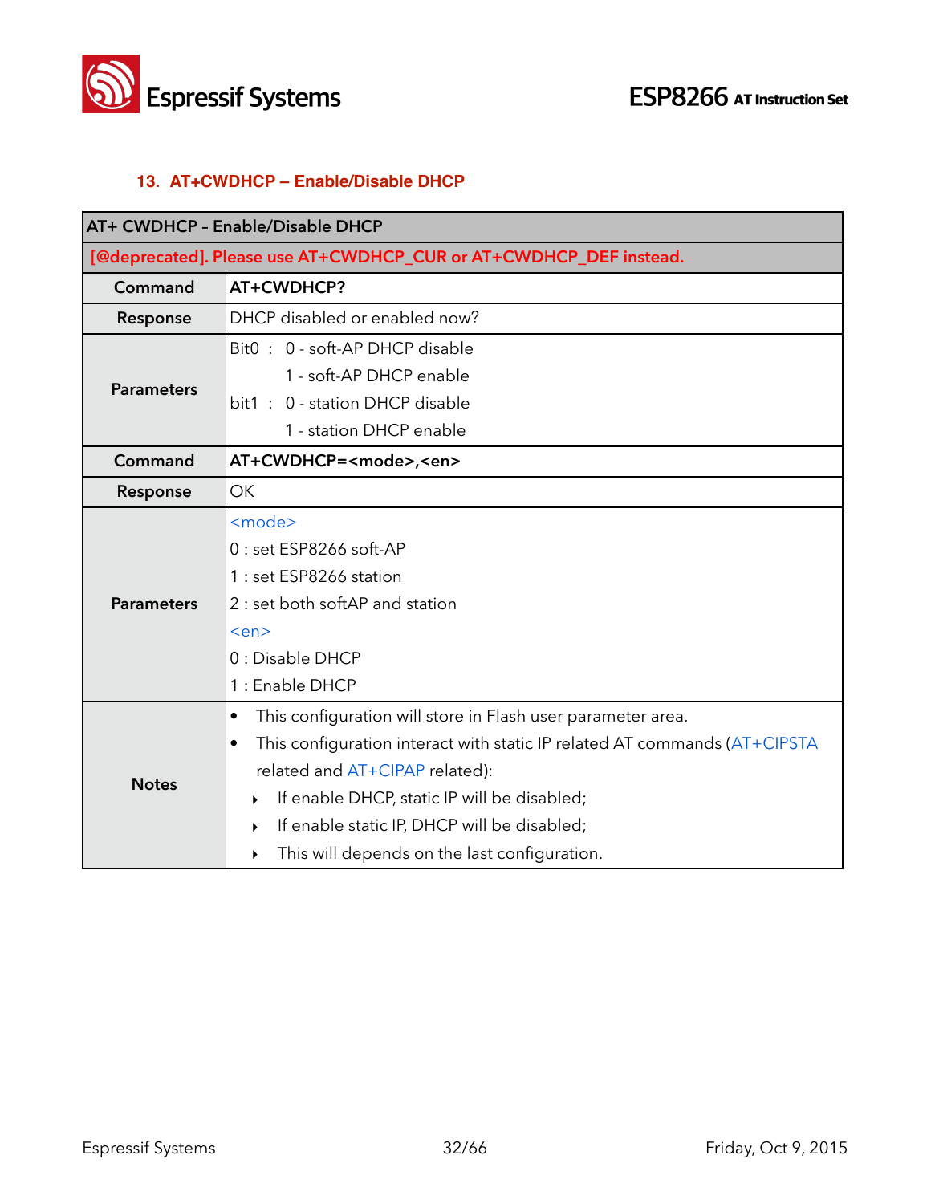### 13. AT+CWDHCP – Enable/Disable DHCP

| AT+ CWDHCP - Enable/Disable DHCP | |
|---|---|
| [@deprecated]. Please use AT+CWDHCP_CUR or AT+CWDHCP_DEF instead. | |
| **Command** | **AT+CWDHCP?** |
| **Response** | DHCP disabled or enabled now? |
| **Parameters** | Bit0 : 0 - soft-AP DHCP disable<br>1 - soft-AP DHCP enable<br>bit1 : 0 - station DHCP disable<br>1 - station DHCP enable |
| **Command** | **AT+CWDHCP=<mode>,<en>** |
| **Response** | OK |
| **Parameters** | <mode><br>0 : set ESP8266 soft-AP<br>1 : set ESP8266 station<br>2 : set both softAP and station<br><en><br>0 : Disable DHCP<br>1 : Enable DHCP |
| **Notes** | • This configuration will store in Flash user parameter area.<br>• This configuration interact with static IP related AT commands (AT+CIPSTA related and AT+CIPAP related):<br>‣ If enable DHCP, static IP will be disabled;<br>‣ If enable static IP, DHCP will be disabled;<br>‣ This will depends on the last configuration. |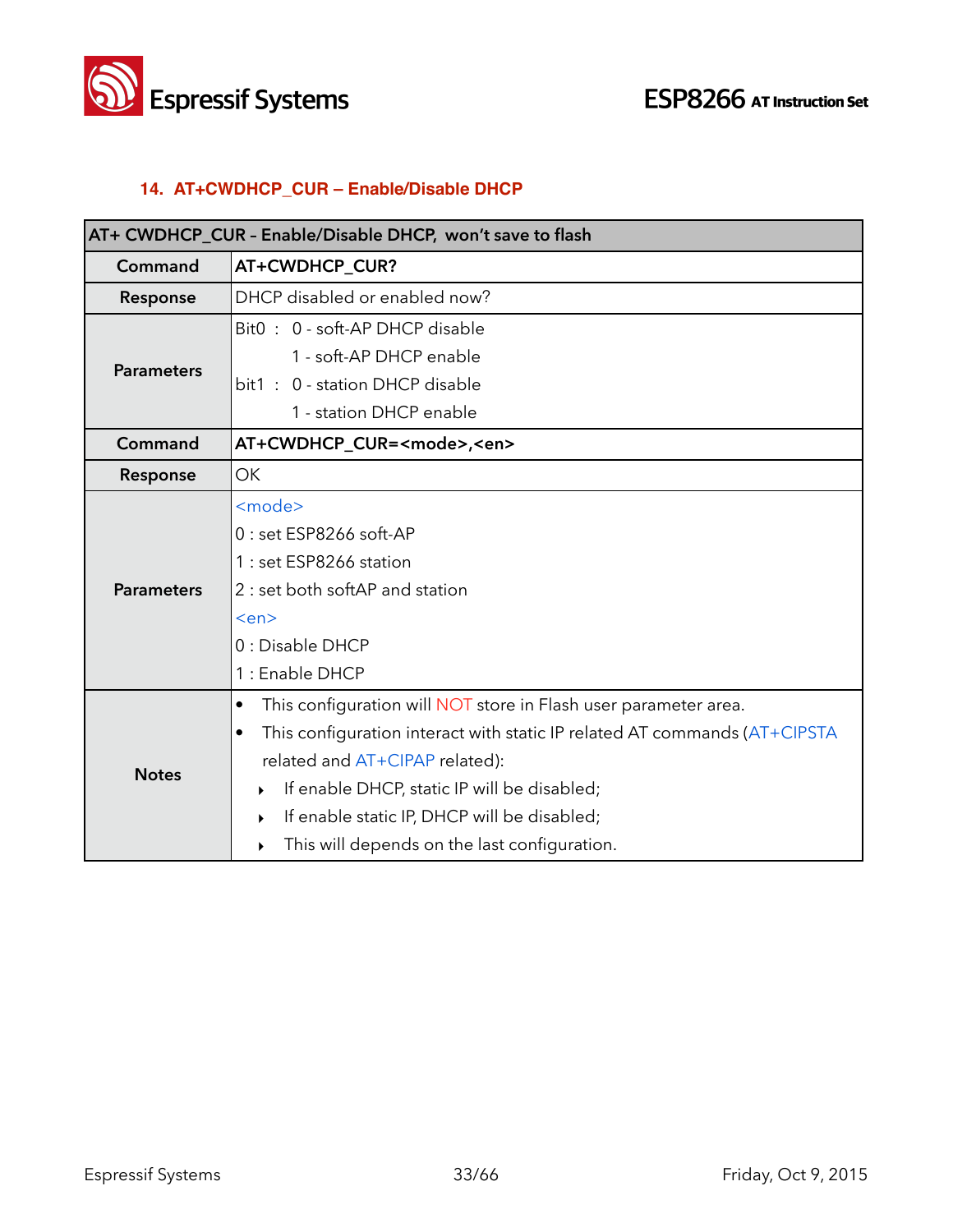## 14. AT+CWDHCP_CUR – Enable/Disable DHCP

| AT+ CWDHCP_CUR - Enable/Disable DHCP, won't save to flash | |
|---|---|
| **Command** | **AT+CWDHCP_CUR?** |
| **Response** | DHCP disabled or enabled now? |
| **Parameters** | Bit0 : 0 - soft-AP DHCP disable<br>1 - soft-AP DHCP enable<br>bit1 : 0 - station DHCP disable<br>1 - station DHCP enable |
| **Command** | **AT+CWDHCP_CUR=<mode>,<en>** |
| **Response** | OK |
| **Parameters** | <mode><br>0 : set ESP8266 soft-AP<br>1 : set ESP8266 station<br>2 : set both softAP and station<br><en><br>0 : Disable DHCP<br>1 : Enable DHCP |
| **Notes** | • This configuration will NOT store in Flash user parameter area.<br>• This configuration interact with static IP related AT commands (AT+CIPSTA related and AT+CIPAP related):<br>‣ If enable DHCP, static IP will be disabled;<br>‣ If enable static IP, DHCP will be disabled;<br>‣ This will depends on the last configuration. |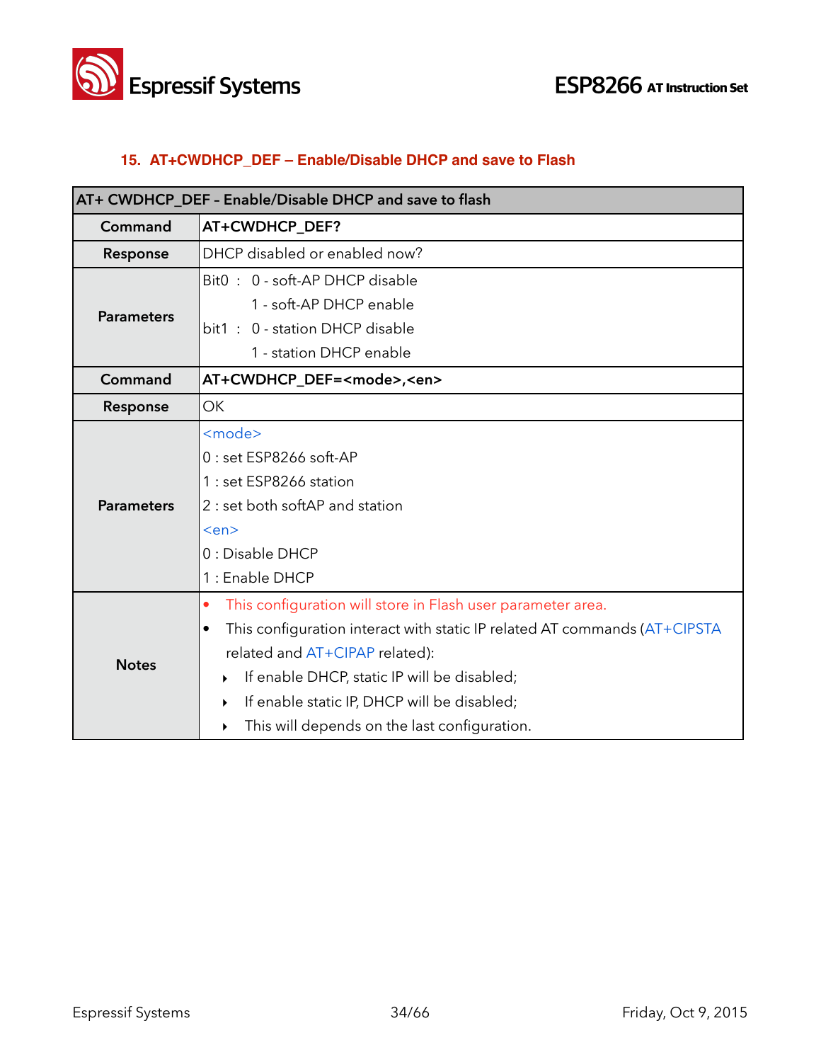## 15. AT+CWDHCP_DEF – Enable/Disable DHCP and save to Flash

| AT+ CWDHCP_DEF – Enable/Disable DHCP and save to flash | |
|---|---|
| **Command** | **AT+CWDHCP_DEF?** |
| **Response** | DHCP disabled or enabled now? |
| **Parameters** | Bit0 : 0 - soft-AP DHCP disable<br>1 - soft-AP DHCP enable<br>bit1 : 0 - station DHCP disable<br>1 - station DHCP enable |
| **Command** | **AT+CWDHCP_DEF=<mode>,<en>** |
| **Response** | OK |
| **Parameters** | <mode><br>0 : set ESP8266 soft-AP<br>1 : set ESP8266 station<br>2 : set both softAP and station<br><en><br>0 : Disable DHCP<br>1 : Enable DHCP |
| **Notes** | • This configuration will store in Flash user parameter area.<br>• This configuration interact with static IP related AT commands (AT+CIPSTA related and AT+CIPAP related):<br>‣ If enable DHCP, static IP will be disabled;<br>‣ If enable static IP, DHCP will be disabled;<br>‣ This will depends on the last configuration. |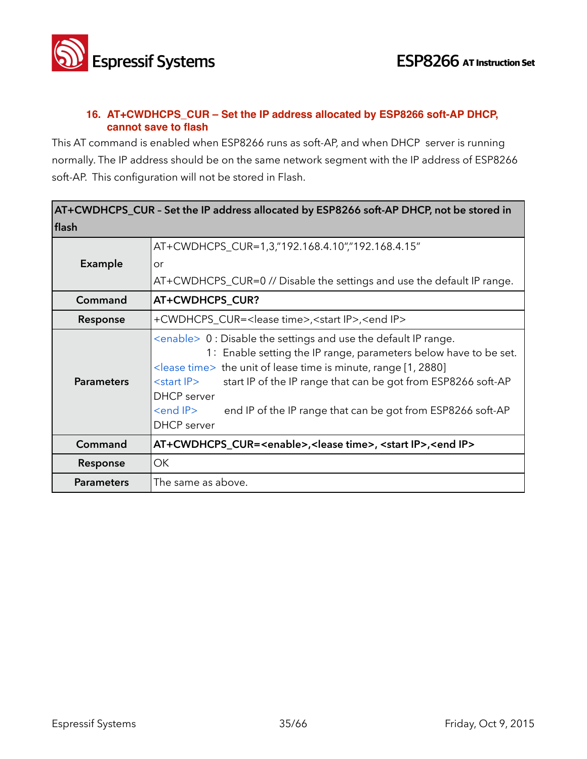### 16. AT+CWDHCPS_CUR – Set the IP address allocated by ESP8266 soft-AP DHCP, cannot save to flash

This AT command is enabled when ESP8266 runs as soft-AP, and when DHCP server is running normally. The IP address should be on the same network segment with the IP address of ESP8266 soft-AP. This configuration will not be stored in Flash.

| AT+CWDHCPS_CUR – Set the IP address allocated by ESP8266 soft-AP DHCP, not be stored in flash | |
|---|---|
| **Example** | AT+CWDHCPS_CUR=1,3,"192.168.4.10","192.168.4.15"<br>or<br>AT+CWDHCPS_CUR=0 // Disable the settings and use the default IP range. |
| **Command** | **AT+CWDHCPS_CUR?** |
| **Response** | +CWDHCPS_CUR=<lease time>,<start IP>,<end IP> |
| **Parameters** | <enable> 0 : Disable the settings and use the default IP range.<br>1 : Enable setting the IP range, parameters below have to be set.<br><lease time> the unit of lease time is minute, range [1, 2880]<br><start IP> start IP of the IP range that can be got from ESP8266 soft-AP DHCP server<br><end IP> end IP of the IP range that can be got from ESP8266 soft-AP DHCP server |
| **Command** | **AT+CWDHCPS_CUR=<enable>,<lease time>, <start IP>,<end IP>** |
| **Response** | OK |
| **Parameters** | The same as above. |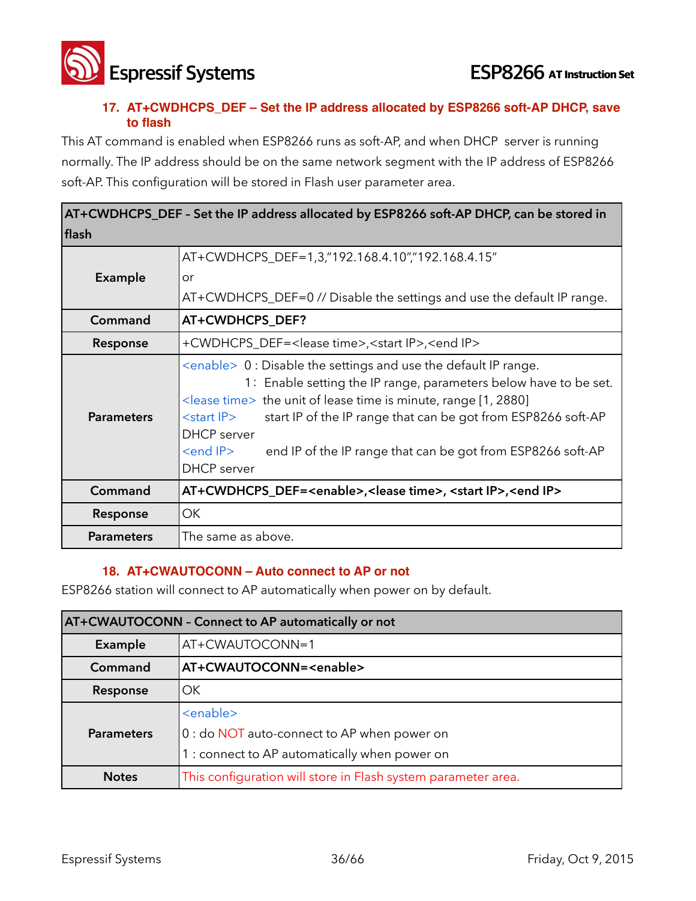### 17. AT+CWDHCPS_DEF – Set the IP address allocated by ESP8266 soft-AP DHCP, save to flash

This AT command is enabled when ESP8266 runs as soft-AP, and when DHCP server is running normally. The IP address should be on the same network segment with the IP address of ESP8266 soft-AP. This configuration will be stored in Flash user parameter area.

| AT+CWDHCPS_DEF – Set the IP address allocated by ESP8266 soft-AP DHCP, can be stored in flash | |
|---|---|
| **Example** | AT+CWDHCPS_DEF=1,3,"192.168.4.10","192.168.4.15"<br>or<br>AT+CWDHCPS_DEF=0 // Disable the settings and use the default IP range. |
| **Command** | **AT+CWDHCPS_DEF?** |
| **Response** | +CWDHCPS_DEF=<lease time>,<start IP>,<end IP> |
| **Parameters** | <enable> 0 : Disable the settings and use the default IP range.<br>1 : Enable setting the IP range, parameters below have to be set.<br><lease time> the unit of lease time is minute, range [1, 2880]<br><start IP> start IP of the IP range that can be got from ESP8266 soft-AP DHCP server<br><end IP> end IP of the IP range that can be got from ESP8266 soft-AP DHCP server |
| **Command** | **AT+CWDHCPS_DEF=<enable>,<lease time>, <start IP>,<end IP>** |
| **Response** | OK |
| **Parameters** | The same as above. |

### 18. AT+CWAUTOCONN – Auto connect to AP or not

ESP8266 station will connect to AP automatically when power on by default.

| AT+CWAUTOCONN – Connect to AP automatically or not | |
|---|---|
| **Example** | AT+CWAUTOCONN=1 |
| **Command** | **AT+CWAUTOCONN=<enable>** |
| **Response** | OK |
| **Parameters** | <enable><br>0 : do NOT auto-connect to AP when power on<br>1 : connect to AP automatically when power on |
| **Notes** | This configuration will store in Flash system parameter area. |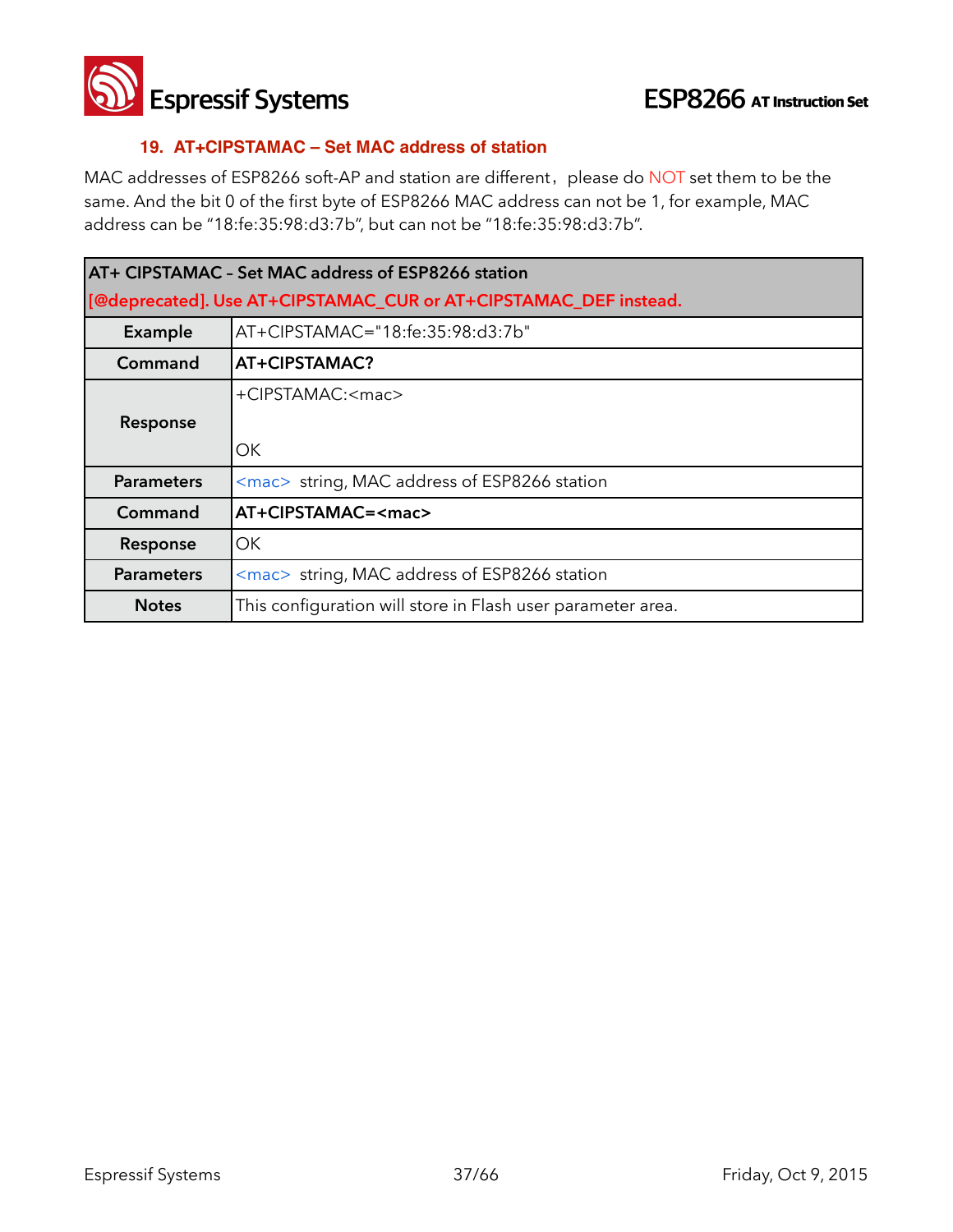### 19. AT+CIPSTAMAC – Set MAC address of station

MAC addresses of ESP8266 soft-AP and station are different，please do NOT set them to be the same. And the bit 0 of the first byte of ESP8266 MAC address can not be 1, for example, MAC address can be "18:fe:35:98:d3:7b", but can not be "18:fe:35:98:d3:7b".

| AT+ CIPSTAMAC – Set MAC address of ESP8266 station<br>[@deprecated]. Use AT+CIPSTAMAC_CUR or AT+CIPSTAMAC_DEF instead. | |
|---|---|
| **Example** | AT+CIPSTAMAC="18:fe:35:98:d3:7b" |
| **Command** | **AT+CIPSTAMAC?** |
| **Response** | +CIPSTAMAC:<mac><br><br>OK |
| **Parameters** | <mac> string, MAC address of ESP8266 station |
| **Command** | **AT+CIPSTAMAC=<mac>** |
| **Response** | OK |
| **Parameters** | <mac> string, MAC address of ESP8266 station |
| **Notes** | This configuration will store in Flash user parameter area. |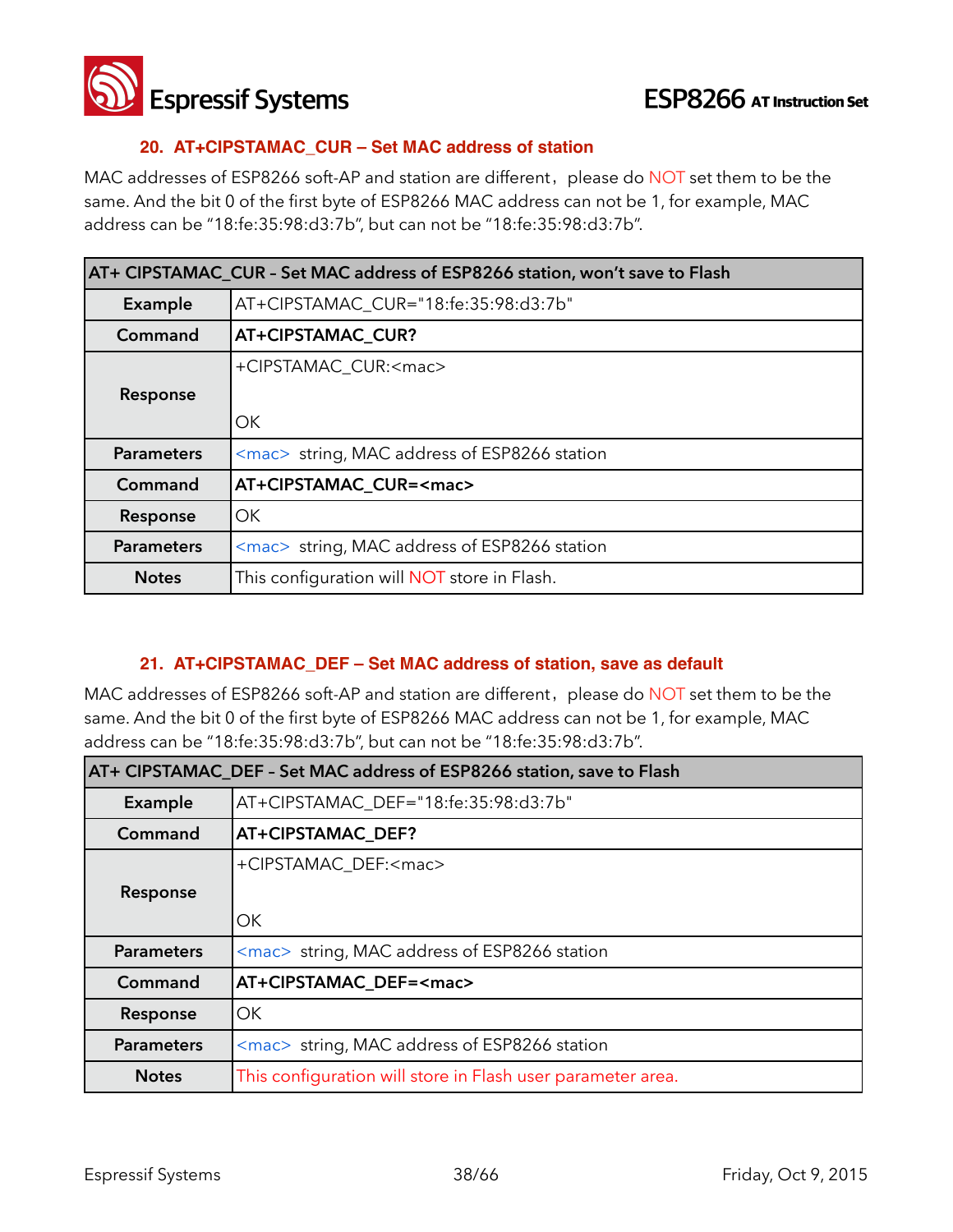### 20. AT+CIPSTAMAC_CUR – Set MAC address of station

MAC addresses of ESP8266 soft-AP and station are different，please do NOT set them to be the same. And the bit 0 of the first byte of ESP8266 MAC address can not be 1, for example, MAC address can be "18:fe:35:98:d3:7b", but can not be "18:fe:35:98:d3:7b".

| AT+ CIPSTAMAC_CUR - Set MAC address of ESP8266 station, won't save to Flash | |
|---|---|
| **Example** | AT+CIPSTAMAC_CUR="18:fe:35:98:d3:7b" |
| **Command** | **AT+CIPSTAMAC_CUR?** |
| **Response** | +CIPSTAMAC_CUR:<mac><br><br>OK |
| **Parameters** | <mac> string, MAC address of ESP8266 station |
| **Command** | **AT+CIPSTAMAC_CUR=<mac>** |
| **Response** | OK |
| **Parameters** | <mac> string, MAC address of ESP8266 station |
| **Notes** | This configuration will NOT store in Flash. |

### 21. AT+CIPSTAMAC_DEF – Set MAC address of station, save as default

MAC addresses of ESP8266 soft-AP and station are different，please do NOT set them to be the same. And the bit 0 of the first byte of ESP8266 MAC address can not be 1, for example, MAC address can be "18:fe:35:98:d3:7b", but can not be "18:fe:35:98:d3:7b".

| AT+ CIPSTAMAC_DEF - Set MAC address of ESP8266 station, save to Flash | |
|---|---|
| **Example** | AT+CIPSTAMAC_DEF="18:fe:35:98:d3:7b" |
| **Command** | **AT+CIPSTAMAC_DEF?** |
| **Response** | +CIPSTAMAC_DEF:<mac><br><br>OK |
| **Parameters** | <mac> string, MAC address of ESP8266 station |
| **Command** | **AT+CIPSTAMAC_DEF=<mac>** |
| **Response** | OK |
| **Parameters** | <mac> string, MAC address of ESP8266 station |
| **Notes** | This configuration will store in Flash user parameter area. |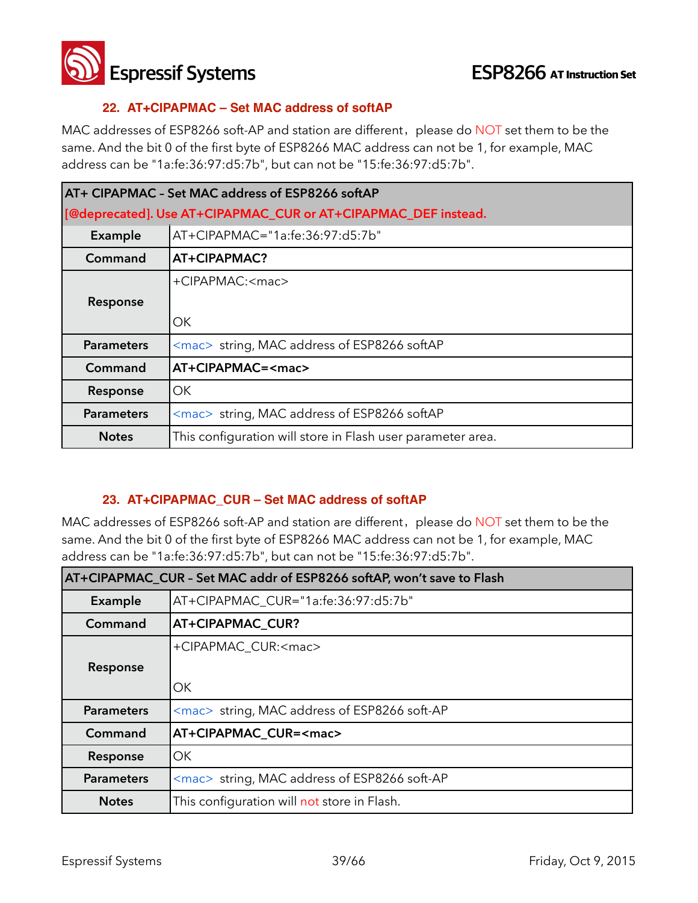### 22. AT+CIPAPMAC – Set MAC address of softAP

MAC addresses of ESP8266 soft-AP and station are different，please do NOT set them to be the same. And the bit 0 of the first byte of ESP8266 MAC address can not be 1, for example, MAC address can be "1a:fe:36:97:d5:7b", but can not be "15:fe:36:97:d5:7b".

| AT+ CIPAPMAC – Set MAC address of ESP8266 softAP<br>[@deprecated]. Use AT+CIPAPMAC_CUR or AT+CIPAPMAC_DEF instead. | |
|---|---|
| **Example** | AT+CIPAPMAC="1a:fe:36:97:d5:7b" |
| **Command** | **AT+CIPAPMAC?** |
| **Response** | +CIPAPMAC:<mac><br><br>OK |
| **Parameters** | <mac> string, MAC address of ESP8266 softAP |
| **Command** | **AT+CIPAPMAC=<mac>** |
| **Response** | OK |
| **Parameters** | <mac> string, MAC address of ESP8266 softAP |
| **Notes** | This configuration will store in Flash user parameter area. |

### 23. AT+CIPAPMAC_CUR – Set MAC address of softAP

MAC addresses of ESP8266 soft-AP and station are different，please do NOT set them to be the same. And the bit 0 of the first byte of ESP8266 MAC address can not be 1, for example, MAC address can be "1a:fe:36:97:d5:7b", but can not be "15:fe:36:97:d5:7b".

| AT+CIPAPMAC_CUR – Set MAC addr of ESP8266 softAP, won't save to Flash | |
|---|---|
| **Example** | AT+CIPAPMAC_CUR="1a:fe:36:97:d5:7b" |
| **Command** | **AT+CIPAPMAC_CUR?** |
| **Response** | +CIPAPMAC_CUR:<mac><br><br>OK |
| **Parameters** | <mac> string, MAC address of ESP8266 soft-AP |
| **Command** | **AT+CIPAPMAC_CUR=<mac>** |
| **Response** | OK |
| **Parameters** | <mac> string, MAC address of ESP8266 soft-AP |
| **Notes** | This configuration will not store in Flash. |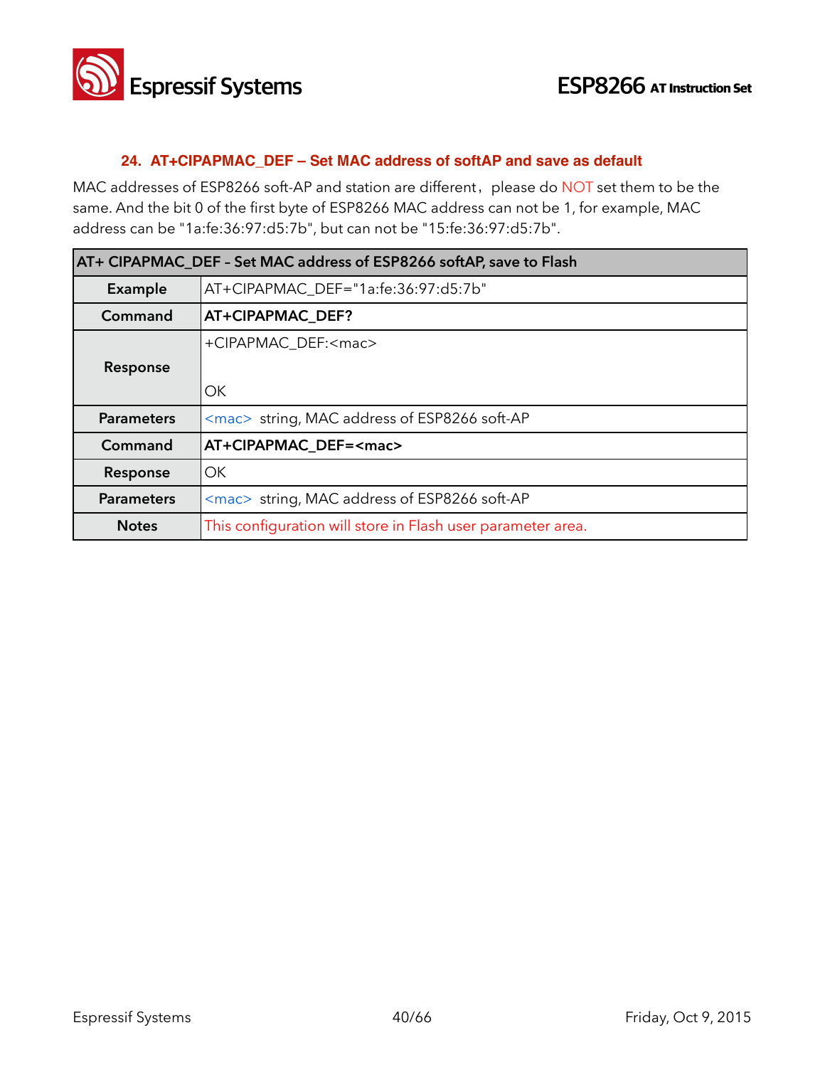### 24. AT+CIPAPMAC_DEF – Set MAC address of softAP and save as default

MAC addresses of ESP8266 soft-AP and station are different，please do NOT set them to be the same. And the bit 0 of the first byte of ESP8266 MAC address can not be 1, for example, MAC address can be "1a:fe:36:97:d5:7b", but can not be "15:fe:36:97:d5:7b".

| AT+ CIPAPMAC_DEF - Set MAC address of ESP8266 softAP, save to Flash | |
|---|---|
| **Example** | AT+CIPAPMAC_DEF="1a:fe:36:97:d5:7b" |
| **Command** | **AT+CIPAPMAC_DEF?** |
| **Response** | +CIPAPMAC_DEF:<mac><br><br>OK |
| **Parameters** | <mac> string, MAC address of ESP8266 soft-AP |
| **Command** | **AT+CIPAPMAC_DEF=<mac>** |
| **Response** | OK |
| **Parameters** | <mac> string, MAC address of ESP8266 soft-AP |
| **Notes** | This configuration will store in Flash user parameter area. |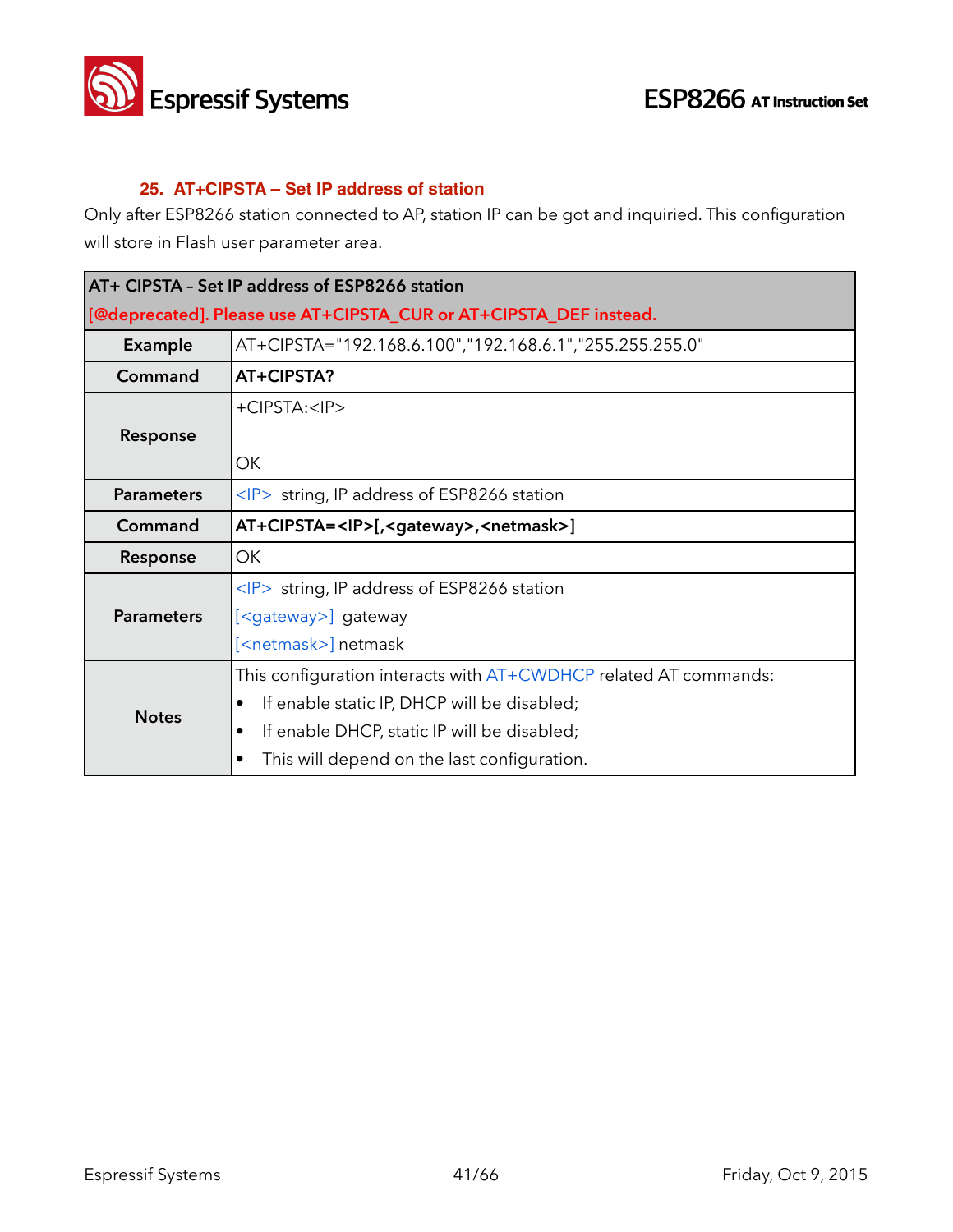### 25. AT+CIPSTA – Set IP address of station

Only after ESP8266 station connected to AP, station IP can be got and inquiried. This configuration will store in Flash user parameter area.

| AT+ CIPSTA - Set IP address of ESP8266 station<br>[@deprecated]. Please use AT+CIPSTA_CUR or AT+CIPSTA_DEF instead. | |
|---|---|
| **Example** | AT+CIPSTA="192.168.6.100","192.168.6.1","255.255.255.0" |
| **Command** | **AT+CIPSTA?** |
| **Response** | +CIPSTA:<IP><br><br>OK |
| **Parameters** | <IP> string, IP address of ESP8266 station |
| **Command** | **AT+CIPSTA=<IP>[,<gateway>,<netmask>]** |
| **Response** | OK |
| **Parameters** | <IP> string, IP address of ESP8266 station<br>[<gateway>] gateway<br>[<netmask>] netmask |
| **Notes** | This configuration interacts with AT+CWDHCP related AT commands:<br>• If enable static IP, DHCP will be disabled;<br>• If enable DHCP, static IP will be disabled;<br>• This will depend on the last configuration. |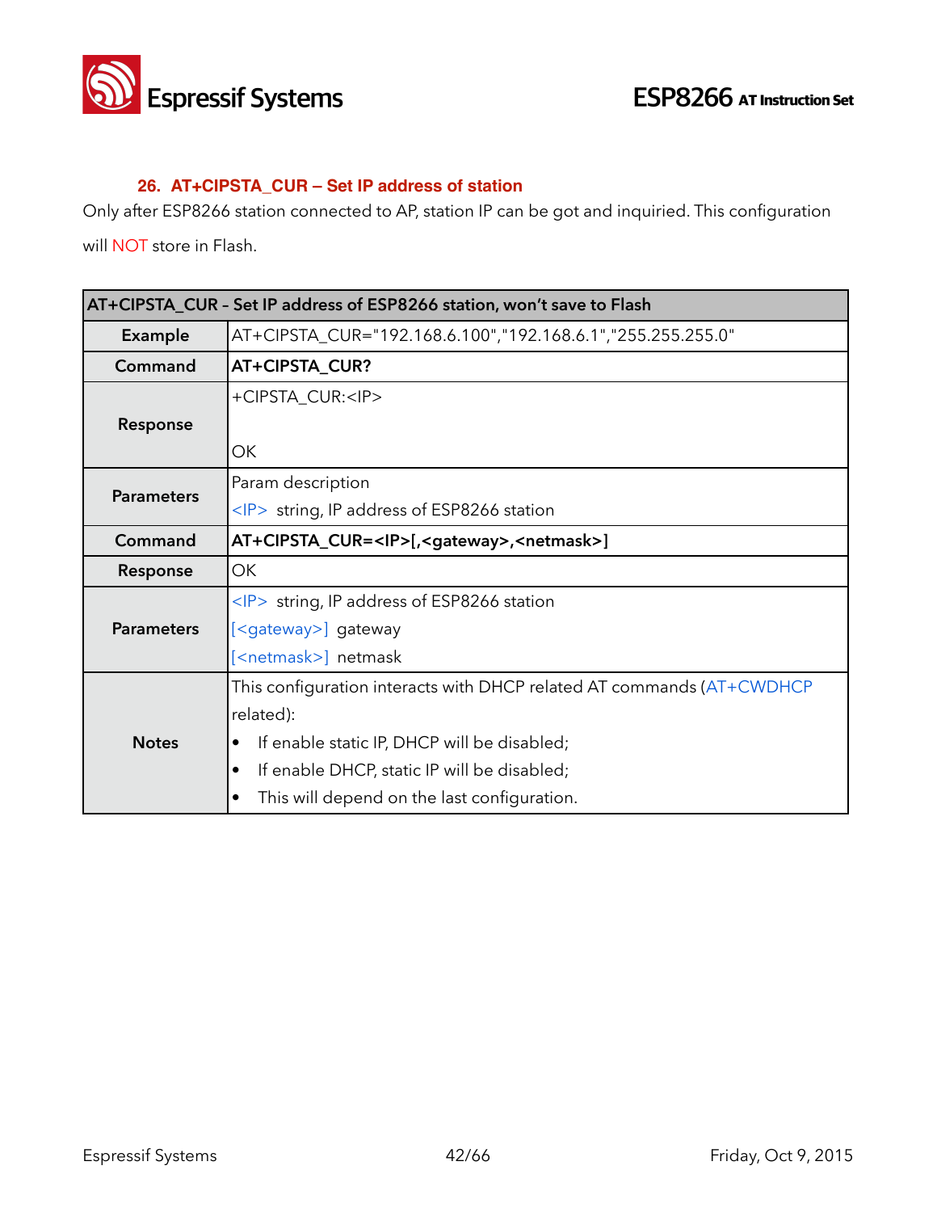### 26. AT+CIPSTA_CUR – Set IP address of station

Only after ESP8266 station connected to AP, station IP can be got and inquiried. This configuration will NOT store in Flash.

| AT+CIPSTA_CUR – Set IP address of ESP8266 station, won't save to Flash | |
|---|---|
| **Example** | AT+CIPSTA_CUR="192.168.6.100","192.168.6.1","255.255.255.0" |
| **Command** | **AT+CIPSTA_CUR?** |
| **Response** | +CIPSTA_CUR:<IP><br><br>OK |
| **Parameters** | Param description<br><IP> string, IP address of ESP8266 station |
| **Command** | **AT+CIPSTA_CUR=<IP>[,<gateway>,<netmask>]** |
| **Response** | OK |
| **Parameters** | <IP> string, IP address of ESP8266 station<br>[<gateway>] gateway<br>[<netmask>] netmask |
| **Notes** | This configuration interacts with DHCP related AT commands (AT+CWDHCP related):<br>• If enable static IP, DHCP will be disabled;<br>• If enable DHCP, static IP will be disabled;<br>• This will depend on the last configuration. |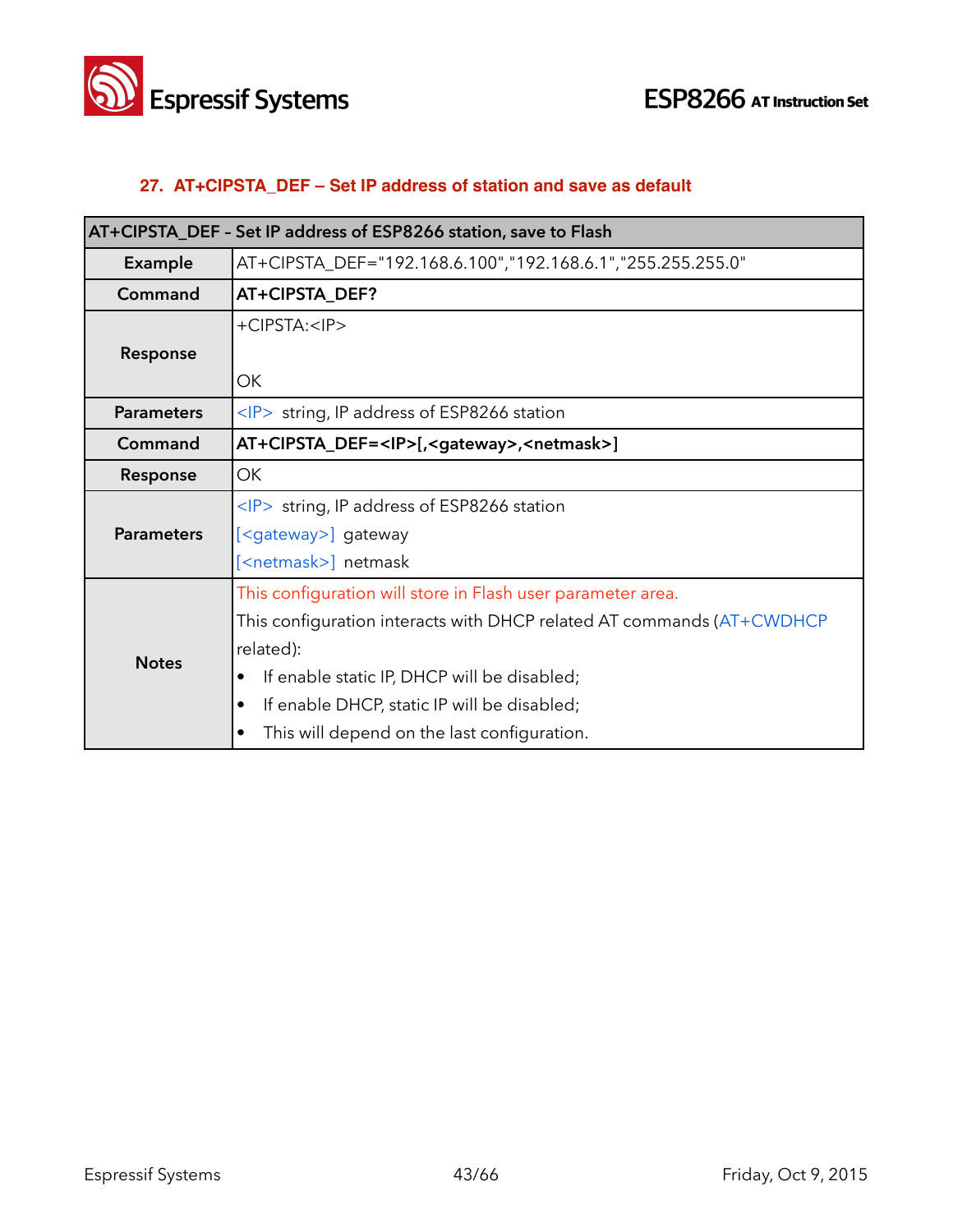## 27. AT+CIPSTA_DEF – Set IP address of station and save as default

| AT+CIPSTA_DEF - Set IP address of ESP8266 station, save to Flash | |
|---|---|
| **Example** | AT+CIPSTA_DEF="192.168.6.100","192.168.6.1","255.255.255.0" |
| **Command** | **AT+CIPSTA_DEF?** |
| **Response** | +CIPSTA:<IP><br><br>OK |
| **Parameters** | <IP> string, IP address of ESP8266 station |
| **Command** | **AT+CIPSTA_DEF=<IP>[,<gateway>,<netmask>]** |
| **Response** | OK |
| **Parameters** | <IP> string, IP address of ESP8266 station<br>[<gateway>] gateway<br>[<netmask>] netmask |
| **Notes** | This configuration will store in Flash user parameter area.<br>This configuration interacts with DHCP related AT commands (AT+CWDHCP related):<br>• If enable static IP, DHCP will be disabled;<br>• If enable DHCP, static IP will be disabled;<br>• This will depend on the last configuration. |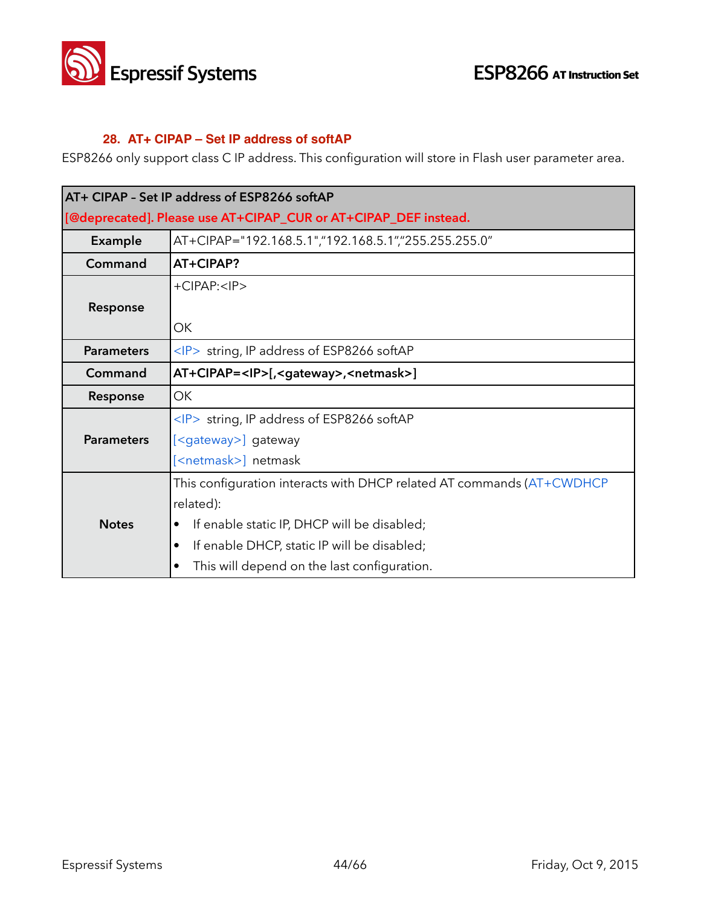### 28. AT+ CIPAP – Set IP address of softAP

ESP8266 only support class C IP address. This configuration will store in Flash user parameter area.

| AT+ CIPAP - Set IP address of ESP8266 softAP<br>[@deprecated]. Please use AT+CIPAP_CUR or AT+CIPAP_DEF instead. | |
|---|---|
| **Example** | AT+CIPAP="192.168.5.1","192.168.5.1","255.255.255.0" |
| **Command** | **AT+CIPAP?** |
| **Response** | +CIPAP:<IP><br><br>OK |
| **Parameters** | <IP> string, IP address of ESP8266 softAP |
| **Command** | **AT+CIPAP=<IP>[,<gateway>,<netmask>]** |
| **Response** | OK |
| **Parameters** | <IP> string, IP address of ESP8266 softAP<br>[<gateway>] gateway<br>[<netmask>] netmask |
| **Notes** | This configuration interacts with DHCP related AT commands (AT+CWDHCP related):<br>• If enable static IP, DHCP will be disabled;<br>• If enable DHCP, static IP will be disabled;<br>• This will depend on the last configuration. |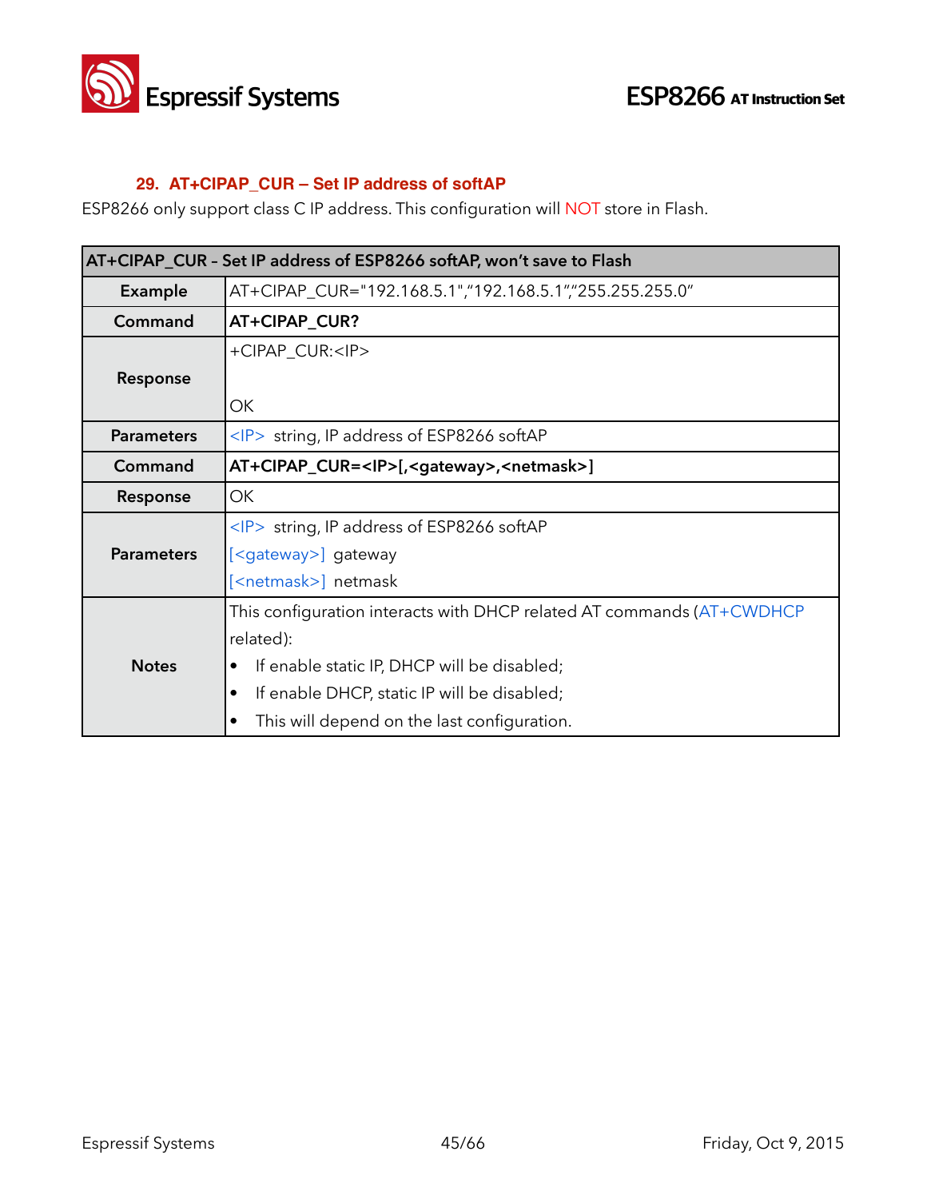### 29. AT+CIPAP_CUR – Set IP address of softAP

ESP8266 only support class C IP address. This configuration will NOT store in Flash.

| AT+CIPAP_CUR - Set IP address of ESP8266 softAP, won't save to Flash | |
|---|---|
| **Example** | AT+CIPAP_CUR="192.168.5.1","192.168.5.1","255.255.255.0" |
| **Command** | **AT+CIPAP_CUR?** |
| **Response** | +CIPAP_CUR:<IP><br><br>OK |
| **Parameters** | <IP> string, IP address of ESP8266 softAP |
| **Command** | **AT+CIPAP_CUR=<IP>[,<gateway>,<netmask>]** |
| **Response** | OK |
| **Parameters** | <IP> string, IP address of ESP8266 softAP<br>[<gateway>] gateway<br>[<netmask>] netmask |
| **Notes** | This configuration interacts with DHCP related AT commands (AT+CWDHCP related):<br>• If enable static IP, DHCP will be disabled;<br>• If enable DHCP, static IP will be disabled;<br>• This will depend on the last configuration. |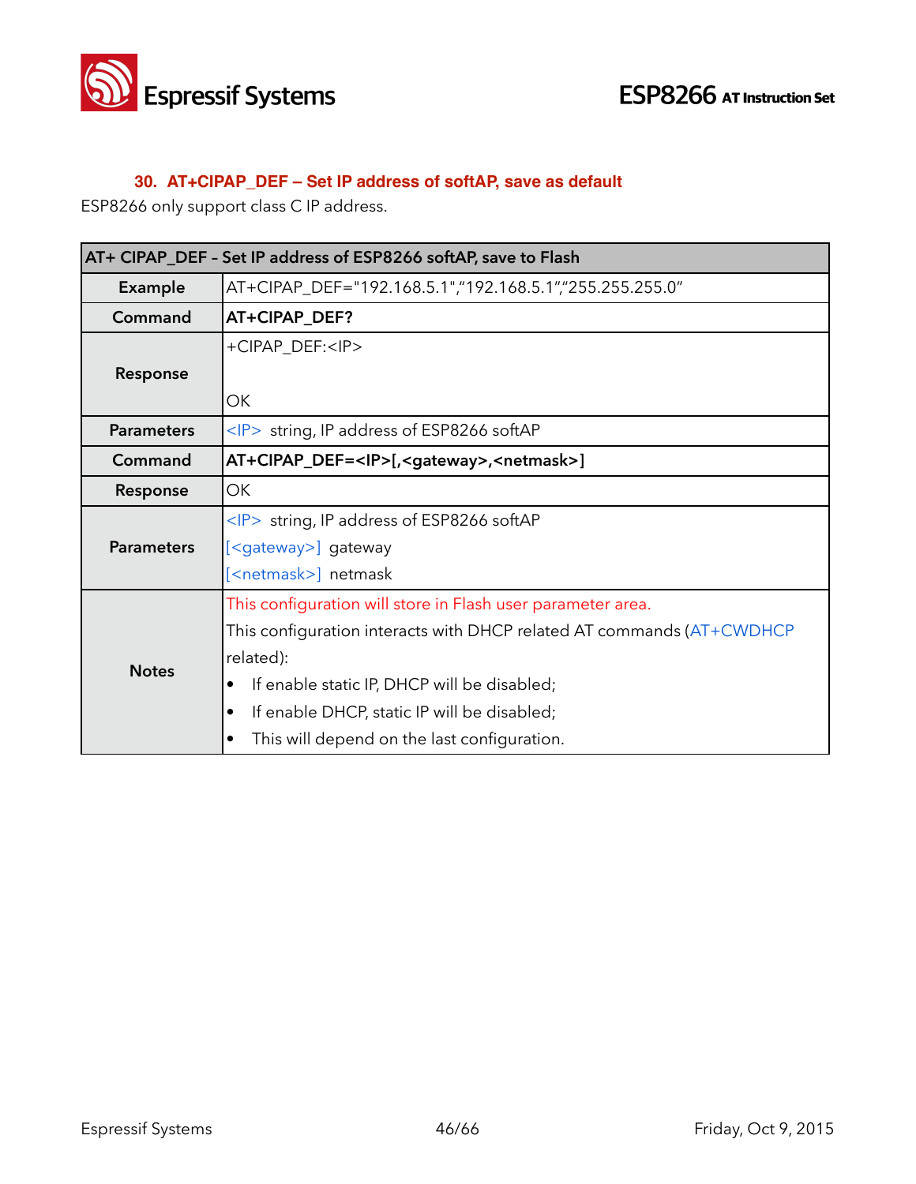### 30. AT+CIPAP_DEF – Set IP address of softAP, save as default

ESP8266 only support class C IP address.

| AT+ CIPAP_DEF – Set IP address of ESP8266 softAP, save to Flash | |
|---|---|
| **Example** | AT+CIPAP_DEF="192.168.5.1","192.168.5.1","255.255.255.0" |
| **Command** | **AT+CIPAP_DEF?** |
| **Response** | +CIPAP_DEF:<IP><br><br>OK |
| **Parameters** | <IP> string, IP address of ESP8266 softAP |
| **Command** | **AT+CIPAP_DEF=<IP>[,<gateway>,<netmask>]** |
| **Response** | OK |
| **Parameters** | <IP> string, IP address of ESP8266 softAP<br>[<gateway>] gateway<br>[<netmask>] netmask |
| **Notes** | This configuration will store in Flash user parameter area.<br>This configuration interacts with DHCP related AT commands (AT+CWDHCP related):<br>• If enable static IP, DHCP will be disabled;<br>• If enable DHCP, static IP will be disabled;<br>• This will depend on the last configuration. |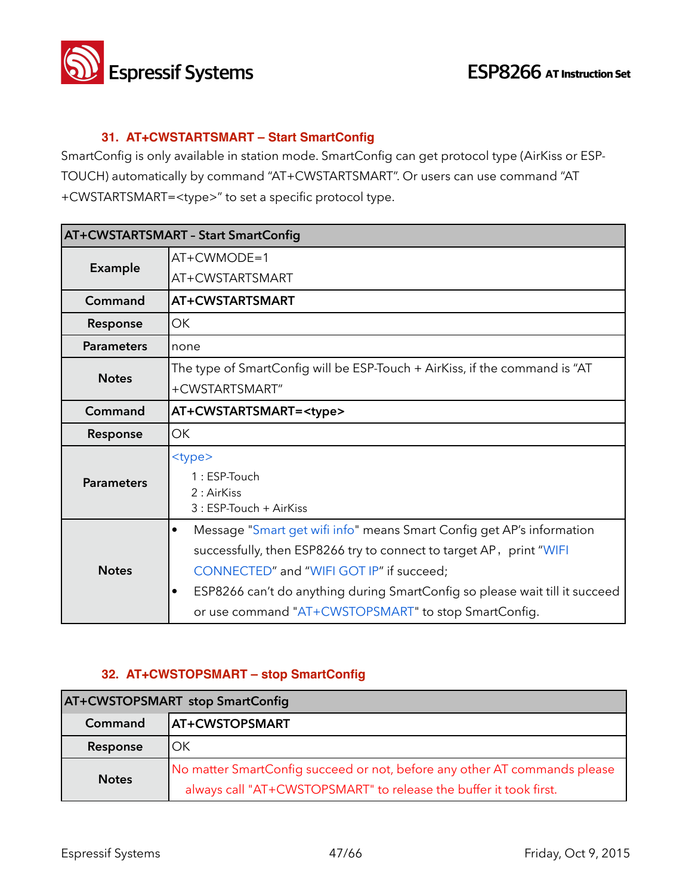### 31. AT+CWSTARTSMART – Start SmartConfig

SmartConfig is only available in station mode. SmartConfig can get protocol type (AirKiss or ESP-TOUCH) automatically by command "AT+CWSTARTSMART". Or users can use command "AT+CWSTARTSMART=<type>" to set a specific protocol type.

| AT+CWSTARTSMART – Start SmartConfig | |
|---|---|
| **Example** | AT+CWMODE=1<br>AT+CWSTARTSMART |
| **Command** | **AT+CWSTARTSMART** |
| **Response** | OK |
| **Parameters** | none |
| **Notes** | The type of SmartConfig will be ESP-Touch + AirKiss, if the command is "AT+CWSTARTSMART" |
| **Command** | **AT+CWSTARTSMART=<type>** |
| **Response** | OK |
| **Parameters** | <type><br>1 : ESP-Touch<br>2 : AirKiss<br>3 : ESP-Touch + AirKiss |
| **Notes** | • Message "Smart get wifi info" means Smart Config get AP's information successfully, then ESP8266 try to connect to target AP，print "WIFI CONNECTED" and "WIFI GOT IP" if succeed;<br>• ESP8266 can't do anything during SmartConfig so please wait till it succeed or use command "AT+CWSTOPSMART" to stop SmartConfig. |

### 32. AT+CWSTOPSMART – stop SmartConfig

| AT+CWSTOPSMART stop SmartConfig | |
|---|---|
| **Command** | **AT+CWSTOPSMART** |
| **Response** | OK |
| **Notes** | No matter SmartConfig succeed or not, before any other AT commands please always call "AT+CWSTOPSMART" to release the buffer it took first. |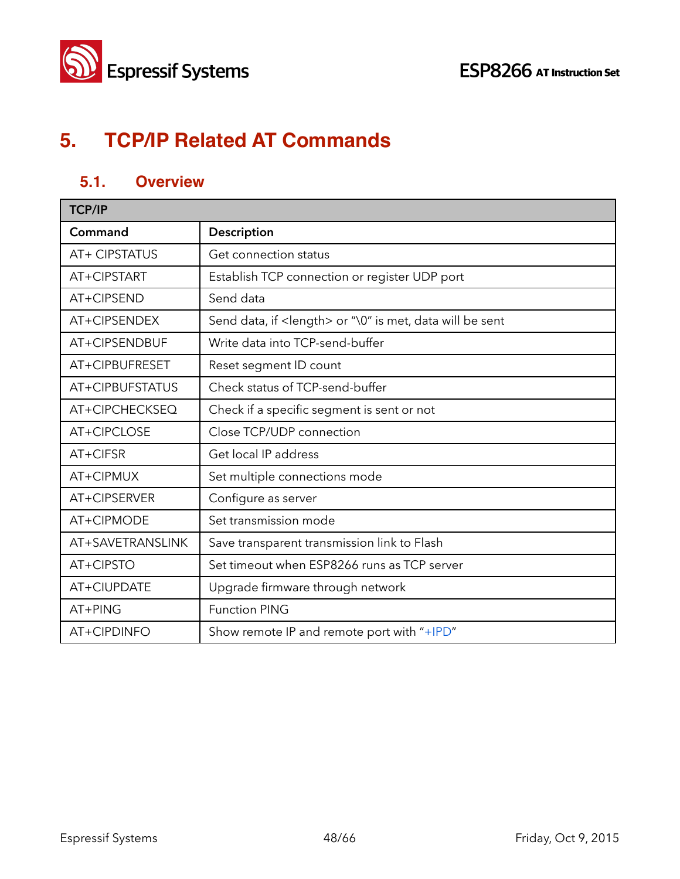# 5. TCP/IP Related AT Commands

## 5.1. Overview

| TCP/IP | |
|---|---|
| **Command** | **Description** |
| AT+ CIPSTATUS | Get connection status |
| AT+CIPSTART | Establish TCP connection or register UDP port |
| AT+CIPSEND | Send data |
| AT+CIPSENDEX | Send data, if <length> or "\0" is met, data will be sent |
| AT+CIPSENDBUF | Write data into TCP-send-buffer |
| AT+CIPBUFRESET | Reset segment ID count |
| AT+CIPBUFSTATUS | Check status of TCP-send-buffer |
| AT+CIPCHECKSEQ | Check if a specific segment is sent or not |
| AT+CIPCLOSE | Close TCP/UDP connection |
| AT+CIFSR | Get local IP address |
| AT+CIPMUX | Set multiple connections mode |
| AT+CIPSERVER | Configure as server |
| AT+CIPMODE | Set transmission mode |
| AT+SAVETRANSLINK | Save transparent transmission link to Flash |
| AT+CIPSTO | Set timeout when ESP8266 runs as TCP server |
| AT+CIUPDATE | Upgrade firmware through network |
| AT+PING | Function PING |
| AT+CIPDINFO | Show remote IP and remote port with "+IPD" |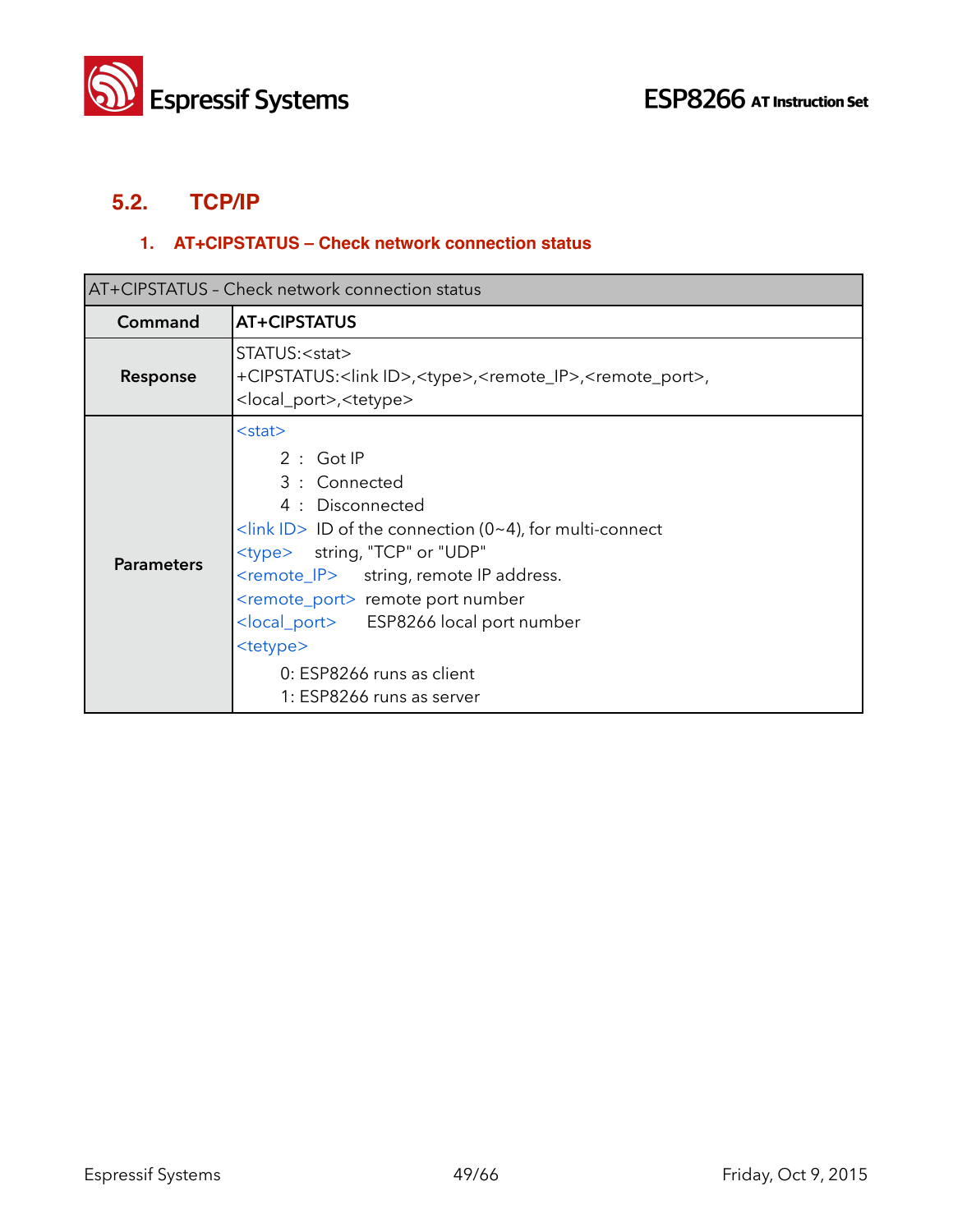## 5.2. TCP/IP

### 1. AT+CIPSTATUS – Check network connection status

| AT+CIPSTATUS – Check network connection status | |
|---|---|
| **Command** | **AT+CIPSTATUS** |
| **Response** | STATUS:<stat><br>+CIPSTATUS:<link ID>,<type>,<remote_IP>,<remote_port>,<br><local_port>,<tetype> |
| **Parameters** | <stat><br>2 : Got IP<br>3 : Connected<br>4 : Disconnected<br><link ID> ID of the connection (0~4), for multi-connect<br><type> string, "TCP" or "UDP"<br><remote_IP> string, remote IP address.<br><remote_port> remote port number<br><local_port> ESP8266 local port number<br><tetype><br>0: ESP8266 runs as client<br>1: ESP8266 runs as server |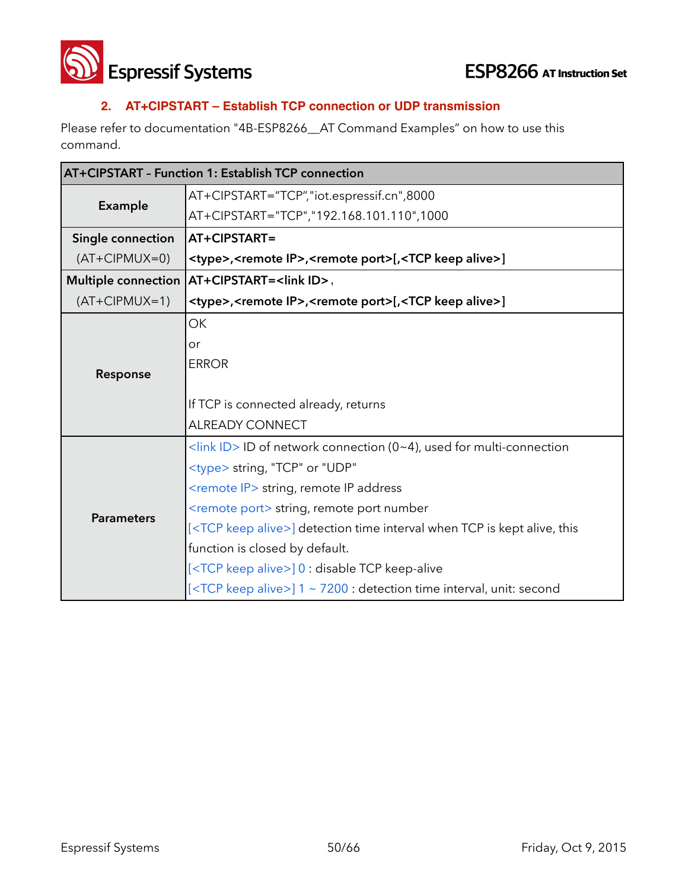### 2. AT+CIPSTART – Establish TCP connection or UDP transmission

Please refer to documentation "4B-ESP8266__AT Command Examples" on how to use this command.

| AT+CIPSTART - Function 1: Establish TCP connection | |
|---|---|
| **Example** | AT+CIPSTART="TCP","iot.espressif.cn",8000<br>AT+CIPSTART="TCP","192.168.101.110",1000 |
| **Single connection**<br>(AT+CIPMUX=0) | **AT+CIPSTART=**<br>**<type>,<remote IP>,<remote port>[,<TCP keep alive>]** |
| **Multiple connection**<br>(AT+CIPMUX=1) | **AT+CIPSTART=<link ID>,**<br>**<type>,<remote IP>,<remote port>[,<TCP keep alive>]** |
| **Response** | OK<br>or<br>ERROR<br><br>If TCP is connected already, returns<br>ALREADY CONNECT |
| **Parameters** | <link ID> ID of network connection (0~4), used for multi-connection<br><type> string, "TCP" or "UDP"<br><remote IP> string, remote IP address<br><remote port> string, remote port number<br>[<TCP keep alive>] detection time interval when TCP is kept alive, this function is closed by default.<br>[<TCP keep alive>] 0 : disable TCP keep-alive<br>[<TCP keep alive>] 1 ~ 7200 : detection time interval, unit: second |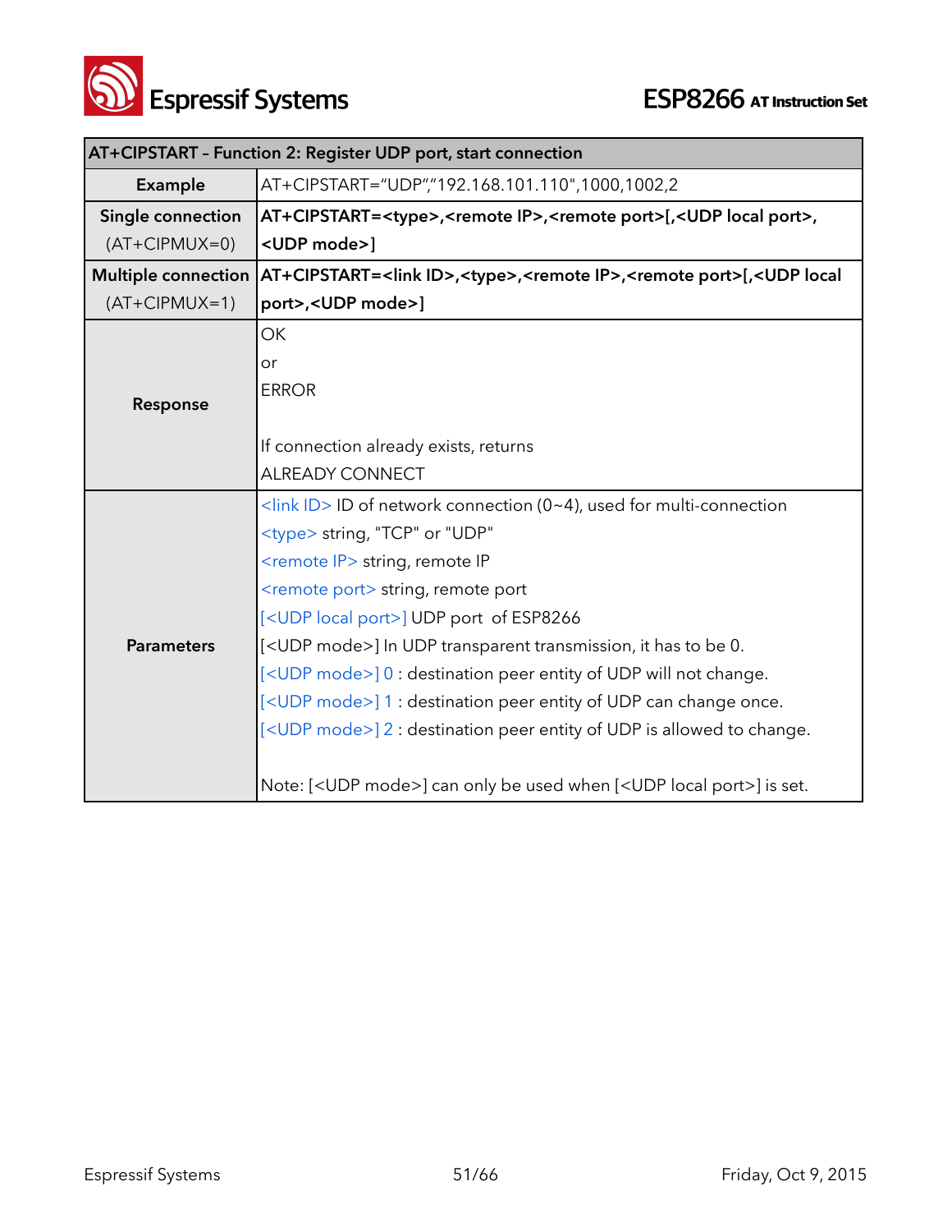| AT+CIPSTART – Function 2: Register UDP port, start connection | |
|---|---|
| **Example** | AT+CIPSTART="UDP","192.168.101.110",1000,1002,2 |
| **Single connection** (AT+CIPMUX=0) | **AT+CIPSTART=<type>,<remote IP>,<remote port>[,<UDP local port>,<UDP mode>]** |
| **Multiple connection** (AT+CIPMUX=1) | **AT+CIPSTART=<link ID>,<type>,<remote IP>,<remote port>[,<UDP local port>,<UDP mode>]** |
| **Response** | OK<br>or<br>ERROR<br><br>If connection already exists, returns<br>ALREADY CONNECT |
| **Parameters** | <link ID> ID of network connection (0~4), used for multi-connection<br><type> string, "TCP" or "UDP"<br><remote IP> string, remote IP<br><remote port> string, remote port<br>[<UDP local port>] UDP port of ESP8266<br>[<UDP mode>] In UDP transparent transmission, it has to be 0.<br>[<UDP mode>] 0 : destination peer entity of UDP will not change.<br>[<UDP mode>] 1 : destination peer entity of UDP can change once.<br>[<UDP mode>] 2 : destination peer entity of UDP is allowed to change.<br><br>Note: [<UDP mode>] can only be used when [<UDP local port>] is set. |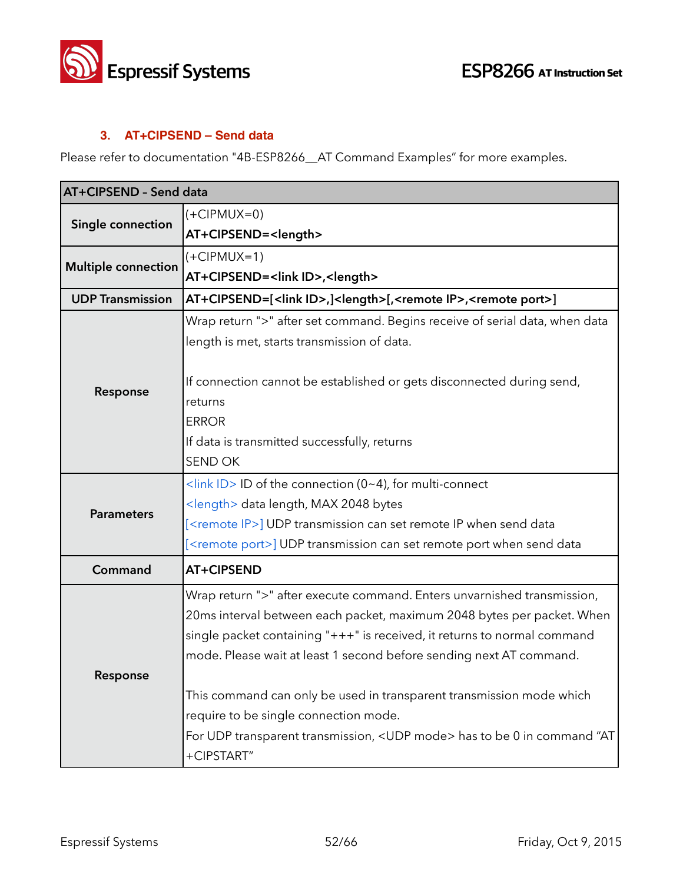### 3. AT+CIPSEND – Send data

Please refer to documentation "4B-ESP8266__AT Command Examples" for more examples.

| AT+CIPSEND - Send data | |
|---|---|
| **Single connection** | (+CIPMUX=0)<br>**AT+CIPSEND=<length>** |
| **Multiple connection** | (+CIPMUX=1)<br>**AT+CIPSEND=<link ID>,<length>** |
| **UDP Transmission** | **AT+CIPSEND=[<link ID>,]<length>[,<remote IP>,<remote port>]** |
| **Response** | Wrap return ">" after set command. Begins receive of serial data, when data length is met, starts transmission of data.<br><br>If connection cannot be established or gets disconnected during send, returns<br>ERROR<br>If data is transmitted successfully, returns<br>SEND OK |
| **Parameters** | <link ID> ID of the connection (0~4), for multi-connect<br><length> data length, MAX 2048 bytes<br>[<remote IP>] UDP transmission can set remote IP when send data<br>[<remote port>] UDP transmission can set remote port when send data |
| **Command** | **AT+CIPSEND** |
| **Response** | Wrap return ">" after execute command. Enters unvarnished transmission, 20ms interval between each packet, maximum 2048 bytes per packet. When single packet containing "+++" is received, it returns to normal command mode. Please wait at least 1 second before sending next AT command.<br><br>This command can only be used in transparent transmission mode which require to be single connection mode.<br>For UDP transparent transmission, <UDP mode> has to be 0 in command "AT+CIPSTART" |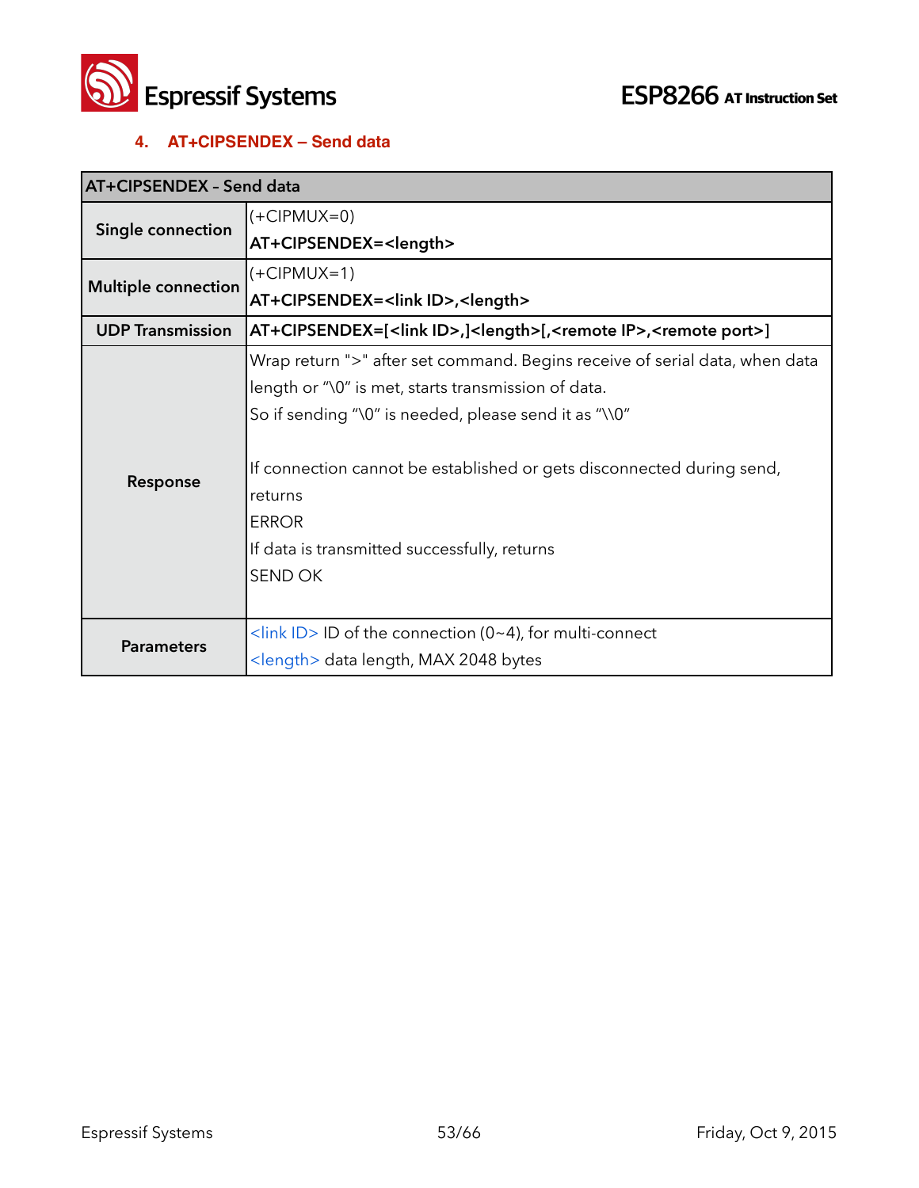### 4. AT+CIPSENDEX – Send data

| AT+CIPSENDEX - Send data | |
|---|---|
| Single connection | (+CIPMUX=0)<br>**AT+CIPSENDEX=<length>** |
| Multiple connection | (+CIPMUX=1)<br>**AT+CIPSENDEX=<link ID>,<length>** |
| UDP Transmission | **AT+CIPSENDEX=[<link ID>,]<length>[,<remote IP>,<remote port>]** |
| Response | Wrap return ">" after set command. Begins receive of serial data, when data length or "\0" is met, starts transmission of data.<br>So if sending "\0" is needed, please send it as "\\0"<br><br>If connection cannot be established or gets disconnected during send, returns<br>ERROR<br>If data is transmitted successfully, returns<br>SEND OK |
| Parameters | <link ID> ID of the connection (0~4), for multi-connect<br><length> data length, MAX 2048 bytes |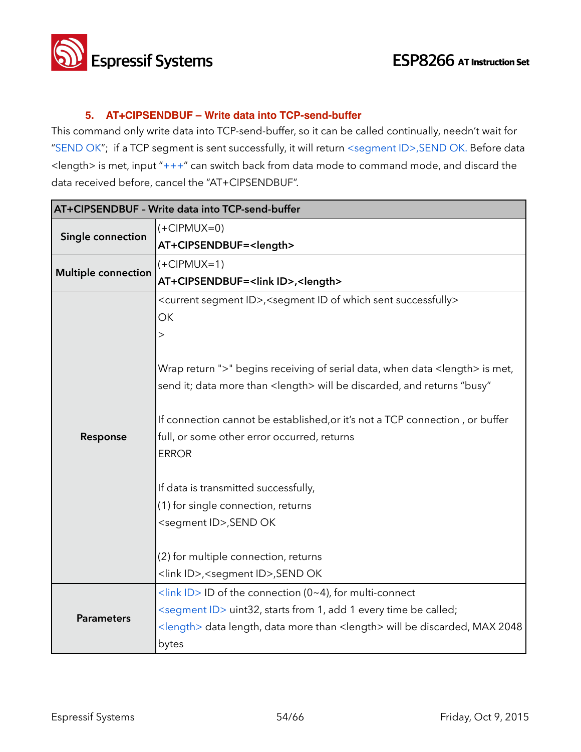### 5. AT+CIPSENDBUF – Write data into TCP-send-buffer

This command only write data into TCP-send-buffer, so it can be called continually, needn't wait for "SEND OK"; if a TCP segment is sent successfully, it will return <segment ID>,SEND OK. Before data <length> is met, input "+++" can switch back from data mode to command mode, and discard the data received before, cancel the "AT+CIPSENDBUF".

| AT+CIPSENDBUF – Write data into TCP-send-buffer | |
|---|---|
| **Single connection** | (+CIPMUX=0)<br>**AT+CIPSENDBUF=<length>** |
| **Multiple connection** | (+CIPMUX=1)<br>**AT+CIPSENDBUF=<link ID>,<length>** |
| **Response** | <current segment ID>,<segment ID of which sent successfully><br>OK<br>><br><br>Wrap return ">" begins receiving of serial data, when data <length> is met, send it; data more than <length> will be discarded, and returns "busy"<br><br>If connection cannot be established,or it's not a TCP connection , or buffer full, or some other error occurred, returns<br>ERROR<br><br>If data is transmitted successfully,<br>(1) for single connection, returns<br><segment ID>,SEND OK<br><br>(2) for multiple connection, returns<br><link ID>,<segment ID>,SEND OK |
| **Parameters** | <link ID> ID of the connection (0~4), for multi-connect<br><segment ID> uint32, starts from 1, add 1 every time be called;<br><length> data length, data more than <length> will be discarded, MAX 2048 bytes |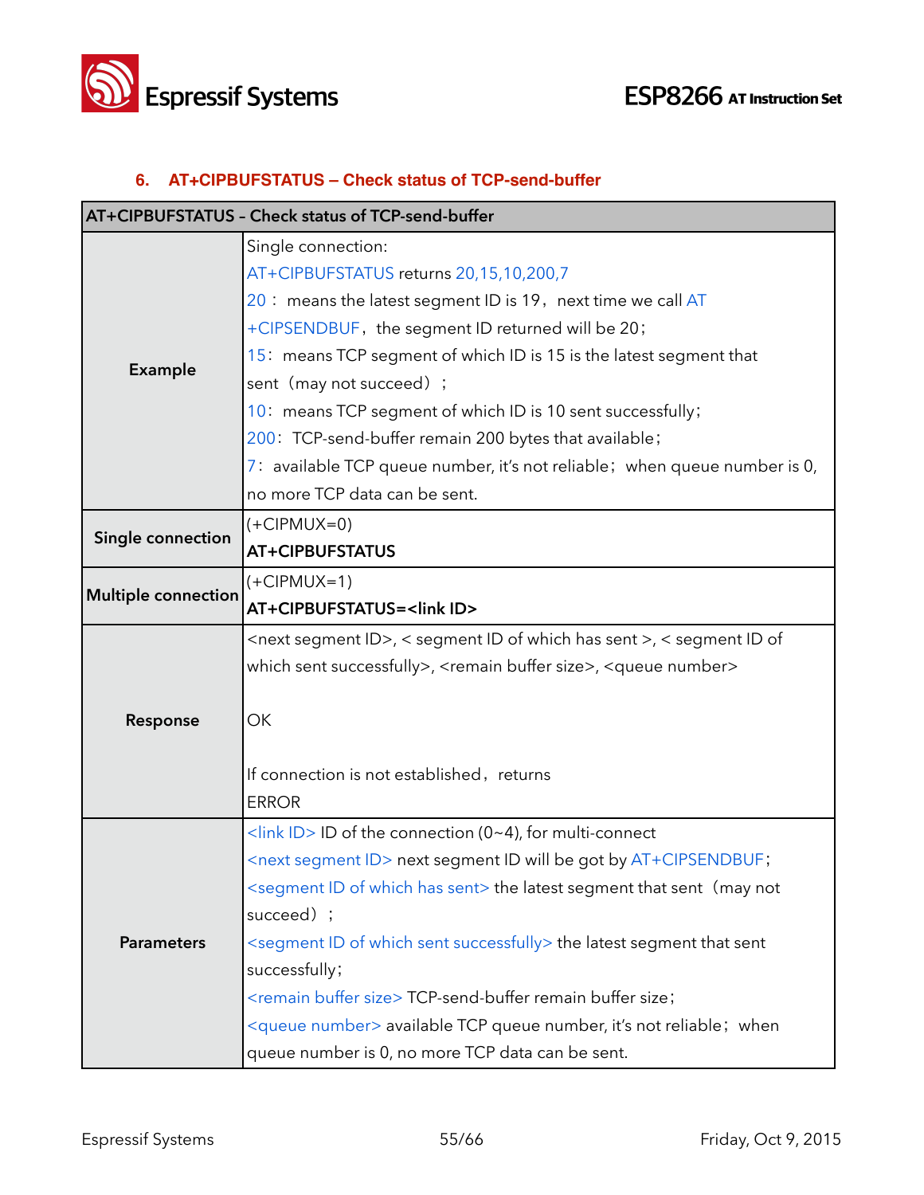### 6. AT+CIPBUFSTATUS – Check status of TCP-send-buffer

| AT+CIPBUFSTATUS – Check status of TCP-send-buffer | |
|---|---|
| Example | Single connection:<br>AT+CIPBUFSTATUS returns 20,15,10,200,7<br>20： means the latest segment ID is 19，next time we call AT +CIPSENDBUF，the segment ID returned will be 20；<br>15：means TCP segment of which ID is 15 is the latest segment that sent（may not succeed）；<br>10：means TCP segment of which ID is 10 sent successfully；<br>200：TCP-send-buffer remain 200 bytes that available；<br>7：available TCP queue number, it's not reliable；when queue number is 0, no more TCP data can be sent. |
| Single connection | (+CIPMUX=0)<br>**AT+CIPBUFSTATUS** |
| Multiple connection | (+CIPMUX=1)<br>**AT+CIPBUFSTATUS=<link ID>** |
| Response | <next segment ID>, < segment ID of which has sent >, < segment ID of which sent successfully>, <remain buffer size>, <queue number><br><br>OK<br><br>If connection is not established，returns<br>ERROR |
| Parameters | <link ID> ID of the connection (0~4), for multi-connect<br><next segment ID> next segment ID will be got by AT+CIPSENDBUF；<br><segment ID of which has sent> the latest segment that sent（may not succeed）；<br><segment ID of which sent successfully> the latest segment that sent successfully；<br><remain buffer size> TCP-send-buffer remain buffer size；<br><queue number> available TCP queue number, it's not reliable；when queue number is 0, no more TCP data can be sent. |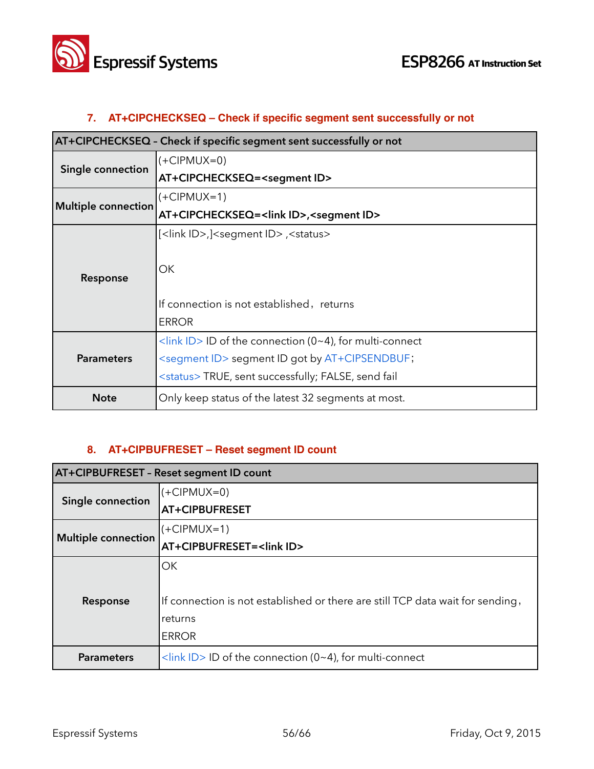## 7. AT+CIPCHECKSEQ – Check if specific segment sent successfully or not

| AT+CIPCHECKSEQ – Check if specific segment sent successfully or not | |
|---|---|
| **Single connection** | (+CIPMUX=0)<br>**AT+CIPCHECKSEQ=<segment ID>** |
| **Multiple connection** | (+CIPMUX=1)<br>**AT+CIPCHECKSEQ=<link ID>,<segment ID>** |
| **Response** | [<link ID>,]<segment ID> ,<status><br><br>OK<br><br>If connection is not established，returns<br>ERROR |
| **Parameters** | <link ID> ID of the connection (0~4), for multi-connect<br><segment ID> segment ID got by AT+CIPSENDBUF;<br><status> TRUE, sent successfully; FALSE, send fail |
| **Note** | Only keep status of the latest 32 segments at most. |

## 8. AT+CIPBUFRESET – Reset segment ID count

| AT+CIPBUFRESET - Reset segment ID count | |
|---|---|
| **Single connection** | (+CIPMUX=0)<br>**AT+CIPBUFRESET** |
| **Multiple connection** | (+CIPMUX=1)<br>**AT+CIPBUFRESET=<link ID>** |
| **Response** | OK<br><br>If connection is not established or there are still TCP data wait for sending，returns<br>ERROR |
| **Parameters** | <link ID> ID of the connection (0~4), for multi-connect |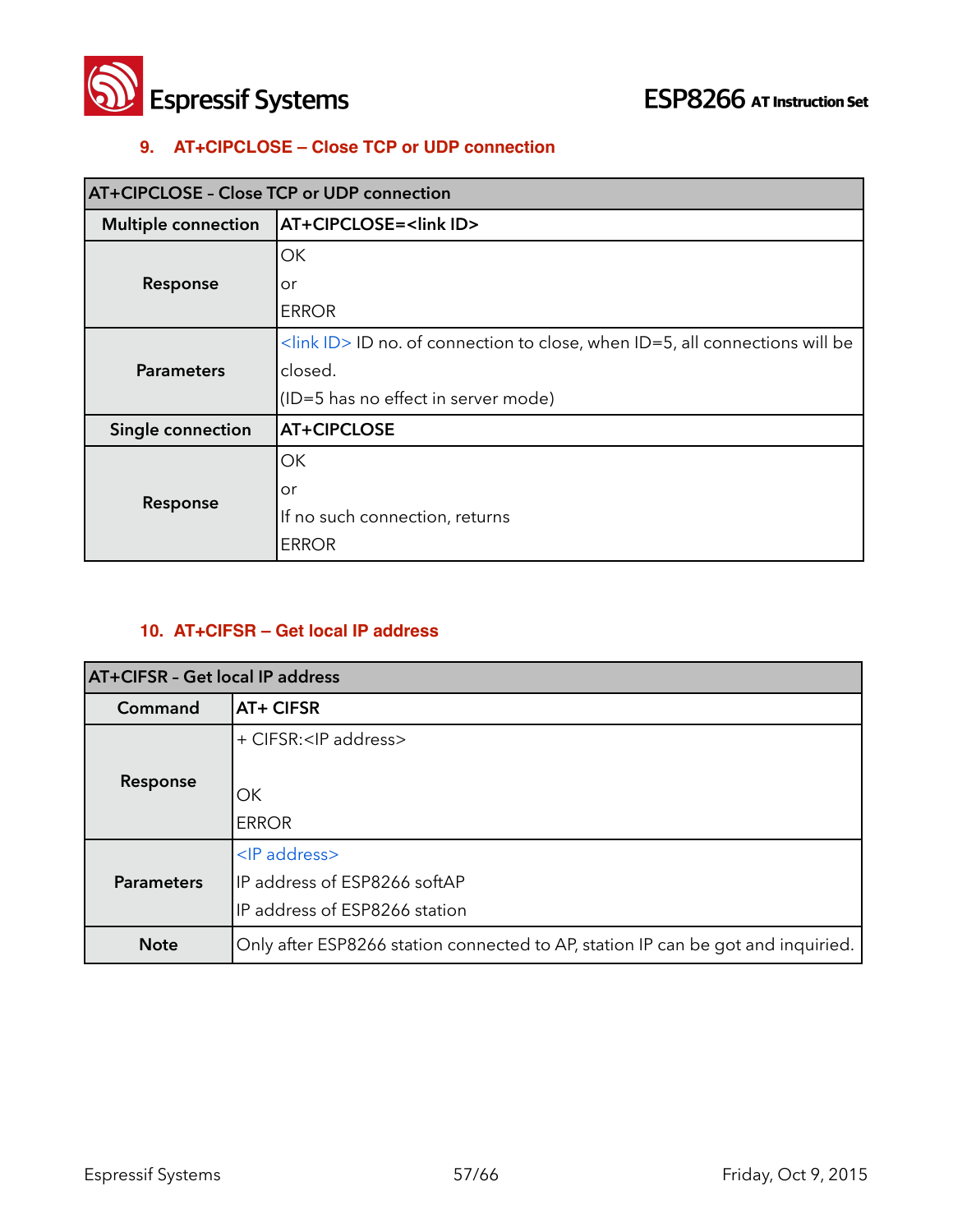### 9. AT+CIPCLOSE – Close TCP or UDP connection

| AT+CIPCLOSE - Close TCP or UDP connection | |
|---|---|
| **Multiple connection** | **AT+CIPCLOSE=<link ID>** |
| **Response** | OK<br>or<br>ERROR |
| **Parameters** | <link ID> ID no. of connection to close, when ID=5, all connections will be closed.<br>(ID=5 has no effect in server mode) |
| **Single connection** | **AT+CIPCLOSE** |
| **Response** | OK<br>or<br>If no such connection, returns<br>ERROR |

### 10. AT+CIFSR – Get local IP address

| AT+CIFSR - Get local IP address | |
|---|---|
| **Command** | **AT+ CIFSR** |
| **Response** | + CIFSR:<IP address><br><br>OK<br>ERROR |
| **Parameters** | <IP address><br>IP address of ESP8266 softAP<br>IP address of ESP8266 station |
| **Note** | Only after ESP8266 station connected to AP, station IP can be got and inquiried. |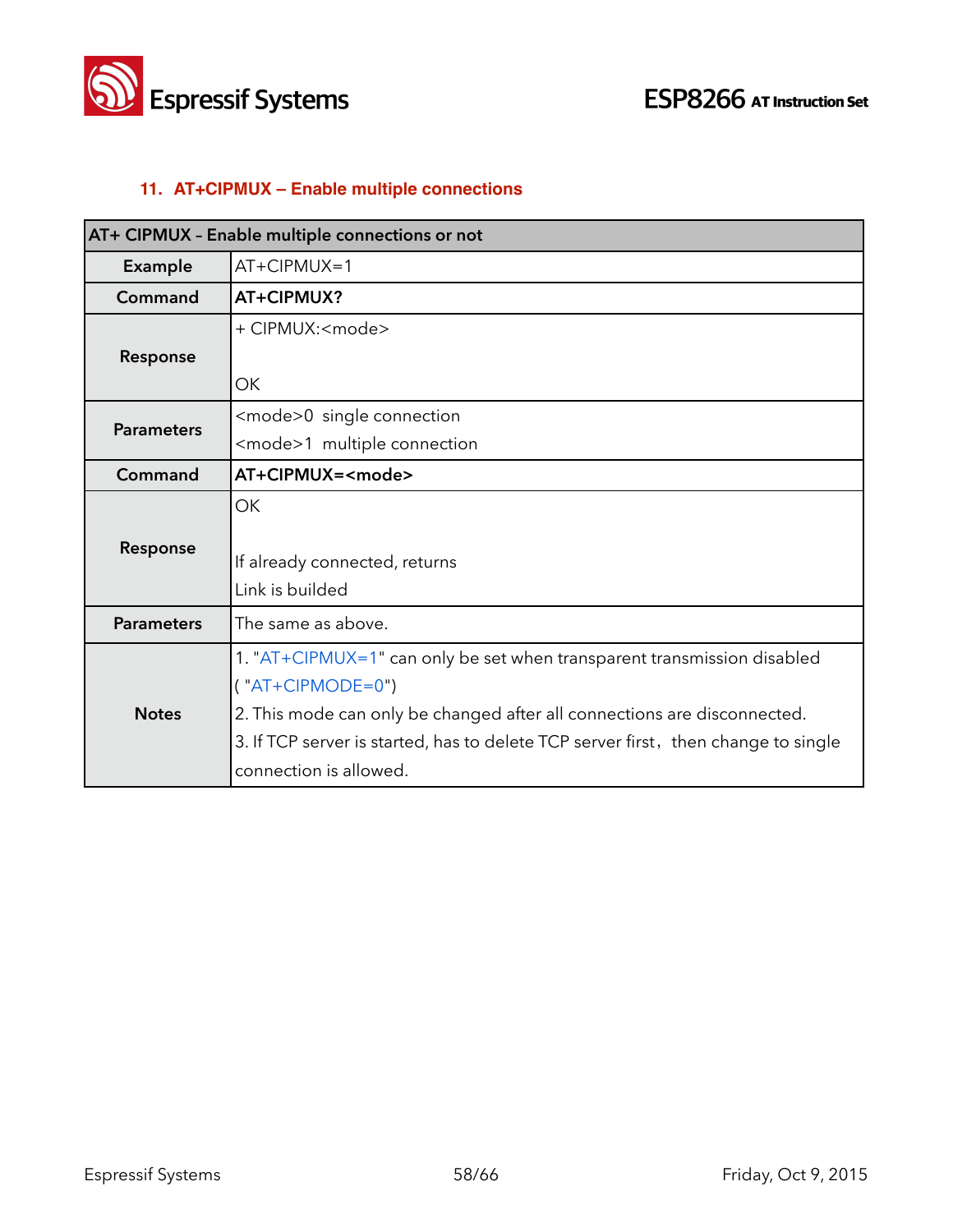### 11. AT+CIPMUX – Enable multiple connections

| AT+ CIPMUX – Enable multiple connections or not | |
|---|---|
| **Example** | AT+CIPMUX=1 |
| **Command** | **AT+CIPMUX?** |
| **Response** | + CIPMUX:<mode><br><br>OK |
| **Parameters** | <mode>0 single connection<br><mode>1 multiple connection |
| **Command** | **AT+CIPMUX=<mode>** |
| **Response** | OK<br><br>If already connected, returns<br>Link is builded |
| **Parameters** | The same as above. |
| **Notes** | 1. "AT+CIPMUX=1" can only be set when transparent transmission disabled ( "AT+CIPMODE=0")<br>2. This mode can only be changed after all connections are disconnected.<br>3. If TCP server is started, has to delete TCP server first，then change to single connection is allowed. |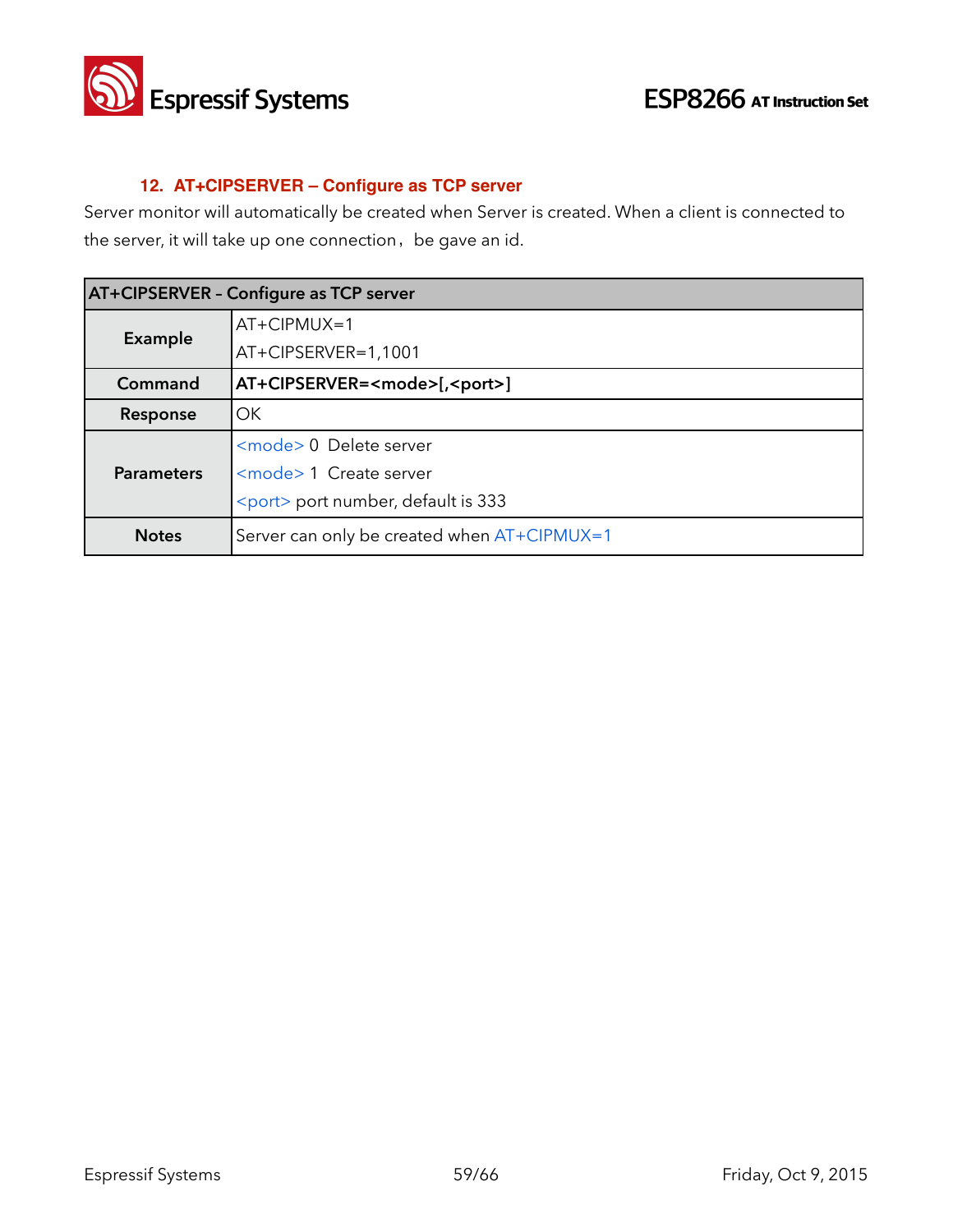## 12. AT+CIPSERVER – Configure as TCP server

Server monitor will automatically be created when Server is created. When a client is connected to the server, it will take up one connection，be gave an id.

| AT+CIPSERVER – Configure as TCP server | |
|---|---|
| **Example** | AT+CIPMUX=1<br>AT+CIPSERVER=1,1001 |
| **Command** | **AT+CIPSERVER=<mode>[,<port>]** |
| **Response** | OK |
| **Parameters** | <mode> 0 Delete server<br><mode> 1 Create server<br><port> port number, default is 333 |
| **Notes** | Server can only be created when AT+CIPMUX=1 |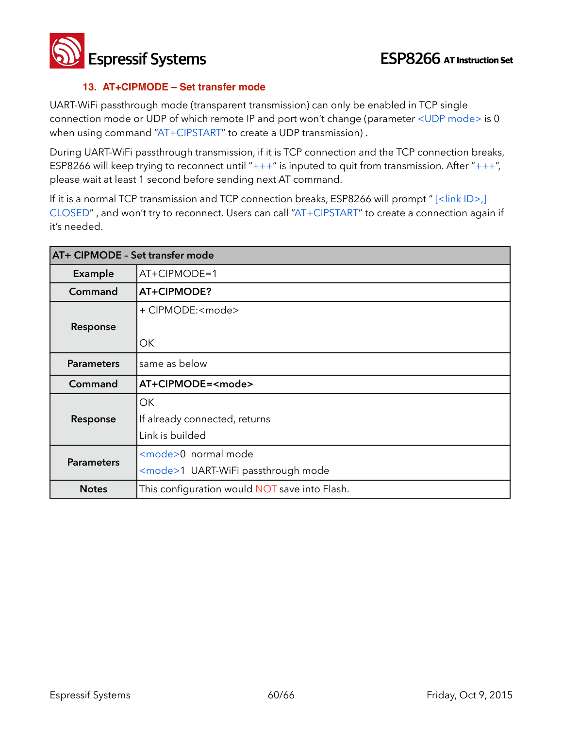### 13. AT+CIPMODE – Set transfer mode

UART-WiFi passthrough mode (transparent transmission) can only be enabled in TCP single connection mode or UDP of which remote IP and port won't change (parameter <UDP mode> is 0 when using command "AT+CIPSTART" to create a UDP transmission) .

During UART-WiFi passthrough transmission, if it is TCP connection and the TCP connection breaks, ESP8266 will keep trying to reconnect until "+++" is inputed to quit from transmission. After "+++", please wait at least 1 second before sending next AT command.

If it is a normal TCP transmission and TCP connection breaks, ESP8266 will prompt " [<link ID>,] CLOSED" , and won't try to reconnect. Users can call "AT+CIPSTART" to create a connection again if it's needed.

| AT+ CIPMODE – Set transfer mode | |
|---|---|
| **Example** | AT+CIPMODE=1 |
| **Command** | **AT+CIPMODE?** |
| **Response** | + CIPMODE:<mode><br><br>OK |
| **Parameters** | same as below |
| **Command** | **AT+CIPMODE=<mode>** |
| **Response** | OK<br>If already connected, returns<br>Link is builded |
| **Parameters** | <mode>0 normal mode<br><mode>1 UART-WiFi passthrough mode |
| **Notes** | This configuration would NOT save into Flash. |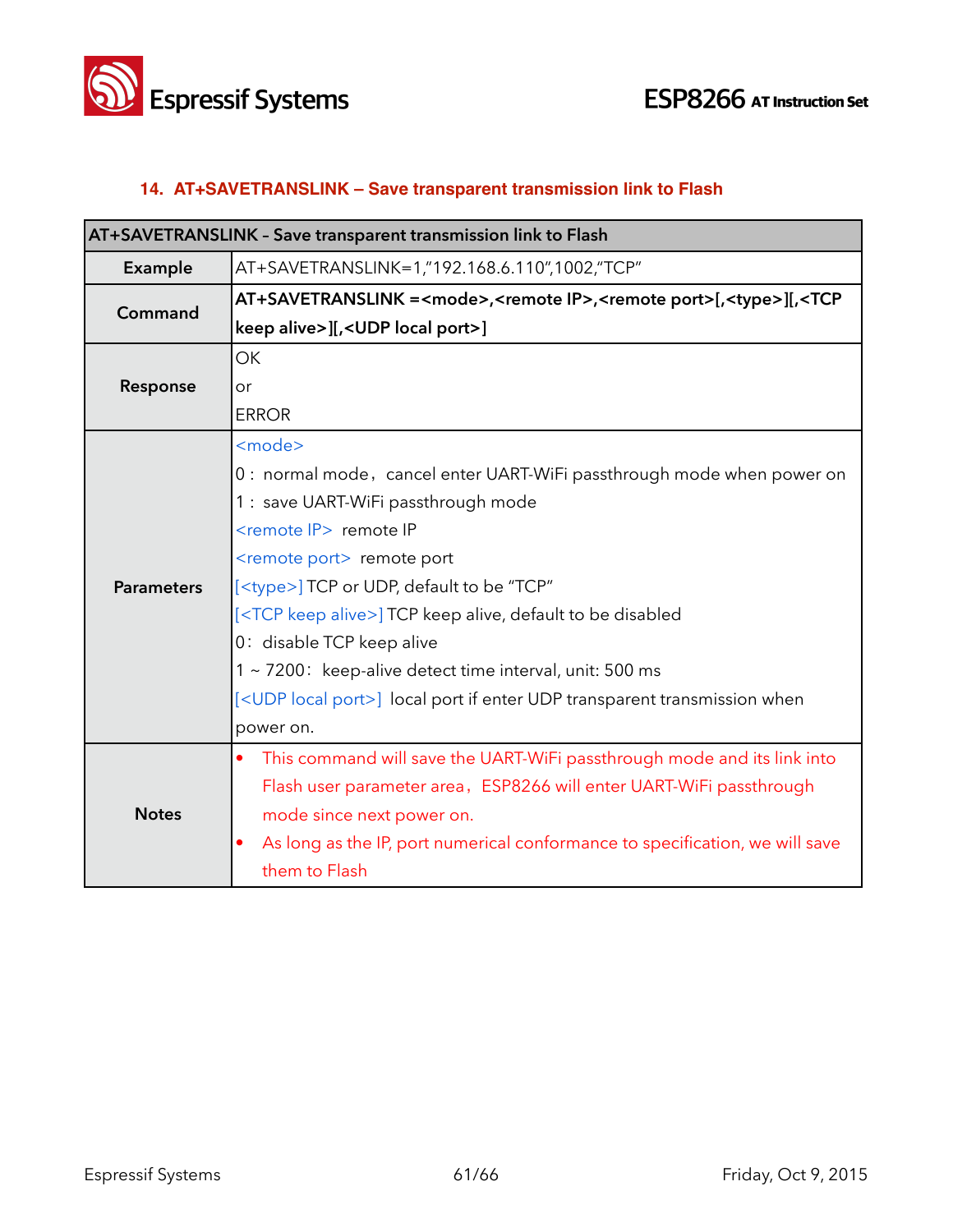### 14. AT+SAVETRANSLINK – Save transparent transmission link to Flash

| AT+SAVETRANSLINK – Save transparent transmission link to Flash | |
|---|---|
| **Example** | AT+SAVETRANSLINK=1,"192.168.6.110",1002,"TCP" |
| **Command** | **AT+SAVETRANSLINK =<mode>,<remote IP>,<remote port>[,<type>][,<TCP keep alive>][,<UDP local port>]** |
| **Response** | OK<br>or<br>ERROR |
| **Parameters** | <mode><br>0： normal mode，cancel enter UART-WiFi passthrough mode when power on<br>1： save UART-WiFi passthrough mode<br><remote IP> remote IP<br><remote port> remote port<br>[<type>] TCP or UDP, default to be "TCP"<br>[<TCP keep alive>] TCP keep alive, default to be disabled<br>0： disable TCP keep alive<br>1 ~ 7200： keep-alive detect time interval, unit: 500 ms<br>[<UDP local port>] local port if enter UDP transparent transmission when power on. |
| **Notes** | • This command will save the UART-WiFi passthrough mode and its link into Flash user parameter area，ESP8266 will enter UART-WiFi passthrough mode since next power on.<br>• As long as the IP, port numerical conformance to specification, we will save them to Flash |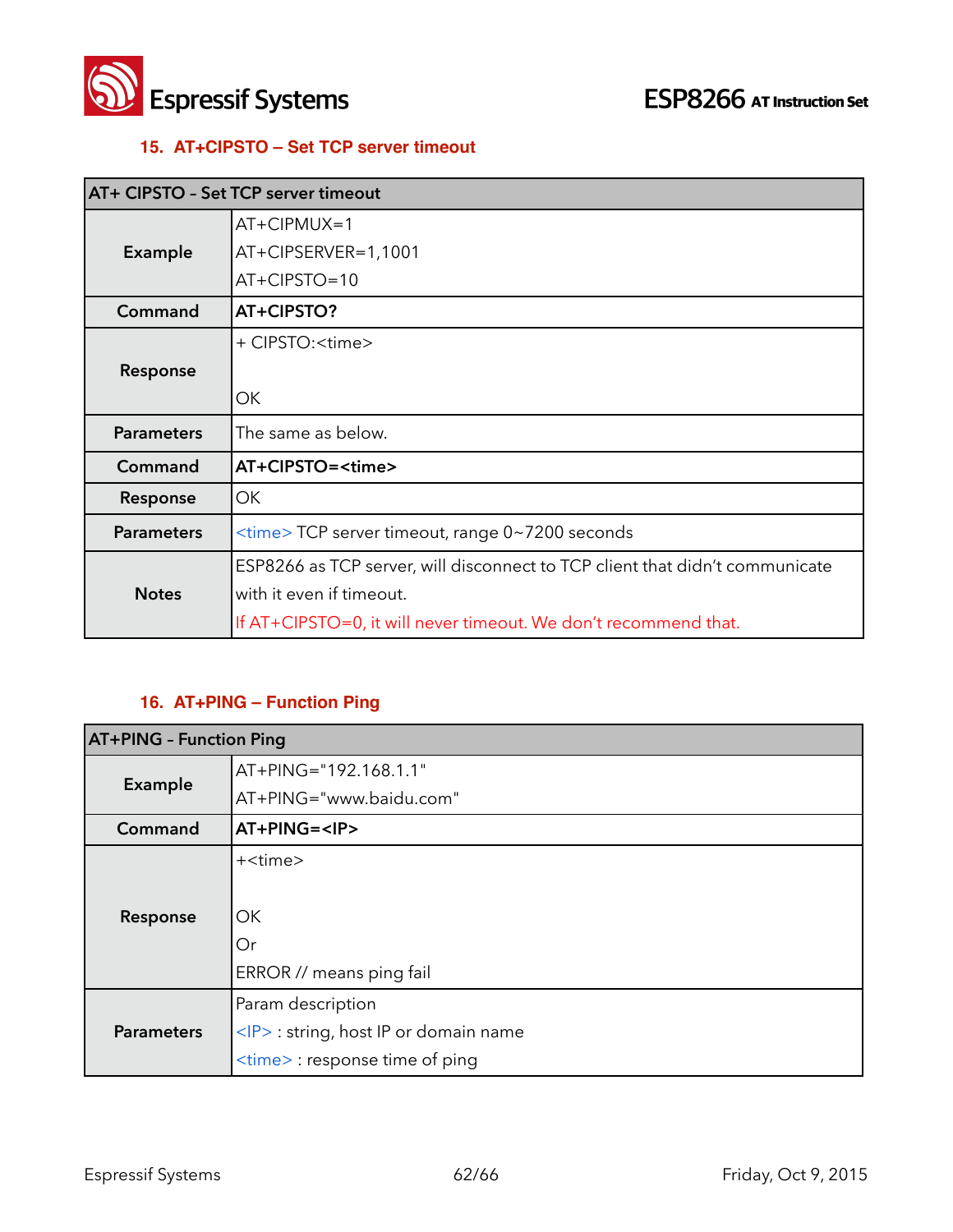### 15. AT+CIPSTO – Set TCP server timeout

| AT+ CIPSTO - Set TCP server timeout | |
|---|---|
| **Example** | AT+CIPMUX=1<br>AT+CIPSERVER=1,1001<br>AT+CIPSTO=10 |
| **Command** | **AT+CIPSTO?** |
| **Response** | + CIPSTO:<time><br><br>OK |
| **Parameters** | The same as below. |
| **Command** | **AT+CIPSTO=<time>** |
| **Response** | OK |
| **Parameters** | <time> TCP server timeout, range 0~7200 seconds |
| **Notes** | ESP8266 as TCP server, will disconnect to TCP client that didn't communicate with it even if timeout.<br>If AT+CIPSTO=0, it will never timeout. We don't recommend that. |

### 16. AT+PING – Function Ping

| AT+PING - Function Ping | |
|---|---|
| **Example** | AT+PING="192.168.1.1"<br>AT+PING="www.baidu.com" |
| **Command** | **AT+PING=<IP>** |
| **Response** | +<time><br><br>OK<br>Or<br>ERROR // means ping fail |
| **Parameters** | Param description<br><IP> : string, host IP or domain name<br><time> : response time of ping |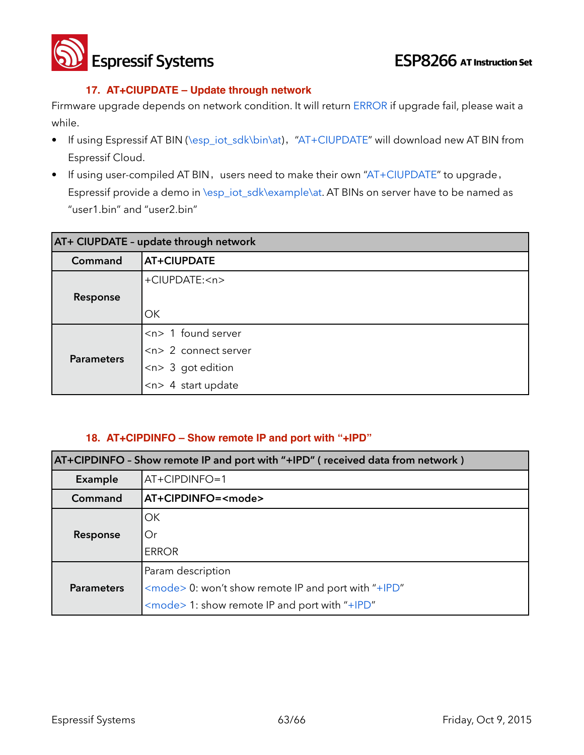### 17. AT+CIUPDATE – Update through network

Firmware upgrade depends on network condition. It will return ERROR if upgrade fail, please wait a while.

- If using Espressif AT BIN (\esp_iot_sdk\bin\at), "AT+CIUPDATE" will download new AT BIN from Espressif Cloud.
- If using user-compiled AT BIN, users need to make their own "AT+CIUPDATE" to upgrade, Espressif provide a demo in \esp_iot_sdk\example\at. AT BINs on server have to be named as "user1.bin" and "user2.bin"

| AT+ CIUPDATE – update through network | |
|---|---|
| **Command** | **AT+CIUPDATE** |
| **Response** | +CIUPDATE:<n><br><br>OK |
| **Parameters** | <n> 1 found server<br><n> 2 connect server<br><n> 3 got edition<br><n> 4 start update |

### 18. AT+CIPDINFO – Show remote IP and port with "+IPD"

| AT+CIPDINFO – Show remote IP and port with "+IPD" ( received data from network ) | |
|---|---|
| **Example** | AT+CIPDINFO=1 |
| **Command** | **AT+CIPDINFO=<mode>** |
| **Response** | OK<br>Or<br>ERROR |
| **Parameters** | Param description<br><mode> 0: won't show remote IP and port with "+IPD"<br><mode> 1: show remote IP and port with "+IPD" |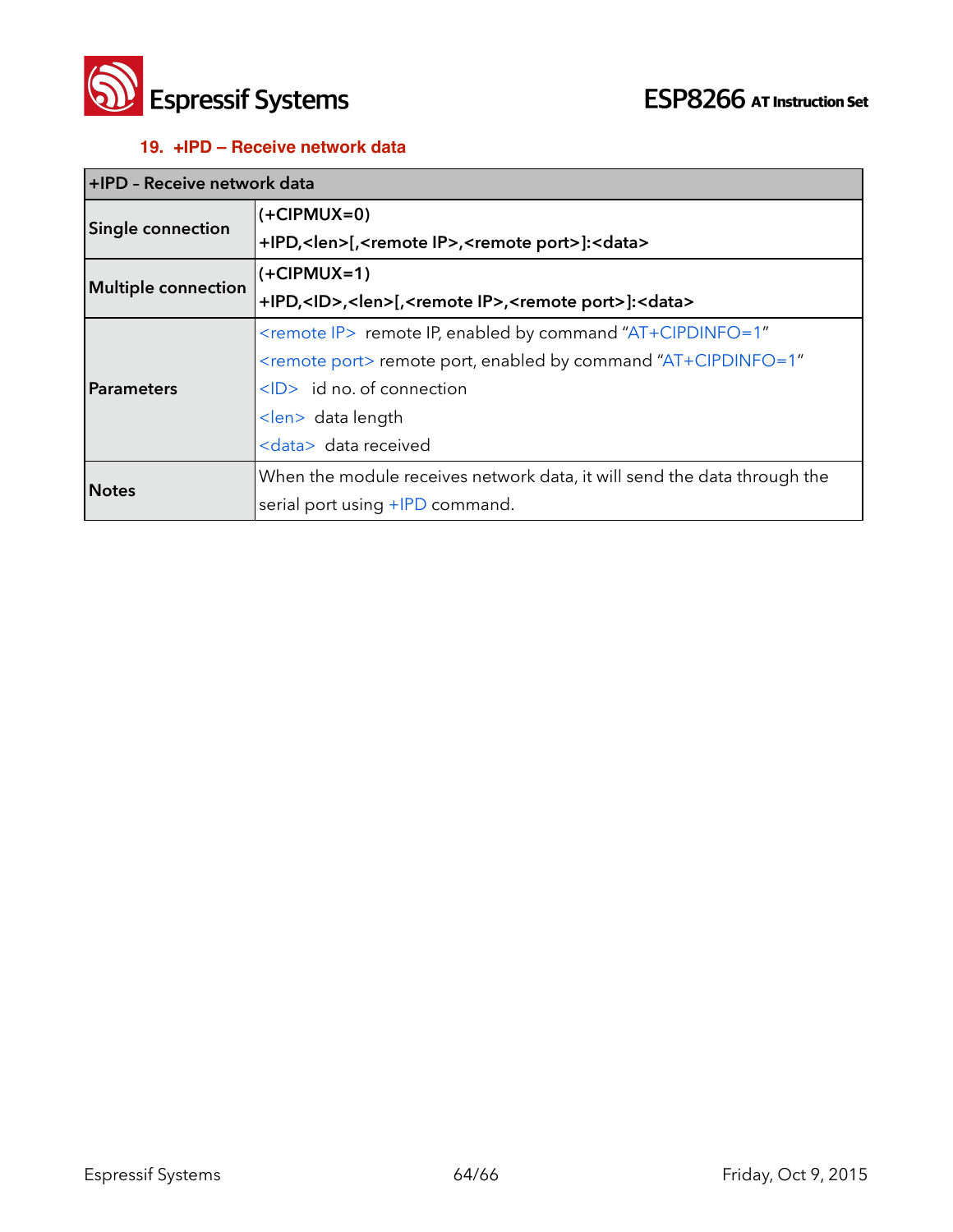### 19. +IPD – Receive network data

| +IPD – Receive network data | |
|---|---|
| **Single connection** | **(+CIPMUX=0)**<br>**+IPD,<len>[,<remote IP>,<remote port>]:<data>** |
| **Multiple connection** | **(+CIPMUX=1)**<br>**+IPD,<ID>,<len>[,<remote IP>,<remote port>]:<data>** |
| **Parameters** | <remote IP> remote IP, enabled by command "AT+CIPDINFO=1"<br><remote port> remote port, enabled by command "AT+CIPDINFO=1"<br><ID> id no. of connection<br><len> data length<br><data> data received |
| **Notes** | When the module receives network data, it will send the data through the serial port using +IPD command. |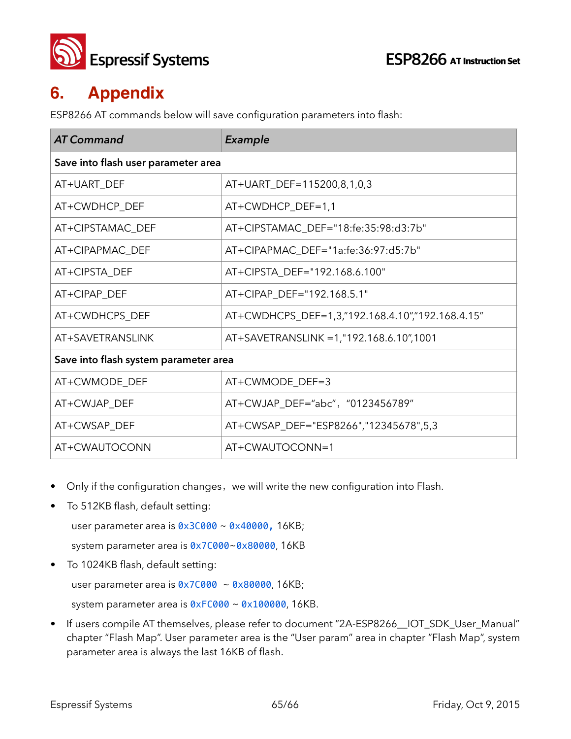# 6. Appendix

ESP8266 AT commands below will save configuration parameters into flash:

| *AT Command* | *Example* |
|---|---|
| **Save into flash user parameter area** | |
| AT+UART_DEF | AT+UART_DEF=115200,8,1,0,3 |
| AT+CWDHCP_DEF | AT+CWDHCP_DEF=1,1 |
| AT+CIPSTAMAC_DEF | AT+CIPSTAMAC_DEF="18:fe:35:98:d3:7b" |
| AT+CIPAPMAC_DEF | AT+CIPAPMAC_DEF="1a:fe:36:97:d5:7b" |
| AT+CIPSTA_DEF | AT+CIPSTA_DEF="192.168.6.100" |
| AT+CIPAP_DEF | AT+CIPAP_DEF="192.168.5.1" |
| AT+CWDHCPS_DEF | AT+CWDHCPS_DEF=1,3,"192.168.4.10","192.168.4.15" |
| AT+SAVETRANSLINK | AT+SAVETRANSLINK =1,"192.168.6.10",1001 |
| **Save into flash system parameter area** | |
| AT+CWMODE_DEF | AT+CWMODE_DEF=3 |
| AT+CWJAP_DEF | AT+CWJAP_DEF="abc"，"0123456789" |
| AT+CWSAP_DEF | AT+CWSAP_DEF="ESP8266","12345678",5,3 |
| AT+CWAUTOCONN | AT+CWAUTOCONN=1 |

- Only if the configuration changes，we will write the new configuration into Flash.
- To 512KB flash, default setting:

  user parameter area is `0x3C000` ~ `0x40000,` 16KB;

  system parameter area is `0x7C000`~`0x80000`, 16KB
- To 1024KB flash, default setting:

  user parameter area is `0x7C000` ~ `0x80000`, 16KB;

  system parameter area is `0xFC000` ~ `0x100000`, 16KB.
- If users compile AT themselves, please refer to document "2A-ESP8266__IOT_SDK_User_Manual" chapter "Flash Map". User parameter area is the "User param" area in chapter "Flash Map", system parameter area is always the last 16KB of flash.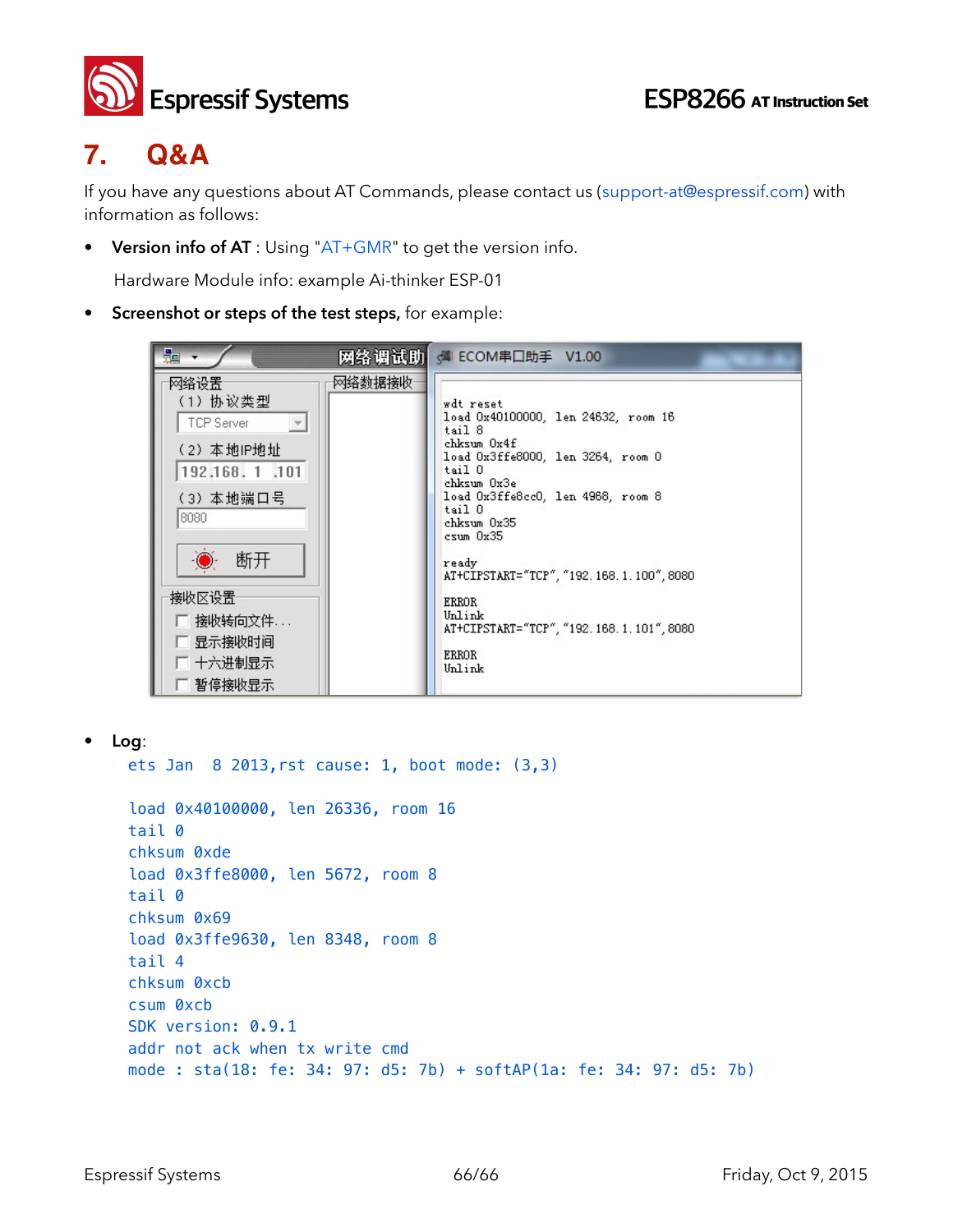# 7. Q&A

If you have any questions about AT Commands, please contact us (support-at@espressif.com) with information as follows:

- **Version info of AT** : Using "AT+GMR" to get the version info.

  Hardware Module info: example Ai-thinker ESP-01

- **Screenshot or steps of the test steps,** for example:

- **Log**:

```
ets Jan  8 2013,rst cause: 1, boot mode: (3,3)

load 0x40100000, len 26336, room 16
tail 0
chksum 0xde
load 0x3ffe8000, len 5672, room 8
tail 0
chksum 0x69
load 0x3ffe9630, len 8348, room 8
tail 4
chksum 0xcb
csum 0xcb
SDK version: 0.9.1
addr not ack when tx write cmd
mode : sta(18: fe: 34: 97: d5: 7b) + softAP(1a: fe: 34: 97: d5: 7b)
```